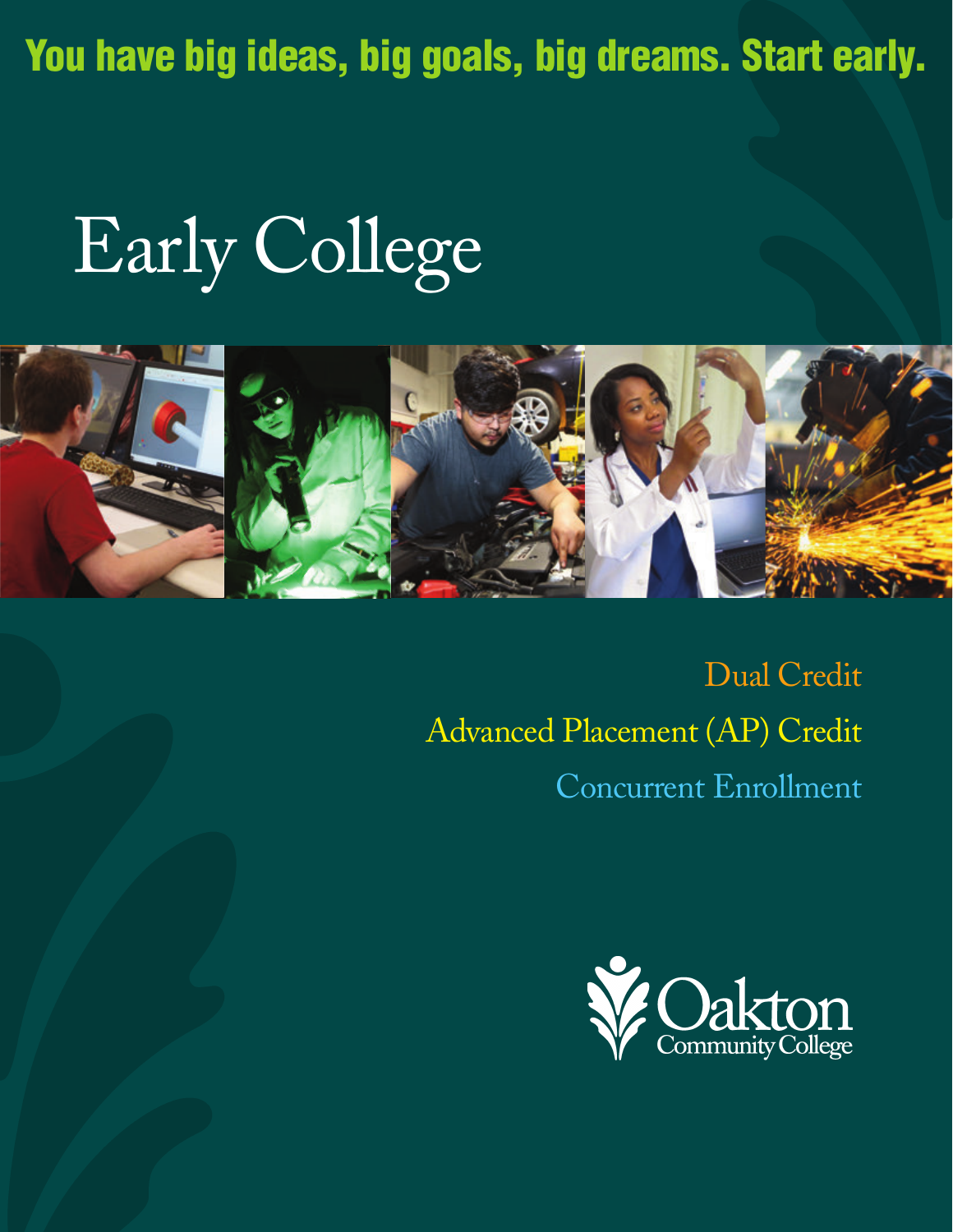**You have big ideas, big goals, big dreams. Start early.**

# Early College

Dual Credit

Advanced Placement (AP) Credit

Concurrent Enrollment

Oakton Community College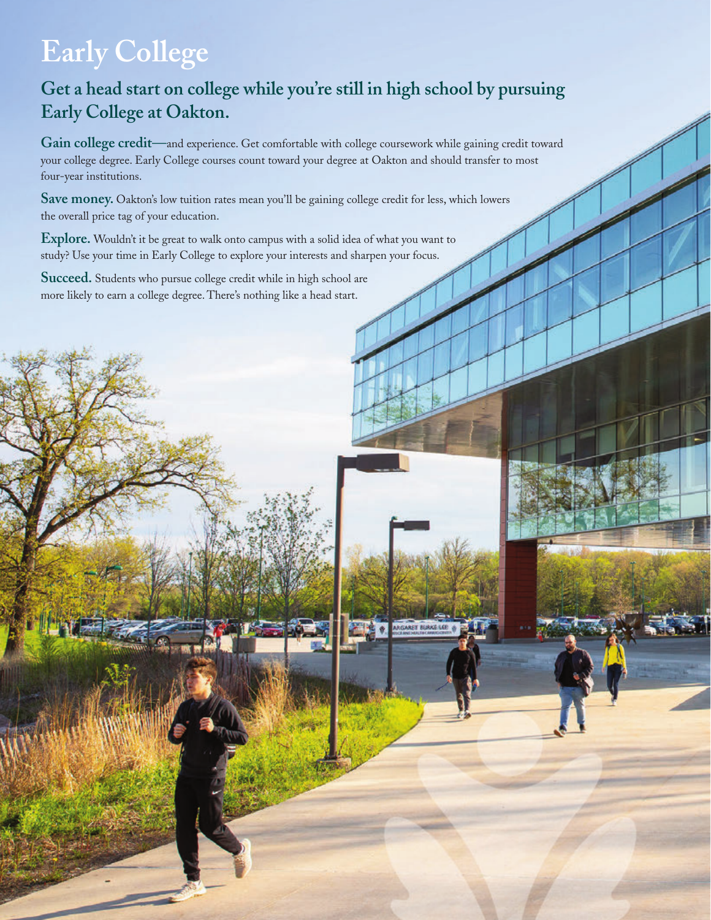# Early College

## Get a head start on college while you're still in high school by pursuing Early College at Oakton.

**Gain college credit**—and experience. Get comfortable with college coursework while gaining credit toward your college degree. Early College courses count toward your degree at Oakton and should transfer to most four-year institutions.

**Save money.** Oakton's low tuition rates mean you'll be gaining college credit for less, which lowers the overall price tag of your education.

**Explore.** Wouldn't it be great to walk onto campus with a solid idea of what you want to study? Use your time in Early College to explore your interests and sharpen your focus.

**Succeed.** Students who pursue college credit while in high school are more likely to earn a college degree. There's nothing like a head start.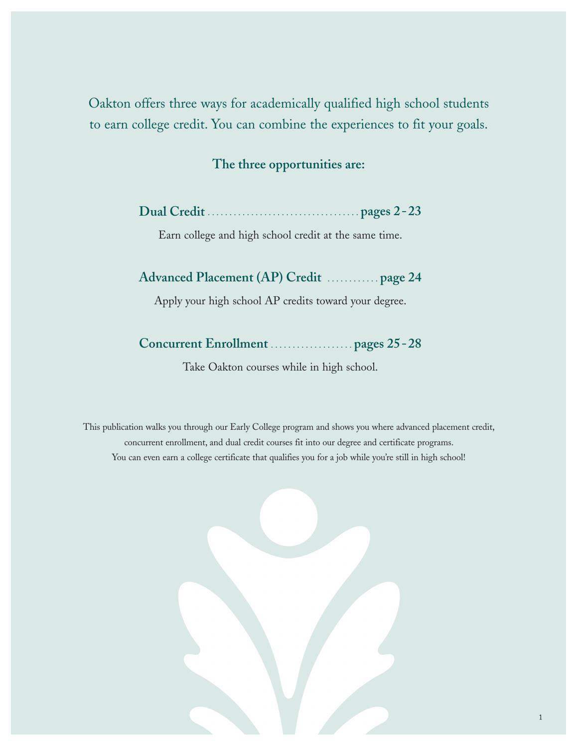Oakton offers three ways for academically qualified high school students to earn college credit. You can combine the experiences to fit your goals.

**The three opportunities are:**

**Dual Credit** .................................... **pages 2-23**

Earn college and high school credit at the same time.

**Advanced Placement (AP) Credit** ............ **page 24**

Apply your high school AP credits toward your degree.

**Concurrent Enrollment** ................... **pages 25-28**

Take Oakton courses while in high school.

This publication walks you through our Early College program and shows you where advanced placement credit, concurrent enrollment, and dual credit courses fit into our degree and certificate programs. You can even earn a college certificate that qualifies you for a job while you're still in high school!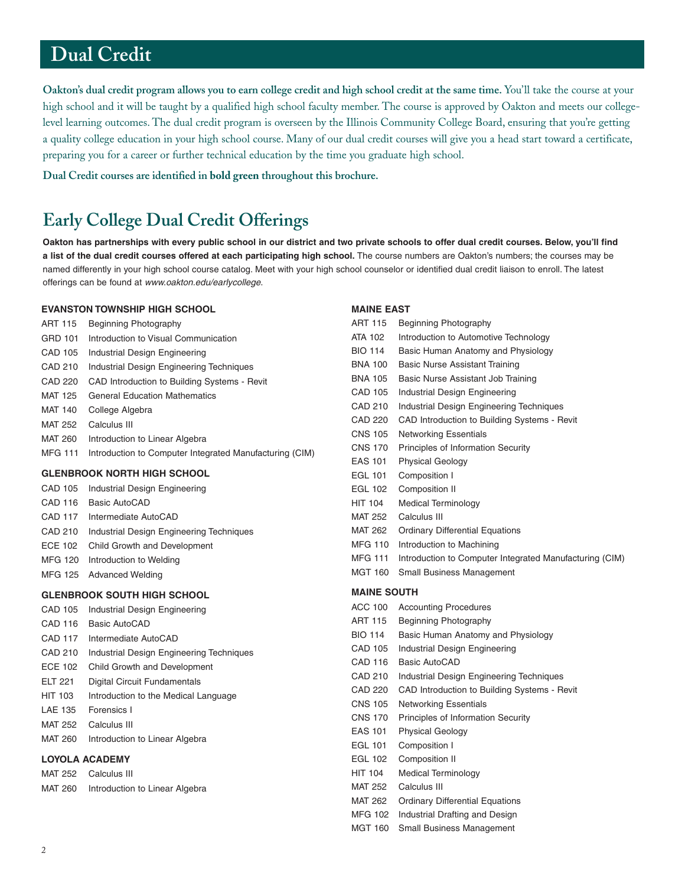# Dual Credit

**Oakton's dual credit program allows you to earn college credit and high school credit at the same time.** You'll take the course at your high school and it will be taught by a qualified high school faculty member. The course is approved by Oakton and meets our college-level learning outcomes. The dual credit program is overseen by the Illinois Community College Board, ensuring that you're getting a quality college education in your high school course. Many of our dual credit courses will give you a head start toward a certificate, preparing you for a career or further technical education by the time you graduate high school.

**Dual Credit courses are identified in bold green throughout this brochure.**

## Early College Dual Credit Offerings

**Oakton has partnerships with every public school in our district and two private schools to offer dual credit courses. Below, you'll find a list of the dual credit courses offered at each participating high school.** The course numbers are Oakton's numbers; the courses may be named differently in your high school course catalog. Meet with your high school counselor or identified dual credit liaison to enroll. The latest offerings can be found at *www.oakton.edu/earlycollege*.

### EVANSTON TOWNSHIP HIGH SCHOOL

| | |
|---|---|
| ART 115 | Beginning Photography |
| GRD 101 | Introduction to Visual Communication |
| CAD 105 | Industrial Design Engineering |
| CAD 210 | Industrial Design Engineering Techniques |
| CAD 220 | CAD Introduction to Building Systems - Revit |
| MAT 125 | General Education Mathematics |
| MAT 140 | College Algebra |
| MAT 252 | Calculus III |
| MAT 260 | Introduction to Linear Algebra |
| MFG 111 | Introduction to Computer Integrated Manufacturing (CIM) |

### GLENBROOK NORTH HIGH SCHOOL

| | |
|---|---|
| CAD 105 | Industrial Design Engineering |
| CAD 116 | Basic AutoCAD |
| CAD 117 | Intermediate AutoCAD |
| CAD 210 | Industrial Design Engineering Techniques |
| ECE 102 | Child Growth and Development |
| MFG 120 | Introduction to Welding |
| MFG 125 | Advanced Welding |

### GLENBROOK SOUTH HIGH SCHOOL

| | |
|---|---|
| CAD 105 | Industrial Design Engineering |
| CAD 116 | Basic AutoCAD |
| CAD 117 | Intermediate AutoCAD |
| CAD 210 | Industrial Design Engineering Techniques |
| ECE 102 | Child Growth and Development |
| ELT 221 | Digital Circuit Fundamentals |
| HIT 103 | Introduction to the Medical Language |
| LAE 135 | Forensics I |
| MAT 252 | Calculus III |
| MAT 260 | Introduction to Linear Algebra |

### LOYOLA ACADEMY

| | |
|---|---|
| MAT 252 | Calculus III |
| MAT 260 | Introduction to Linear Algebra |

### MAINE EAST

| | |
|---|---|
| ART 115 | Beginning Photography |
| ATA 102 | Introduction to Automotive Technology |
| BIO 114 | Basic Human Anatomy and Physiology |
| BNA 100 | Basic Nurse Assistant Training |
| BNA 105 | Basic Nurse Assistant Job Training |
| CAD 105 | Industrial Design Engineering |
| CAD 210 | Industrial Design Engineering Techniques |
| CAD 220 | CAD Introduction to Building Systems - Revit |
| CNS 105 | Networking Essentials |
| CNS 170 | Principles of Information Security |
| EAS 101 | Physical Geology |
| EGL 101 | Composition I |
| EGL 102 | Composition II |
| HIT 104 | Medical Terminology |
| MAT 252 | Calculus III |
| MAT 262 | Ordinary Differential Equations |
| MFG 110 | Introduction to Machining |
| MFG 111 | Introduction to Computer Integrated Manufacturing (CIM) |
| MGT 160 | Small Business Management |

### MAINE SOUTH

| | |
|---|---|
| ACC 100 | Accounting Procedures |
| ART 115 | Beginning Photography |
| BIO 114 | Basic Human Anatomy and Physiology |
| CAD 105 | Industrial Design Engineering |
| CAD 116 | Basic AutoCAD |
| CAD 210 | Industrial Design Engineering Techniques |
| CAD 220 | CAD Introduction to Building Systems - Revit |
| CNS 105 | Networking Essentials |
| CNS 170 | Principles of Information Security |
| EAS 101 | Physical Geology |
| EGL 101 | Composition I |
| EGL 102 | Composition II |
| HIT 104 | Medical Terminology |
| MAT 252 | Calculus III |
| MAT 262 | Ordinary Differential Equations |
| MFG 102 | Industrial Drafting and Design |
| MGT 160 | Small Business Management |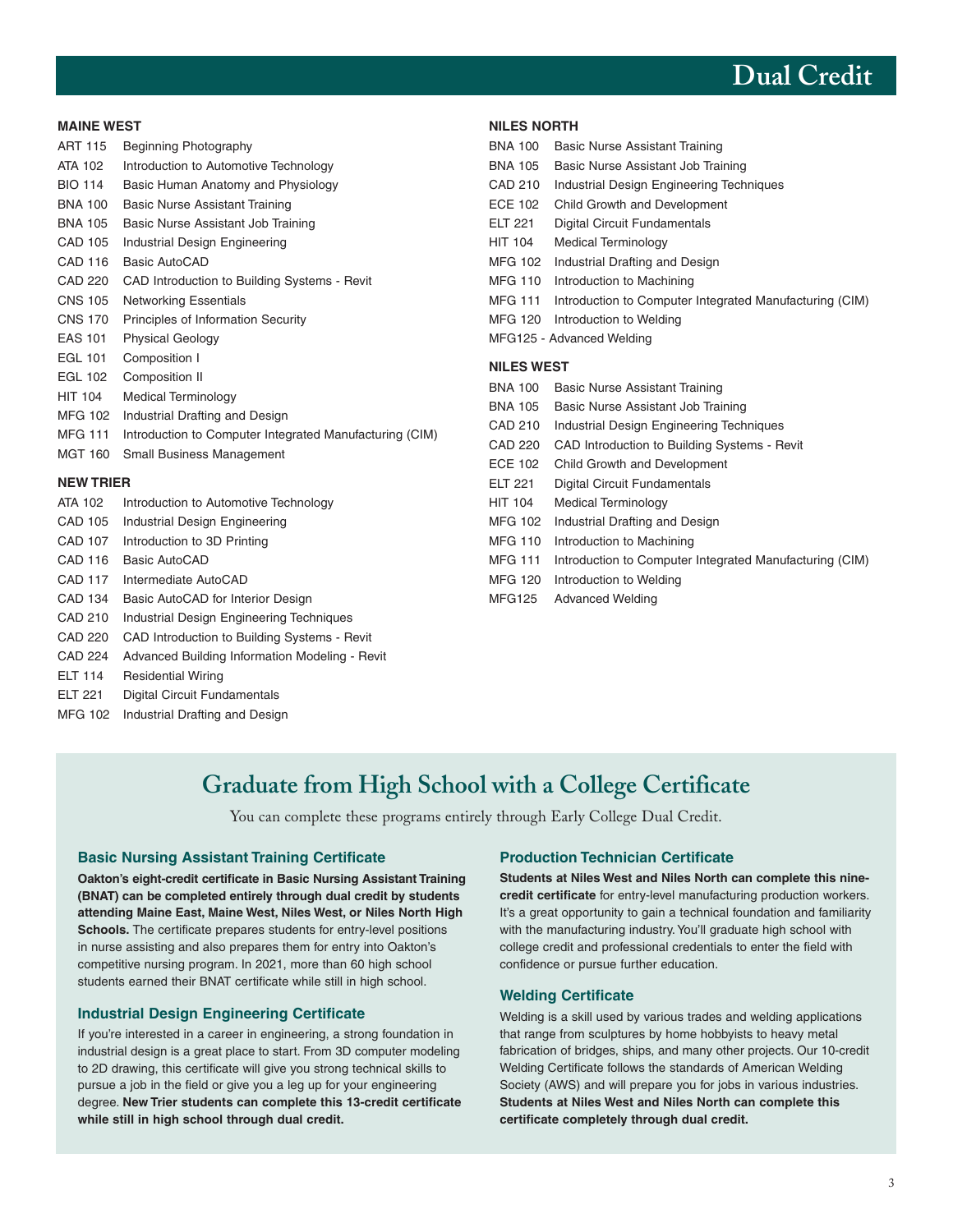# Dual Credit

## MAINE WEST

- ART 115 Beginning Photography
- ATA 102 Introduction to Automotive Technology
- BIO 114 Basic Human Anatomy and Physiology
- BNA 100 Basic Nurse Assistant Training
- BNA 105 Basic Nurse Assistant Job Training
- CAD 105 Industrial Design Engineering
- CAD 116 Basic AutoCAD
- CAD 220 CAD Introduction to Building Systems - Revit
- CNS 105 Networking Essentials
- CNS 170 Principles of Information Security
- EAS 101 Physical Geology
- EGL 101 Composition I
- EGL 102 Composition II
- HIT 104 Medical Terminology
- MFG 102 Industrial Drafting and Design
- MFG 111 Introduction to Computer Integrated Manufacturing (CIM)
- MGT 160 Small Business Management

## NEW TRIER

- ATA 102 Introduction to Automotive Technology
- CAD 105 Industrial Design Engineering
- CAD 107 Introduction to 3D Printing
- CAD 116 Basic AutoCAD
- CAD 117 Intermediate AutoCAD
- CAD 134 Basic AutoCAD for Interior Design
- CAD 210 Industrial Design Engineering Techniques
- CAD 220 CAD Introduction to Building Systems - Revit
- CAD 224 Advanced Building Information Modeling - Revit
- ELT 114 Residential Wiring
- ELT 221 Digital Circuit Fundamentals
- MFG 102 Industrial Drafting and Design

## NILES NORTH

- BNA 100 Basic Nurse Assistant Training
- BNA 105 Basic Nurse Assistant Job Training
- CAD 210 Industrial Design Engineering Techniques
- ECE 102 Child Growth and Development
- ELT 221 Digital Circuit Fundamentals
- HIT 104 Medical Terminology
- MFG 102 Industrial Drafting and Design
- MFG 110 Introduction to Machining
- MFG 111 Introduction to Computer Integrated Manufacturing (CIM)
- MFG 120 Introduction to Welding
- MFG125 - Advanced Welding

## NILES WEST

- BNA 100 Basic Nurse Assistant Training
- BNA 105 Basic Nurse Assistant Job Training
- CAD 210 Industrial Design Engineering Techniques
- CAD 220 CAD Introduction to Building Systems - Revit
- ECE 102 Child Growth and Development
- ELT 221 Digital Circuit Fundamentals
- HIT 104 Medical Terminology
- MFG 102 Industrial Drafting and Design
- MFG 110 Introduction to Machining
- MFG 111 Introduction to Computer Integrated Manufacturing (CIM)
- MFG 120 Introduction to Welding
- MFG125 Advanced Welding

# Graduate from High School with a College Certificate

You can complete these programs entirely through Early College Dual Credit.

### Basic Nursing Assistant Training Certificate

**Oakton's eight-credit certificate in Basic Nursing Assistant Training (BNAT) can be completed entirely through dual credit by students attending Maine East, Maine West, Niles West, or Niles North High Schools.** The certificate prepares students for entry-level positions in nurse assisting and also prepares them for entry into Oakton's competitive nursing program. In 2021, more than 60 high school students earned their BNAT certificate while still in high school.

### Industrial Design Engineering Certificate

If you're interested in a career in engineering, a strong foundation in industrial design is a great place to start. From 3D computer modeling to 2D drawing, this certificate will give you strong technical skills to pursue a job in the field or give you a leg up for your engineering degree. **New Trier students can complete this 13-credit certificate while still in high school through dual credit.**

### Production Technician Certificate

**Students at Niles West and Niles North can complete this nine-credit certificate** for entry-level manufacturing production workers. It's a great opportunity to gain a technical foundation and familiarity with the manufacturing industry. You'll graduate high school with college credit and professional credentials to enter the field with confidence or pursue further education.

### Welding Certificate

Welding is a skill used by various trades and welding applications that range from sculptures by home hobbyists to heavy metal fabrication of bridges, ships, and many other projects. Our 10-credit Welding Certificate follows the standards of American Welding Society (AWS) and will prepare you for jobs in various industries. **Students at Niles West and Niles North can complete this certificate completely through dual credit.**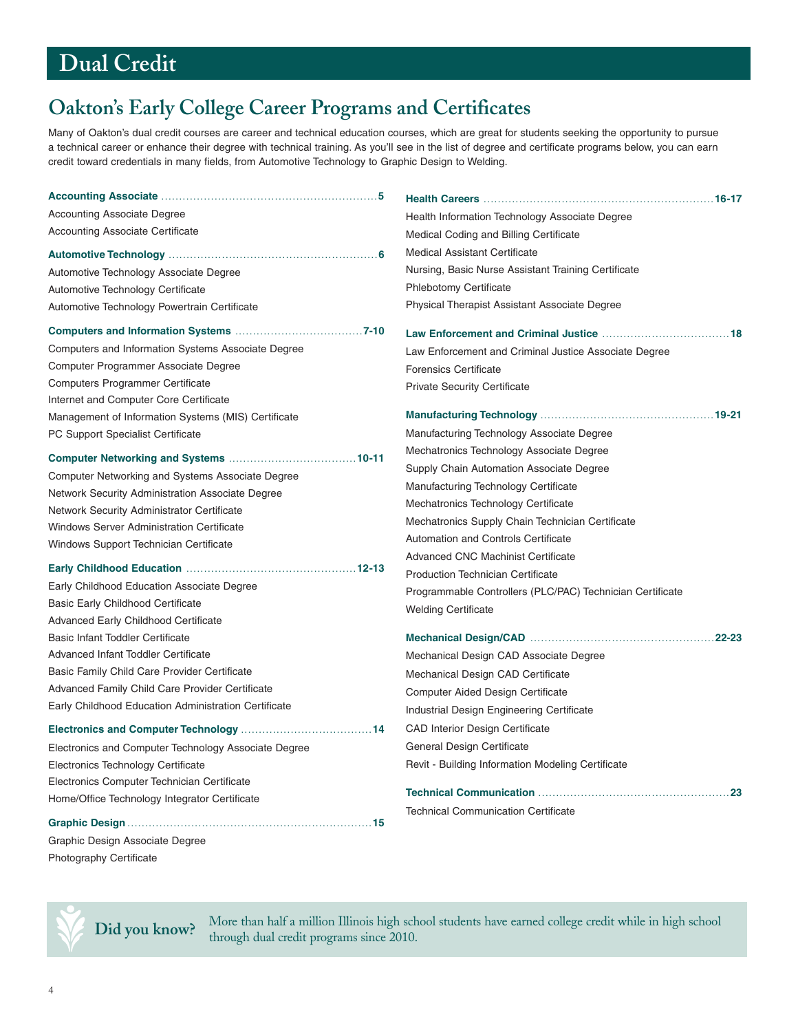# Dual Credit

## Oakton's Early College Career Programs and Certificates

Many of Oakton's dual credit courses are career and technical education courses, which are great for students seeking the opportunity to pursue a technical career or enhance their degree with technical training. As you'll see in the list of degree and certificate programs below, you can earn credit toward credentials in many fields, from Automotive Technology to Graphic Design to Welding.

**Accounting Associate** ........................................................... **5**

Accounting Associate Degree
Accounting Associate Certificate

**Automotive Technology** ........................................................... **6**

Automotive Technology Associate Degree
Automotive Technology Certificate
Automotive Technology Powertrain Certificate

**Computers and Information Systems** ..................................... **7-10**

Computers and Information Systems Associate Degree
Computer Programmer Associate Degree
Computers Programmer Certificate
Internet and Computer Core Certificate
Management of Information Systems (MIS) Certificate
PC Support Specialist Certificate

**Computer Networking and Systems** .................................... **10-11**

Computer Networking and Systems Associate Degree
Network Security Administration Associate Degree
Network Security Administrator Certificate
Windows Server Administration Certificate
Windows Support Technician Certificate

**Early Childhood Education** ................................................ **12-13**

Early Childhood Education Associate Degree
Basic Early Childhood Certificate
Advanced Early Childhood Certificate
Basic Infant Toddler Certificate
Advanced Infant Toddler Certificate
Basic Family Child Care Provider Certificate
Advanced Family Child Care Provider Certificate
Early Childhood Education Administration Certificate

**Electronics and Computer Technology** ..................................... **14**

Electronics and Computer Technology Associate Degree
Electronics Technology Certificate
Electronics Computer Technician Certificate
Home/Office Technology Integrator Certificate

**Graphic Design** ..................................................................... **15**

Graphic Design Associate Degree
Photography Certificate

**Health Careers** ................................................................. **16-17**

Health Information Technology Associate Degree
Medical Coding and Billing Certificate
Medical Assistant Certificate
Nursing, Basic Nurse Assistant Training Certificate
Phlebotomy Certificate
Physical Therapist Assistant Associate Degree

**Law Enforcement and Criminal Justice** ................................... **18**

Law Enforcement and Criminal Justice Associate Degree
Forensics Certificate
Private Security Certificate

**Manufacturing Technology** ................................................ **19-21**

Manufacturing Technology Associate Degree
Mechatronics Technology Associate Degree
Supply Chain Automation Associate Degree
Manufacturing Technology Certificate
Mechatronics Technology Certificate
Mechatronics Supply Chain Technician Certificate
Automation and Controls Certificate
Advanced CNC Machinist Certificate
Production Technician Certificate
Programmable Controllers (PLC/PAC) Technician Certificate
Welding Certificate

**Mechanical Design/CAD** ................................................... **22-23**

Mechanical Design CAD Associate Degree
Mechanical Design CAD Certificate
Computer Aided Design Certificate
Industrial Design Engineering Certificate
CAD Interior Design Certificate
General Design Certificate
Revit - Building Information Modeling Certificate

**Technical Communication** ..................................................... **23**

Technical Communication Certificate

**Did you know?** More than half a million Illinois high school students have earned college credit while in high school through dual credit programs since 2010.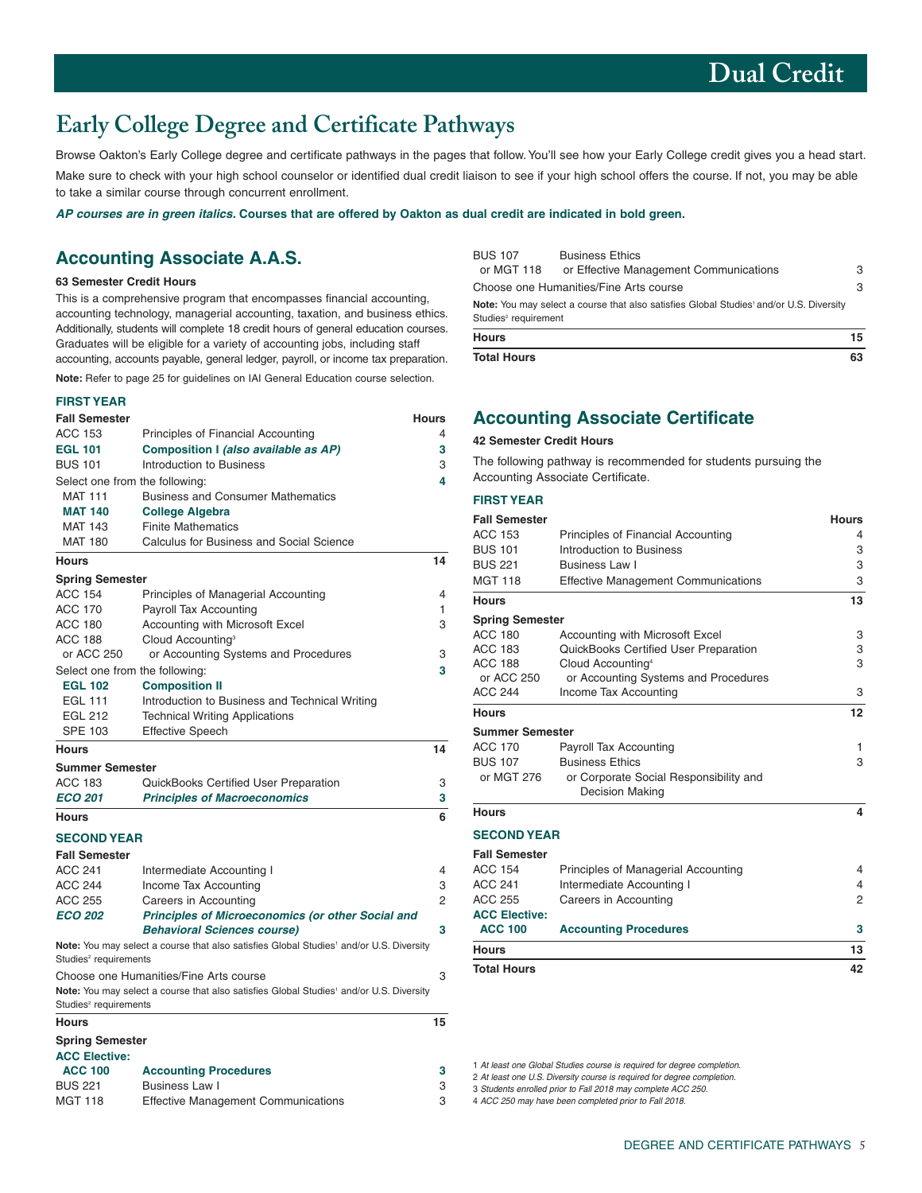# Early College Degree and Certificate Pathways

Browse Oakton's Early College degree and certificate pathways in the pages that follow. You'll see how your Early College credit gives you a head start.

Make sure to check with your high school counselor or identified dual credit liaison to see if your high school offers the course. If not, you may be able to take a similar course through concurrent enrollment.

***AP courses are in green italics.*** **Courses that are offered by Oakton as dual credit are indicated in bold green.**

## Accounting Associate A.A.S.

**63 Semester Credit Hours**

This is a comprehensive program that encompasses financial accounting, accounting technology, managerial accounting, taxation, and business ethics. Additionally, students will complete 18 credit hours of general education courses. Graduates will be eligible for a variety of accounting jobs, including staff accounting, accounts payable, general ledger, payroll, or income tax preparation.

**Note:** Refer to page 25 for guidelines on IAI General Education course selection.

### FIRST YEAR

| **Fall Semester** | | **Hours** |
|---|---|---|
| ACC 153 | Principles of Financial Accounting | 4 |
| **EGL 101** | **Composition I *(also available as AP)*** | **3** |
| BUS 101 | Introduction to Business | 3 |
| Select one from the following: | | **4** |
| MAT 111 | Business and Consumer Mathematics | |
| **MAT 140** | **College Algebra** | |
| MAT 143 | Finite Mathematics | |
| MAT 180 | Calculus for Business and Social Science | |
| **Hours** | | **14** |

| **Spring Semester** | | |
|---|---|---|
| ACC 154 | Principles of Managerial Accounting | 4 |
| ACC 170 | Payroll Tax Accounting | 1 |
| ACC 180 | Accounting with Microsoft Excel | 3 |
| ACC 188 or ACC 250 | Cloud Accounting[3] or Accounting Systems and Procedures | 3 |
| Select one from the following: | | **3** |
| **EGL 102** | **Composition II** | |
| EGL 111 | Introduction to Business and Technical Writing | |
| EGL 212 | Technical Writing Applications | |
| SPE 103 | Effective Speech | |
| **Hours** | | **14** |

| **Summer Semester** | | |
|---|---|---|
| ACC 183 | QuickBooks Certified User Preparation | 3 |
| ***ECO 201*** | ***Principles of Macroeconomics*** | **3** |
| **Hours** | | **6** |

### SECOND YEAR

| **Fall Semester** | | |
|---|---|---|
| ACC 241 | Intermediate Accounting I | 4 |
| ACC 244 | Income Tax Accounting | 3 |
| ACC 255 | Careers in Accounting | 2 |
| ***ECO 202*** | ***Principles of Microeconomics (or other Social and Behavioral Sciences course)*** | **3** |

**Note:** You may select a course that also satisfies Global Studies[1] and/or U.S. Diversity Studies[2] requirements

| | | |
|---|---|---|
| Choose one Humanities/Fine Arts course | | 3 |

**Note:** You may select a course that also satisfies Global Studies[1] and/or U.S. Diversity Studies[2] requirements

| | | |
|---|---|---|
| **Hours** | | **15** |

| **Spring Semester** | | |
|---|---|---|
| **ACC Elective:** | | |
| **ACC 100** | **Accounting Procedures** | **3** |
| BUS 221 | Business Law I | 3 |
| MGT 118 | Effective Management Communications | 3 |
| BUS 107 or MGT 118 | Business Ethics or Effective Management Communications | 3 |
| Choose one Humanities/Fine Arts course | | 3 |

**Note:** You may select a course that also satisfies Global Studies[1] and/or U.S. Diversity Studies[2] requirement

| | | |
|---|---|---|
| **Hours** | | **15** |
| **Total Hours** | | **63** |

## Accounting Associate Certificate

**42 Semester Credit Hours**

The following pathway is recommended for students pursuing the Accounting Associate Certificate.

### FIRST YEAR

| **Fall Semester** | | **Hours** |
|---|---|---|
| ACC 153 | Principles of Financial Accounting | 4 |
| BUS 101 | Introduction to Business | 3 |
| BUS 221 | Business Law I | 3 |
| MGT 118 | Effective Management Communications | 3 |
| **Hours** | | **13** |

| **Spring Semester** | | |
|---|---|---|
| ACC 180 | Accounting with Microsoft Excel | 3 |
| ACC 183 | QuickBooks Certified User Preparation | 3 |
| ACC 188 or ACC 250 | Cloud Accounting[4] or Accounting Systems and Procedures | 3 |
| ACC 244 | Income Tax Accounting | 3 |
| **Hours** | | **12** |

| **Summer Semester** | | |
|---|---|---|
| ACC 170 | Payroll Tax Accounting | 1 |
| BUS 107 or MGT 276 | Business Ethics or Corporate Social Responsibility and Decision Making | 3 |
| **Hours** | | **4** |

### SECOND YEAR

| **Fall Semester** | | |
|---|---|---|
| ACC 154 | Principles of Managerial Accounting | 4 |
| ACC 241 | Intermediate Accounting I | 4 |
| ACC 255 | Careers in Accounting | 2 |
| **ACC Elective:** | | |
| **ACC 100** | **Accounting Procedures** | **3** |
| **Hours** | | **13** |
| **Total Hours** | | **42** |

1 *At least one Global Studies course is required for degree completion.*
2 *At least one U.S. Diversity course is required for degree completion.*
3 *Students enrolled prior to Fall 2018 may complete ACC 250.*
4 *ACC 250 may have been completed prior to Fall 2018.*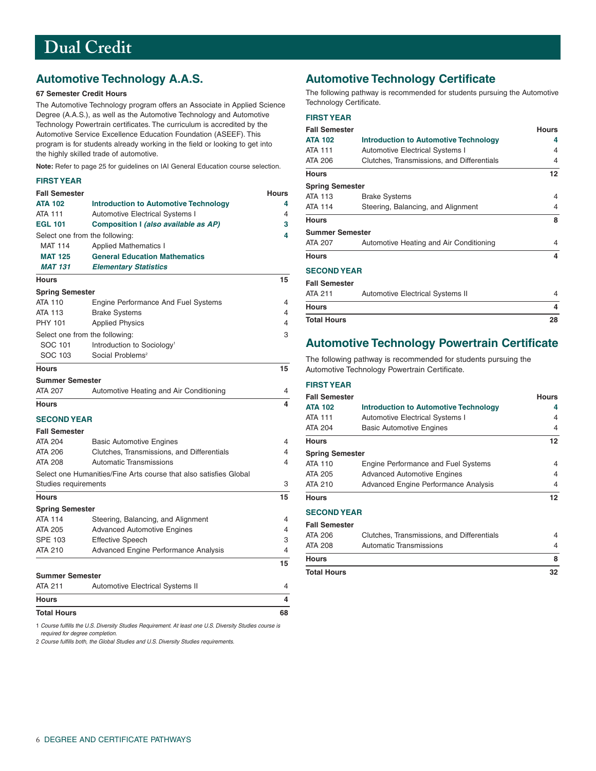# Dual Credit

## Automotive Technology A.A.S.

**67 Semester Credit Hours**

The Automotive Technology program offers an Associate in Applied Science Degree (A.A.S.), as well as the Automotive Technology and Automotive Technology Powertrain certificates. The curriculum is accredited by the Automotive Service Excellence Education Foundation (ASEEF). This program is for students already working in the field or looking to get into the highly skilled trade of automotive.

**Note:** Refer to page 25 for guidelines on IAI General Education course selection.

### FIRST YEAR

| Fall Semester | | Hours |
|---|---|---|
| **ATA 102** | **Introduction to Automotive Technology** | **4** |
| ATA 111 | Automotive Electrical Systems I | 4 |
| **EGL 101** | **Composition I *(also available as AP)*** | **3** |
| Select one from the following: | | **4** |
| MAT 114 | Applied Mathematics I | |
| **MAT 125** | **General Education Mathematics** | |
| ***MAT 131*** | ***Elementary Statistics*** | |
| **Hours** | | **15** |

| Spring Semester | | |
|---|---|---|
| ATA 110 | Engine Performance And Fuel Systems | 4 |
| ATA 113 | Brake Systems | 4 |
| PHY 101 | Applied Physics | 4 |
| Select one from the following: | | 3 |
| SOC 101 | Introduction to Sociology[1] | |
| SOC 103 | Social Problems[2] | |
| **Hours** | | **15** |

| Summer Semester | | |
|---|---|---|
| ATA 207 | Automotive Heating and Air Conditioning | 4 |
| **Hours** | | **4** |

### SECOND YEAR

| Fall Semester | | |
|---|---|---|
| ATA 204 | Basic Automotive Engines | 4 |
| ATA 206 | Clutches, Transmissions, and Differentials | 4 |
| ATA 208 | Automatic Transmissions | 4 |
| Select one Humanities/Fine Arts course that also satisfies Global Studies requirements | | 3 |
| **Hours** | | **15** |

| Spring Semester | | |
|---|---|---|
| ATA 114 | Steering, Balancing, and Alignment | 4 |
| ATA 205 | Advanced Automotive Engines | 4 |
| SPE 103 | Effective Speech | 3 |
| ATA 210 | Advanced Engine Performance Analysis | 4 |
| | | **15** |

| Summer Semester | | |
|---|---|---|
| ATA 211 | Automotive Electrical Systems II | 4 |
| **Hours** | | **4** |
| **Total Hours** | | **68** |

1 *Course fulfills the U.S. Diversity Studies Requirement. At least one U.S. Diversity Studies course is required for degree completion.*

2 *Course fulfills both, the Global Studies and U.S. Diversity Studies requirements.*

## Automotive Technology Certificate

The following pathway is recommended for students pursuing the Automotive Technology Certificate.

### FIRST YEAR

| Fall Semester | | Hours |
|---|---|---|
| **ATA 102** | **Introduction to Automotive Technology** | **4** |
| ATA 111 | Automotive Electrical Systems I | 4 |
| ATA 206 | Clutches, Transmissions, and Differentials | 4 |
| **Hours** | | **12** |

| Spring Semester | | |
|---|---|---|
| ATA 113 | Brake Systems | 4 |
| ATA 114 | Steering, Balancing, and Alignment | 4 |
| **Hours** | | **8** |

| Summer Semester | | |
|---|---|---|
| ATA 207 | Automotive Heating and Air Conditioning | 4 |
| **Hours** | | **4** |

### SECOND YEAR

| Fall Semester | | |
|---|---|---|
| ATA 211 | Automotive Electrical Systems II | 4 |
| **Hours** | | **4** |
| **Total Hours** | | **28** |

## Automotive Technology Powertrain Certificate

The following pathway is recommended for students pursuing the Automotive Technology Powertrain Certificate.

### FIRST YEAR

| Fall Semester | | Hours |
|---|---|---|
| **ATA 102** | **Introduction to Automotive Technology** | **4** |
| ATA 111 | Automotive Electrical Systems I | 4 |
| ATA 204 | Basic Automotive Engines | 4 |
| **Hours** | | **12** |

| Spring Semester | | |
|---|---|---|
| ATA 110 | Engine Performance and Fuel Systems | 4 |
| ATA 205 | Advanced Automotive Engines | 4 |
| ATA 210 | Advanced Engine Performance Analysis | 4 |
| **Hours** | | **12** |

### SECOND YEAR

| Fall Semester | | |
|---|---|---|
| ATA 206 | Clutches, Transmissions, and Differentials | 4 |
| ATA 208 | Automatic Transmissions | 4 |
| **Hours** | | **8** |
| **Total Hours** | | **32** |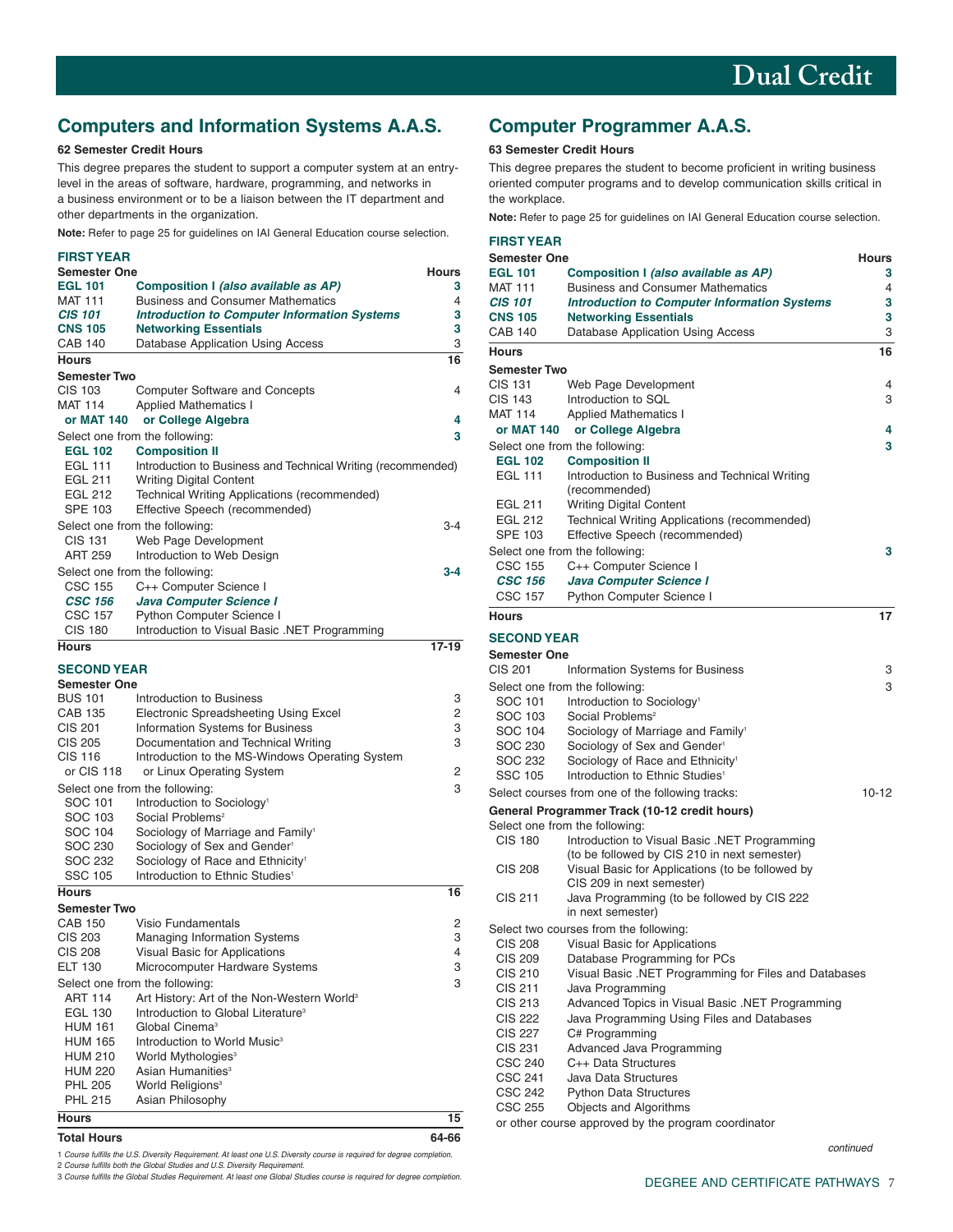# Dual Credit

## Computers and Information Systems A.A.S.

**62 Semester Credit Hours**

This degree prepares the student to support a computer system at an entry-level in the areas of software, hardware, programming, and networks in a business environment or to be a liaison between the IT department and other departments in the organization.

**Note:** Refer to page 25 for guidelines on IAI General Education course selection.

### FIRST YEAR

| Semester One | | Hours |
|---|---|---|
| **EGL 101** | **Composition I *(also available as AP)*** | **3** |
| MAT 111 | Business and Consumer Mathematics | 4 |
| ***CIS 101*** | ***Introduction to Computer Information Systems*** | **3** |
| **CNS 105** | **Networking Essentials** | **3** |
| CAB 140 | Database Application Using Access | 3 |
| **Hours** | | **16** |

| Semester Two | | |
|---|---|---|
| CIS 103 | Computer Software and Concepts | 4 |
| MAT 114 | Applied Mathematics I | |
| **or MAT 140** | **or College Algebra** | **4** |
| Select one from the following: | | **3** |
| **EGL 102** | **Composition II** | |
| EGL 111 | Introduction to Business and Technical Writing (recommended) | |
| EGL 211 | Writing Digital Content | |
| EGL 212 | Technical Writing Applications (recommended) | |
| SPE 103 | Effective Speech (recommended) | |
| Select one from the following: | | 3-4 |
| CIS 131 | Web Page Development | |
| ART 259 | Introduction to Web Design | |
| Select one from the following: | | **3-4** |
| CSC 155 | C++ Computer Science I | |
| ***CSC 156*** | ***Java Computer Science I*** | |
| CSC 157 | Python Computer Science I | |
| CIS 180 | Introduction to Visual Basic .NET Programming | |
| **Hours** | | **17-19** |

### SECOND YEAR

| Semester One | | |
|---|---|---|
| BUS 101 | Introduction to Business | 3 |
| CAB 135 | Electronic Spreadsheeting Using Excel | 2 |
| CIS 201 | Information Systems for Business | 3 |
| CIS 205 | Documentation and Technical Writing | 3 |
| CIS 116 | Introduction to the MS-Windows Operating System | |
| or CIS 118 | or Linux Operating System | 2 |
| Select one from the following: | | 3 |
| SOC 101 | Introduction to Sociology[1] | |
| SOC 103 | Social Problems[2] | |
| SOC 104 | Sociology of Marriage and Family[1] | |
| SOC 230 | Sociology of Sex and Gender[1] | |
| SOC 232 | Sociology of Race and Ethnicity[1] | |
| SSC 105 | Introduction to Ethnic Studies[1] | |
| **Hours** | | **16** |

| Semester Two | | |
|---|---|---|
| CAB 150 | Visio Fundamentals | 2 |
| CIS 203 | Managing Information Systems | 3 |
| CIS 208 | Visual Basic for Applications | 4 |
| ELT 130 | Microcomputer Hardware Systems | 3 |
| Select one from the following: | | 3 |
| ART 114 | Art History: Art of the Non-Western World[3] | |
| EGL 130 | Introduction to Global Literature[3] | |
| HUM 161 | Global Cinema[3] | |
| HUM 165 | Introduction to World Music[3] | |
| HUM 210 | World Mythologies[3] | |
| HUM 220 | Asian Humanities[3] | |
| PHL 205 | World Religions[3] | |
| PHL 215 | Asian Philosophy | |
| **Hours** | | **15** |
| **Total Hours** | | **64-66** |

1 *Course fulfills the U.S. Diversity Requirement. At least one U.S. Diversity course is required for degree completion.*
2 *Course fulfills both the Global Studies and U.S. Diversity Requirement.*
3 *Course fulfills the Global Studies Requirement. At least one Global Studies course is required for degree completion.*

## Computer Programmer A.A.S.

**63 Semester Credit Hours**

This degree prepares the student to become proficient in writing business oriented computer programs and to develop communication skills critical in the workplace.

**Note:** Refer to page 25 for guidelines on IAI General Education course selection.

### FIRST YEAR

| Semester One | | Hours |
|---|---|---|
| **EGL 101** | **Composition I *(also available as AP)*** | **3** |
| MAT 111 | Business and Consumer Mathematics | 4 |
| ***CIS 101*** | ***Introduction to Computer Information Systems*** | **3** |
| **CNS 105** | **Networking Essentials** | **3** |
| CAB 140 | Database Application Using Access | 3 |
| **Hours** | | **16** |

| Semester Two | | |
|---|---|---|
| CIS 131 | Web Page Development | 4 |
| CIS 143 | Introduction to SQL | 3 |
| MAT 114 | Applied Mathematics I | |
| **or MAT 140** | **or College Algebra** | **4** |
| Select one from the following: | | **3** |
| **EGL 102** | **Composition II** | |
| EGL 111 | Introduction to Business and Technical Writing (recommended) | |
| EGL 211 | Writing Digital Content | |
| EGL 212 | Technical Writing Applications (recommended) | |
| SPE 103 | Effective Speech (recommended) | |
| Select one from the following: | | **3** |
| CSC 155 | C++ Computer Science I | |
| ***CSC 156*** | ***Java Computer Science I*** | |
| CSC 157 | Python Computer Science I | |
| **Hours** | | **17** |

### SECOND YEAR

| Semester One | | |
|---|---|---|
| CIS 201 | Information Systems for Business | 3 |
| Select one from the following: | | 3 |
| SOC 101 | Introduction to Sociology[1] | |
| SOC 103 | Social Problems[2] | |
| SOC 104 | Sociology of Marriage and Family[1] | |
| SOC 230 | Sociology of Sex and Gender[1] | |
| SOC 232 | Sociology of Race and Ethnicity[1] | |
| SSC 105 | Introduction to Ethnic Studies[1] | |
| Select courses from one of the following tracks: | | 10-12 |

**General Programmer Track (10-12 credit hours)**

Select one from the following:

| | |
|---|---|
| CIS 180 | Introduction to Visual Basic .NET Programming (to be followed by CIS 210 in next semester) |
| CIS 208 | Visual Basic for Applications (to be followed by CIS 209 in next semester) |
| CIS 211 | Java Programming (to be followed by CIS 222 in next semester) |

Select two courses from the following:

| | |
|---|---|
| CIS 208 | Visual Basic for Applications |
| CIS 209 | Database Programming for PCs |
| CIS 210 | Visual Basic .NET Programming for Files and Databases |
| CIS 211 | Java Programming |
| CIS 213 | Advanced Topics in Visual Basic .NET Programming |
| CIS 222 | Java Programming Using Files and Databases |
| CIS 227 | C# Programming |
| CIS 231 | Advanced Java Programming |
| CSC 240 | C++ Data Structures |
| CSC 241 | Java Data Structures |
| CSC 242 | Python Data Structures |
| CSC 255 | Objects and Algorithms |

or other course approved by the program coordinator

*continued*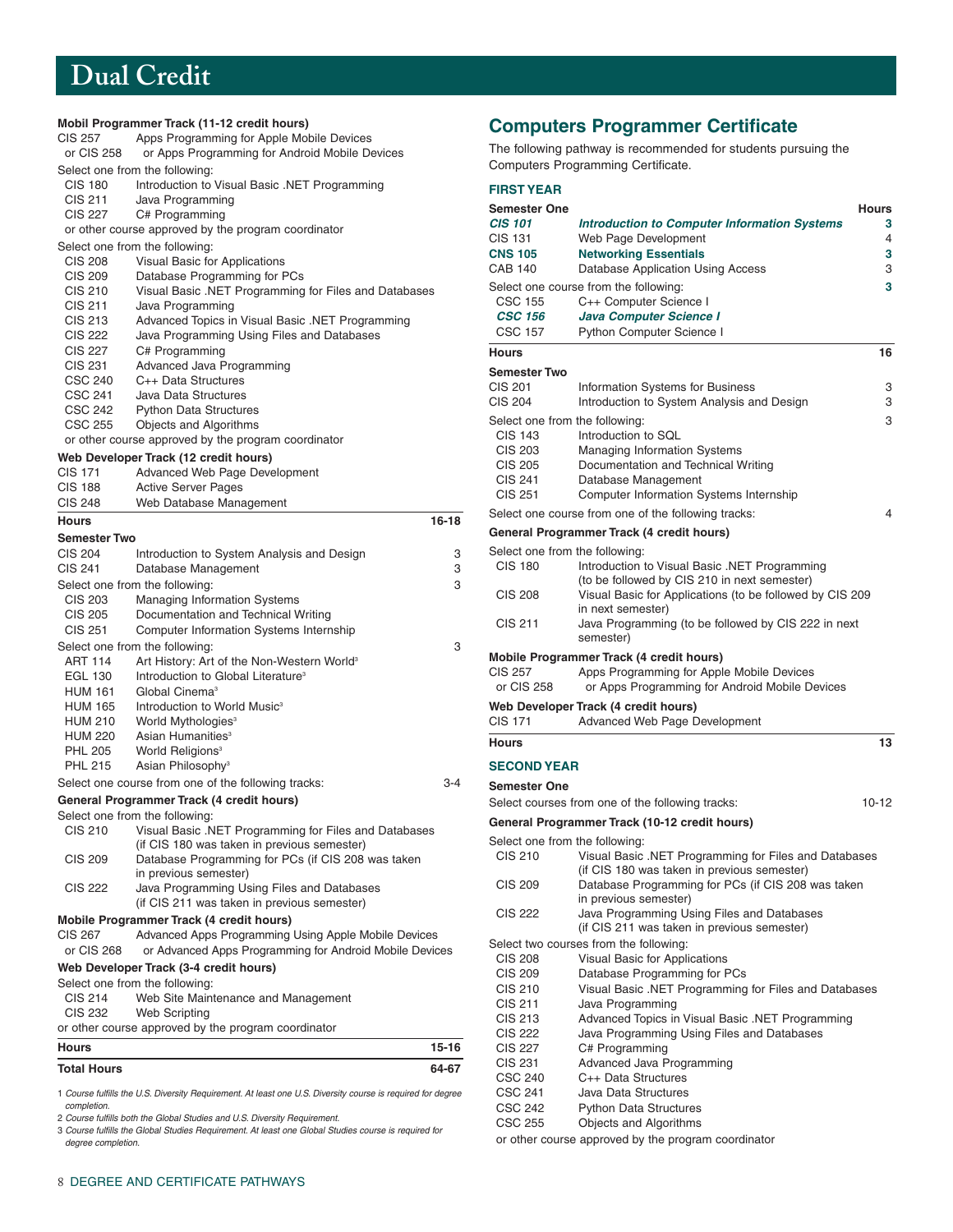# Dual Credit

**Mobil Programmer Track (11-12 credit hours)**

| | | |
|---|---|---|
| CIS 257 | Apps Programming for Apple Mobile Devices | |
| or CIS 258 | or Apps Programming for Android Mobile Devices | |
| Select one from the following: | | |
| CIS 180 | Introduction to Visual Basic .NET Programming | |
| CIS 211 | Java Programming | |
| CIS 227 | C# Programming | |
| or other course approved by the program coordinator | | |
| Select one from the following: | | |
| CIS 208 | Visual Basic for Applications | |
| CIS 209 | Database Programming for PCs | |
| CIS 210 | Visual Basic .NET Programming for Files and Databases | |
| CIS 211 | Java Programming | |
| CIS 213 | Advanced Topics in Visual Basic .NET Programming | |
| CIS 222 | Java Programming Using Files and Databases | |
| CIS 227 | C# Programming | |
| CIS 231 | Advanced Java Programming | |
| CSC 240 | C++ Data Structures | |
| CSC 241 | Java Data Structures | |
| CSC 242 | Python Data Structures | |
| CSC 255 | Objects and Algorithms | |
| or other course approved by the program coordinator | | |
| **Web Developer Track (12 credit hours)** | | |
| CIS 171 | Advanced Web Page Development | |
| CIS 188 | Active Server Pages | |
| CIS 248 | Web Database Management | |
| **Hours** | | **16-18** |
| **Semester Two** | | |
| CIS 204 | Introduction to System Analysis and Design | 3 |
| CIS 241 | Database Management | 3 |
| Select one from the following: | | 3 |
| CIS 203 | Managing Information Systems | |
| CIS 205 | Documentation and Technical Writing | |
| CIS 251 | Computer Information Systems Internship | |
| Select one from the following: | | 3 |
| ART 114 | Art History: Art of the Non-Western World[3] | |
| EGL 130 | Introduction to Global Literature[3] | |
| HUM 161 | Global Cinema[3] | |
| HUM 165 | Introduction to World Music[3] | |
| HUM 210 | World Mythologies[3] | |
| HUM 220 | Asian Humanities[3] | |
| PHL 205 | World Religions[3] | |
| PHL 215 | Asian Philosophy[3] | |
| Select one course from one of the following tracks: | | 3-4 |
| **General Programmer Track (4 credit hours)** | | |
| Select one from the following: | | |
| CIS 210 | Visual Basic .NET Programming for Files and Databases (if CIS 180 was taken in previous semester) | |
| CIS 209 | Database Programming for PCs (if CIS 208 was taken in previous semester) | |
| CIS 222 | Java Programming Using Files and Databases (if CIS 211 was taken in previous semester) | |
| **Mobile Programmer Track (4 credit hours)** | | |
| CIS 267 | Advanced Apps Programming Using Apple Mobile Devices | |
| or CIS 268 | or Advanced Apps Programming for Android Mobile Devices | |
| **Web Developer Track (3-4 credit hours)** | | |
| Select one from the following: | | |
| CIS 214 | Web Site Maintenance and Management | |
| CIS 232 | Web Scripting | |
| or other course approved by the program coordinator | | |
| **Hours** | | **15-16** |
| **Total Hours** | | **64-67** |

1 *Course fulfills the U.S. Diversity Requirement. At least one U.S. Diversity course is required for degree completion.*

2 *Course fulfills both the Global Studies and U.S. Diversity Requirement.*

3 *Course fulfills the Global Studies Requirement. At least one Global Studies course is required for degree completion.*

## Computers Programmer Certificate

The following pathway is recommended for students pursuing the Computers Programming Certificate.

### FIRST YEAR

| Semester One | | Hours |
|---|---|---|
| ***CIS 101*** | ***Introduction to Computer Information Systems*** | **3** |
| CIS 131 | Web Page Development | 4 |
| **CNS 105** | **Networking Essentials** | **3** |
| CAB 140 | Database Application Using Access | 3 |
| Select one course from the following: | | **3** |
| CSC 155 | C++ Computer Science I | |
| ***CSC 156*** | ***Java Computer Science I*** | |
| CSC 157 | Python Computer Science I | |
| **Hours** | | **16** |
| **Semester Two** | | |
| CIS 201 | Information Systems for Business | 3 |
| CIS 204 | Introduction to System Analysis and Design | 3 |
| Select one from the following: | | 3 |
| CIS 143 | Introduction to SQL | |
| CIS 203 | Managing Information Systems | |
| CIS 205 | Documentation and Technical Writing | |
| CIS 241 | Database Management | |
| CIS 251 | Computer Information Systems Internship | |
| Select one course from one of the following tracks: | | 4 |
| **General Programmer Track (4 credit hours)** | | |
| Select one from the following: | | |
| CIS 180 | Introduction to Visual Basic .NET Programming (to be followed by CIS 210 in next semester) | |
| CIS 208 | Visual Basic for Applications (to be followed by CIS 209 in next semester) | |
| CIS 211 | Java Programming (to be followed by CIS 222 in next semester) | |
| **Mobile Programmer Track (4 credit hours)** | | |
| CIS 257 | Apps Programming for Apple Mobile Devices | |
| or CIS 258 | or Apps Programming for Android Mobile Devices | |
| **Web Developer Track (4 credit hours)** | | |
| CIS 171 | Advanced Web Page Development | |
| **Hours** | | **13** |

### SECOND YEAR

| Semester One | | |
|---|---|---|
| Select courses from one of the following tracks: | | 10-12 |
| **General Programmer Track (10-12 credit hours)** | | |
| Select one from the following: | | |
| CIS 210 | Visual Basic .NET Programming for Files and Databases (if CIS 180 was taken in previous semester) | |
| CIS 209 | Database Programming for PCs (if CIS 208 was taken in previous semester) | |
| CIS 222 | Java Programming Using Files and Databases (if CIS 211 was taken in previous semester) | |
| Select two courses from the following: | | |
| CIS 208 | Visual Basic for Applications | |
| CIS 209 | Database Programming for PCs | |
| CIS 210 | Visual Basic .NET Programming for Files and Databases | |
| CIS 211 | Java Programming | |
| CIS 213 | Advanced Topics in Visual Basic .NET Programming | |
| CIS 222 | Java Programming Using Files and Databases | |
| CIS 227 | C# Programming | |
| CIS 231 | Advanced Java Programming | |
| CSC 240 | C++ Data Structures | |
| CSC 241 | Java Data Structures | |
| CSC 242 | Python Data Structures | |
| CSC 255 | Objects and Algorithms | |
| or other course approved by the program coordinator | | |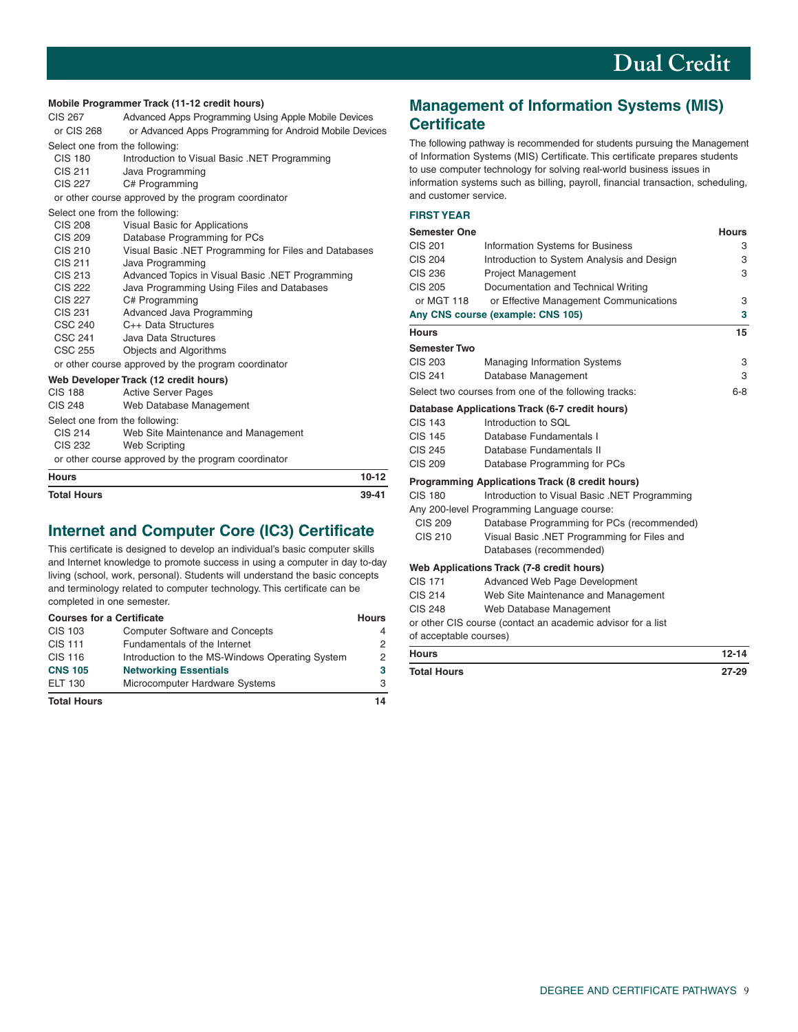**Mobile Programmer Track (11-12 credit hours)**

| | | |
|---|---|---|
| CIS 267 | Advanced Apps Programming Using Apple Mobile Devices | |
| or CIS 268 | or Advanced Apps Programming for Android Mobile Devices | |
| Select one from the following: | | |
| CIS 180 | Introduction to Visual Basic .NET Programming | |
| CIS 211 | Java Programming | |
| CIS 227 | C# Programming | |
| or other course approved by the program coordinator | | |
| Select one from the following: | | |
| CIS 208 | Visual Basic for Applications | |
| CIS 209 | Database Programming for PCs | |
| CIS 210 | Visual Basic .NET Programming for Files and Databases | |
| CIS 211 | Java Programming | |
| CIS 213 | Advanced Topics in Visual Basic .NET Programming | |
| CIS 222 | Java Programming Using Files and Databases | |
| CIS 227 | C# Programming | |
| CIS 231 | Advanced Java Programming | |
| CSC 240 | C++ Data Structures | |
| CSC 241 | Java Data Structures | |
| CSC 255 | Objects and Algorithms | |
| or other course approved by the program coordinator | | |
| **Web Developer Track (12 credit hours)** | | |
| CIS 188 | Active Server Pages | |
| CIS 248 | Web Database Management | |
| Select one from the following: | | |
| CIS 214 | Web Site Maintenance and Management | |
| CIS 232 | Web Scripting | |
| or other course approved by the program coordinator | | |
| **Hours** | | **10-12** |
| **Total Hours** | | **39-41** |

## Internet and Computer Core (IC3) Certificate

This certificate is designed to develop an individual's basic computer skills and Internet knowledge to promote success in using a computer in day to-day living (school, work, personal). Students will understand the basic concepts and terminology related to computer technology. This certificate can be completed in one semester.

| **Courses for a Certificate** | | **Hours** |
|---|---|---|
| CIS 103 | Computer Software and Concepts | 4 |
| CIS 111 | Fundamentals of the Internet | 2 |
| CIS 116 | Introduction to the MS-Windows Operating System | 2 |
| **CNS 105** | **Networking Essentials** | **3** |
| ELT 130 | Microcomputer Hardware Systems | 3 |
| **Total Hours** | | **14** |

## Management of Information Systems (MIS) Certificate

The following pathway is recommended for students pursuing the Management of Information Systems (MIS) Certificate. This certificate prepares students to use computer technology for solving real-world business issues in information systems such as billing, payroll, financial transaction, scheduling, and customer service.

### FIRST YEAR

| **Semester One** | | **Hours** |
|---|---|---|
| CIS 201 | Information Systems for Business | 3 |
| CIS 204 | Introduction to System Analysis and Design | 3 |
| CIS 236 | Project Management | 3 |
| CIS 205 | Documentation and Technical Writing | |
| or MGT 118 | or Effective Management Communications | 3 |
| **Any CNS course (example: CNS 105)** | | **3** |
| **Hours** | | **15** |
| **Semester Two** | | |
| CIS 203 | Managing Information Systems | 3 |
| CIS 241 | Database Management | 3 |
| Select two courses from one of the following tracks: | | 6-8 |
| **Database Applications Track (6-7 credit hours)** | | |
| CIS 143 | Introduction to SQL | |
| CIS 145 | Database Fundamentals I | |
| CIS 245 | Database Fundamentals II | |
| CIS 209 | Database Programming for PCs | |
| **Programming Applications Track (8 credit hours)** | | |
| CIS 180 | Introduction to Visual Basic .NET Programming | |
| Any 200-level Programming Language course: | | |
| CIS 209 | Database Programming for PCs (recommended) | |
| CIS 210 | Visual Basic .NET Programming for Files and Databases (recommended) | |
| **Web Applications Track (7-8 credit hours)** | | |
| CIS 171 | Advanced Web Page Development | |
| CIS 214 | Web Site Maintenance and Management | |
| CIS 248 | Web Database Management | |
| or other CIS course (contact an academic advisor for a list of acceptable courses) | | |
| **Hours** | | **12-14** |
| **Total Hours** | | **27-29** |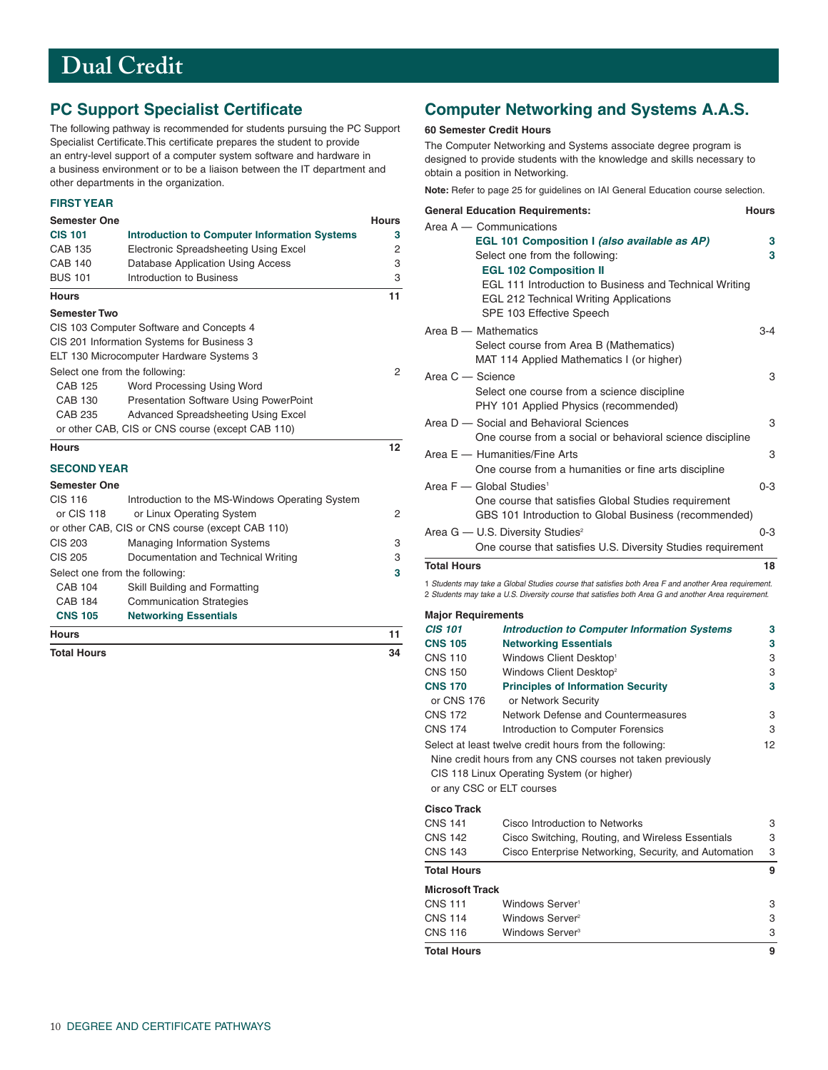# Dual Credit

## PC Support Specialist Certificate

The following pathway is recommended for students pursuing the PC Support Specialist Certificate.This certificate prepares the student to provide an entry-level support of a computer system software and hardware in a business environment or to be a liaison between the IT department and other departments in the organization.

### FIRST YEAR

| Semester One | | Hours |
|---|---|---|
| **CIS 101** | **Introduction to Computer Information Systems** | **3** |
| CAB 135 | Electronic Spreadsheeting Using Excel | 2 |
| CAB 140 | Database Application Using Access | 3 |
| BUS 101 | Introduction to Business | 3 |
| **Hours** | | **11** |

**Semester Two**

| | | |
|---|---|---|
| CIS 103 Computer Software and Concepts 4 | | |
| CIS 201 Information Systems for Business 3 | | |
| ELT 130 Microcomputer Hardware Systems 3 | | |
| Select one from the following: | | 2 |
| CAB 125 | Word Processing Using Word | |
| CAB 130 | Presentation Software Using PowerPoint | |
| CAB 235 | Advanced Spreadsheeting Using Excel | |
| or other CAB, CIS or CNS course (except CAB 110) | | |
| **Hours** | | **12** |

### SECOND YEAR

| Semester One | | |
|---|---|---|
| CIS 116 or CIS 118 | Introduction to the MS-Windows Operating System or Linux Operating System | 2 |
| or other CAB, CIS or CNS course (except CAB 110) | | |
| CIS 203 | Managing Information Systems | 3 |
| CIS 205 | Documentation and Technical Writing | 3 |
| Select one from the following: | | **3** |
| CAB 104 | Skill Building and Formatting | |
| CAB 184 | Communication Strategies | |
| **CNS 105** | **Networking Essentials** | |
| **Hours** | | **11** |
| **Total Hours** | | **34** |

## Computer Networking and Systems A.A.S.

**60 Semester Credit Hours**

The Computer Networking and Systems associate degree program is designed to provide students with the knowledge and skills necessary to obtain a position in Networking.

**Note:** Refer to page 25 for guidelines on IAI General Education course selection.

| General Education Requirements: | Hours |
|---|---|
| Area A — Communications | |
| **EGL 101 Composition I *(also available as AP)*** | **3** |
| Select one from the following: | **3** |
| **EGL 102 Composition II** | |
| EGL 111 Introduction to Business and Technical Writing | |
| EGL 212 Technical Writing Applications | |
| SPE 103 Effective Speech | |
| Area B — Mathematics | 3-4 |
| Select course from Area B (Mathematics) | |
| MAT 114 Applied Mathematics I (or higher) | |
| Area C — Science | 3 |
| Select one course from a science discipline | |
| PHY 101 Applied Physics (recommended) | |
| Area D — Social and Behavioral Sciences | 3 |
| One course from a social or behavioral science discipline | |
| Area E — Humanities/Fine Arts | 3 |
| One course from a humanities or fine arts discipline | |
| Area F — Global Studies[1] | 0-3 |
| One course that satisfies Global Studies requirement | |
| GBS 101 Introduction to Global Business (recommended) | |
| Area G — U.S. Diversity Studies[2] | 0-3 |
| One course that satisfies U.S. Diversity Studies requirement | |
| **Total Hours** | **18** |

*1 Students may take a Global Studies course that satisfies both Area F and another Area requirement.*
*2 Students may take a U.S. Diversity course that satisfies both Area G and another Area requirement.*

| Major Requirements | | |
|---|---|---|
| ***CIS 101*** | ***Introduction to Computer Information Systems*** | **3** |
| **CNS 105** | **Networking Essentials** | **3** |
| CNS 110 | Windows Client Desktop[1] | 3 |
| CNS 150 | Windows Client Desktop[2] | 3 |
| **CNS 170** or CNS 176 | **Principles of Information Security** or Network Security | **3** |
| CNS 172 | Network Defense and Countermeasures | 3 |
| CNS 174 | Introduction to Computer Forensics | 3 |
| Select at least twelve credit hours from the following: | | 12 |
| Nine credit hours from any CNS courses not taken previously | | |
| CIS 118 Linux Operating System (or higher) | | |
| or any CSC or ELT courses | | |

| Cisco Track | | |
|---|---|---|
| CNS 141 | Cisco Introduction to Networks | 3 |
| CNS 142 | Cisco Switching, Routing, and Wireless Essentials | 3 |
| CNS 143 | Cisco Enterprise Networking, Security, and Automation | 3 |
| **Total Hours** | | **9** |

| Microsoft Track | | |
|---|---|---|
| CNS 111 | Windows Server[1] | 3 |
| CNS 114 | Windows Server[2] | 3 |
| CNS 116 | Windows Server[3] | 3 |
| **Total Hours** | | **9** |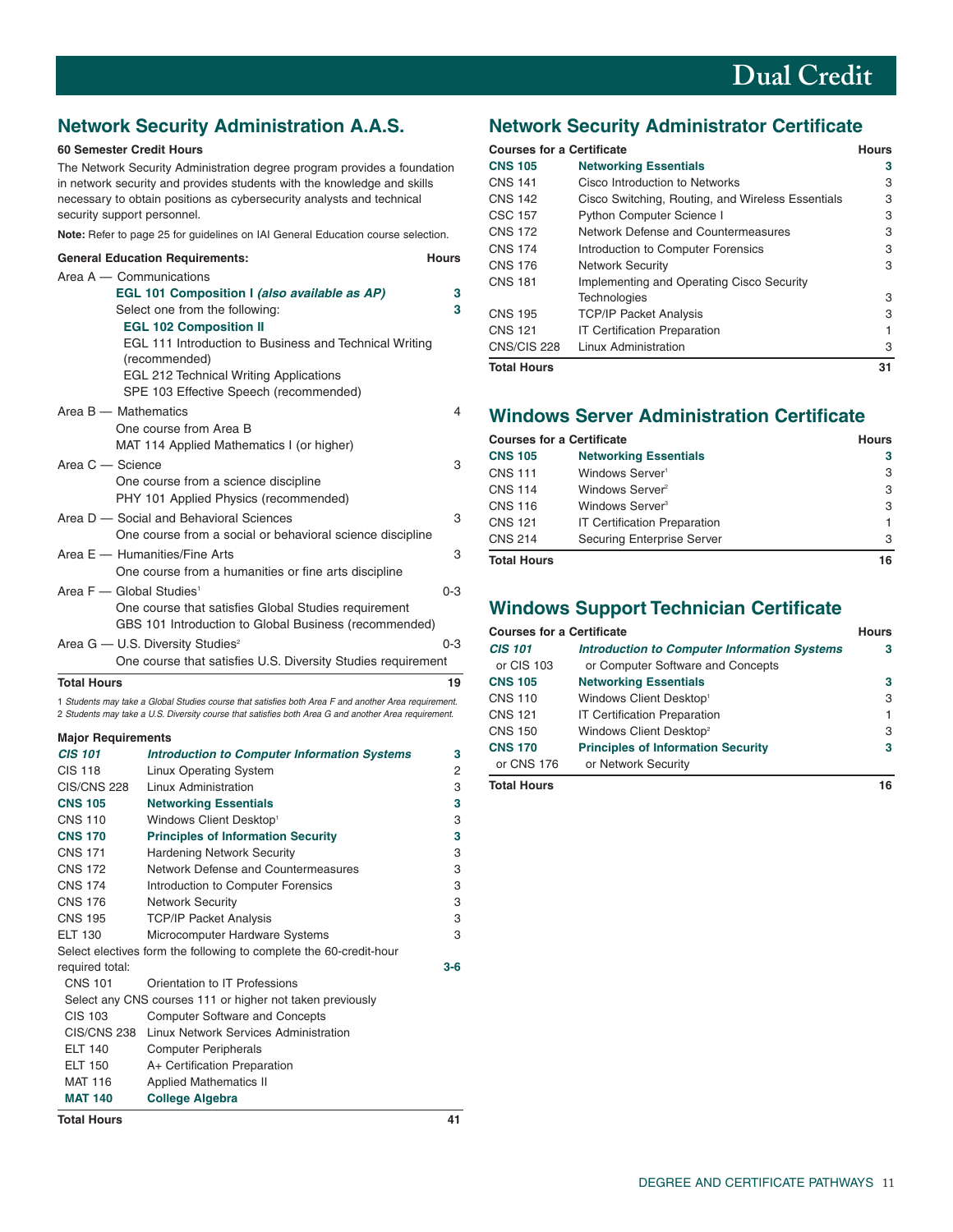# Dual Credit

## Network Security Administration A.A.S.

**60 Semester Credit Hours**

The Network Security Administration degree program provides a foundation in network security and provides students with the knowledge and skills necessary to obtain positions as cybersecurity analysts and technical security support personnel.

**Note:** Refer to page 25 for guidelines on IAI General Education course selection.

| General Education Requirements: | Hours |
|---|---|
| Area A — Communications | |
| **EGL 101 Composition I *(also available as AP)*** | **3** |
| Select one from the following: | **3** |
| **EGL 102 Composition II** | |
| EGL 111 Introduction to Business and Technical Writing (recommended) | |
| EGL 212 Technical Writing Applications | |
| SPE 103 Effective Speech (recommended) | |
| Area B — Mathematics | 4 |
| One course from Area B | |
| MAT 114 Applied Mathematics I (or higher) | |
| Area C — Science | 3 |
| One course from a science discipline | |
| PHY 101 Applied Physics (recommended) | |
| Area D — Social and Behavioral Sciences | 3 |
| One course from a social or behavioral science discipline | |
| Area E — Humanities/Fine Arts | 3 |
| One course from a humanities or fine arts discipline | |
| Area F — Global Studies[1] | 0-3 |
| One course that satisfies Global Studies requirement | |
| GBS 101 Introduction to Global Business (recommended) | |
| Area G — U.S. Diversity Studies[2] | 0-3 |
| One course that satisfies U.S. Diversity Studies requirement | |
| **Total Hours** | **19** |

*1 Students may take a Global Studies course that satisfies both Area F and another Area requirement.*
*2 Students may take a U.S. Diversity course that satisfies both Area G and another Area requirement.*

**Major Requirements**

| Course | Title | Hours |
|---|---|---|
| ***CIS 101*** | ***Introduction to Computer Information Systems*** | **3** |
| CIS 118 | Linux Operating System | 2 |
| CIS/CNS 228 | Linux Administration | 3 |
| **CNS 105** | **Networking Essentials** | **3** |
| CNS 110 | Windows Client Desktop[1] | 3 |
| **CNS 170** | **Principles of Information Security** | **3** |
| CNS 171 | Hardening Network Security | 3 |
| CNS 172 | Network Defense and Countermeasures | 3 |
| CNS 174 | Introduction to Computer Forensics | 3 |
| CNS 176 | Network Security | 3 |
| CNS 195 | TCP/IP Packet Analysis | 3 |
| ELT 130 | Microcomputer Hardware Systems | 3 |
| Select electives form the following to complete the 60-credit-hour required total: | | **3-6** |
| CNS 101 | Orientation to IT Professions | |
| Select any CNS courses 111 or higher not taken previously | | |
| CIS 103 | Computer Software and Concepts | |
| CIS/CNS 238 | Linux Network Services Administration | |
| ELT 140 | Computer Peripherals | |
| ELT 150 | A+ Certification Preparation | |
| MAT 116 | Applied Mathematics II | |
| **MAT 140** | **College Algebra** | |
| **Total Hours** | | **41** |

## Network Security Administrator Certificate

| Courses for a Certificate | | Hours |
|---|---|---|
| **CNS 105** | **Networking Essentials** | **3** |
| CNS 141 | Cisco Introduction to Networks | 3 |
| CNS 142 | Cisco Switching, Routing, and Wireless Essentials | 3 |
| CSC 157 | Python Computer Science I | 3 |
| CNS 172 | Network Defense and Countermeasures | 3 |
| CNS 174 | Introduction to Computer Forensics | 3 |
| CNS 176 | Network Security | 3 |
| CNS 181 | Implementing and Operating Cisco Security Technologies | 3 |
| CNS 195 | TCP/IP Packet Analysis | 3 |
| CNS 121 | IT Certification Preparation | 1 |
| CNS/CIS 228 | Linux Administration | 3 |
| **Total Hours** | | **31** |

## Windows Server Administration Certificate

| Courses for a Certificate | | Hours |
|---|---|---|
| **CNS 105** | **Networking Essentials** | **3** |
| CNS 111 | Windows Server[1] | 3 |
| CNS 114 | Windows Server[2] | 3 |
| CNS 116 | Windows Server[3] | 3 |
| CNS 121 | IT Certification Preparation | 1 |
| CNS 214 | Securing Enterprise Server | 3 |
| **Total Hours** | | **16** |

## Windows Support Technician Certificate

| Courses for a Certificate | | Hours |
|---|---|---|
| ***CIS 101*** | ***Introduction to Computer Information Systems*** | **3** |
| or CIS 103 | or Computer Software and Concepts | |
| **CNS 105** | **Networking Essentials** | **3** |
| CNS 110 | Windows Client Desktop[1] | 3 |
| CNS 121 | IT Certification Preparation | 1 |
| CNS 150 | Windows Client Desktop[2] | 3 |
| **CNS 170** | **Principles of Information Security** | **3** |
| or CNS 176 | or Network Security | |
| **Total Hours** | | **16** |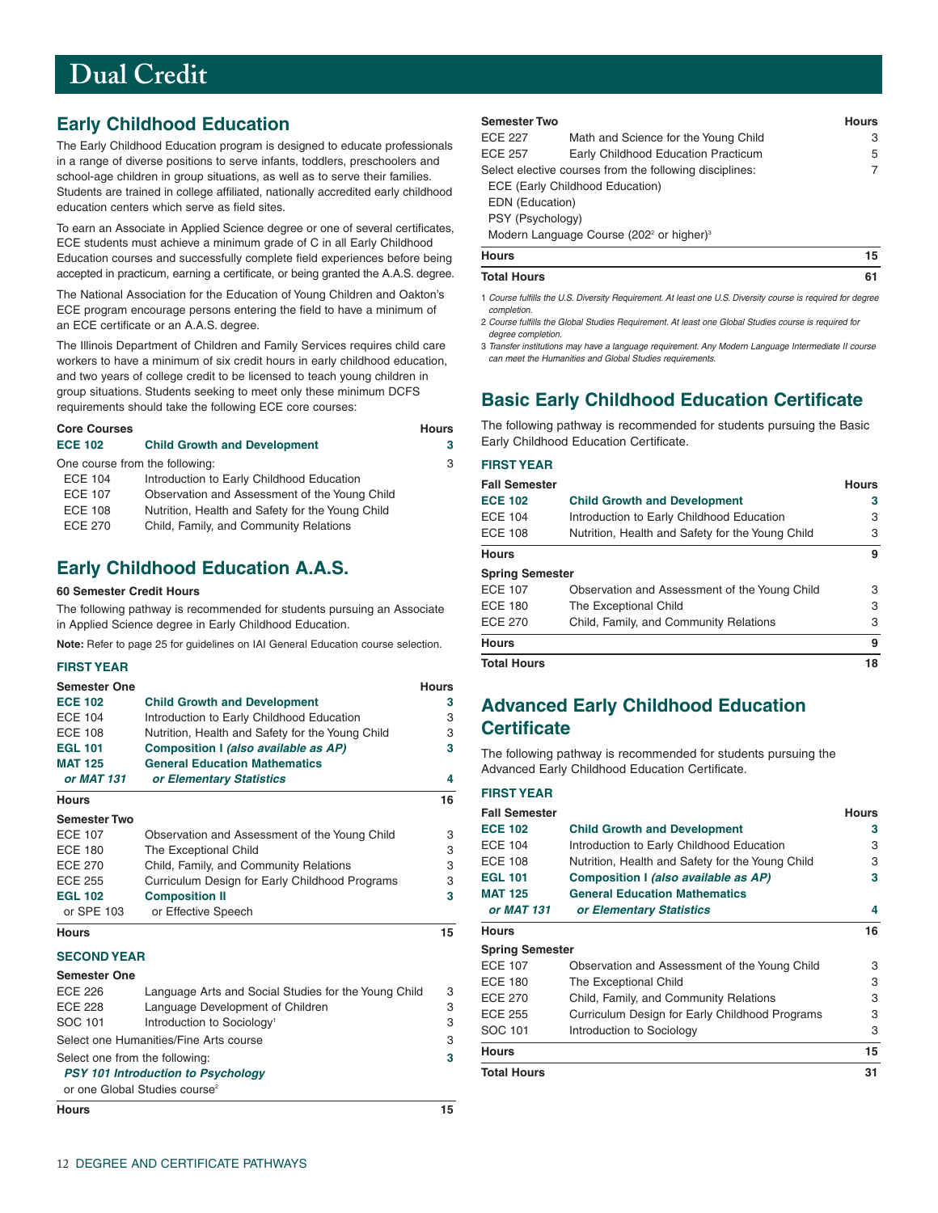# Dual Credit

## Early Childhood Education

The Early Childhood Education program is designed to educate professionals in a range of diverse positions to serve infants, toddlers, preschoolers and school-age children in group situations, as well as to serve their families. Students are trained in college affiliated, nationally accredited early childhood education centers which serve as field sites.

To earn an Associate in Applied Science degree or one of several certificates, ECE students must achieve a minimum grade of C in all Early Childhood Education courses and successfully complete field experiences before being accepted in practicum, earning a certificate, or being granted the A.A.S. degree.

The National Association for the Education of Young Children and Oakton's ECE program encourage persons entering the field to have a minimum of an ECE certificate or an A.A.S. degree.

The Illinois Department of Children and Family Services requires child care workers to have a minimum of six credit hours in early childhood education, and two years of college credit to be licensed to teach young children in group situations. Students seeking to meet only these minimum DCFS requirements should take the following ECE core courses:

| Core Courses | | Hours |
|---|---|---|
| **ECE 102** | **Child Growth and Development** | **3** |
| One course from the following: | | 3 |
| ECE 104 | Introduction to Early Childhood Education | |
| ECE 107 | Observation and Assessment of the Young Child | |
| ECE 108 | Nutrition, Health and Safety for the Young Child | |
| ECE 270 | Child, Family, and Community Relations | |

## Early Childhood Education A.A.S.

**60 Semester Credit Hours**

The following pathway is recommended for students pursuing an Associate in Applied Science degree in Early Childhood Education.

**Note:** Refer to page 25 for guidelines on IAI General Education course selection.

### FIRST YEAR

| Semester One | | Hours |
|---|---|---|
| **ECE 102** | **Child Growth and Development** | **3** |
| ECE 104 | Introduction to Early Childhood Education | 3 |
| ECE 108 | Nutrition, Health and Safety for the Young Child | 3 |
| **EGL 101** | **Composition I *(also available as AP)*** | **3** |
| **MAT 125** | **General Education Mathematics** | |
| ***or MAT 131*** | ***or Elementary Statistics*** | **4** |
| **Hours** | | **16** |

| Semester Two | | Hours |
|---|---|---|
| ECE 107 | Observation and Assessment of the Young Child | 3 |
| ECE 180 | The Exceptional Child | 3 |
| ECE 270 | Child, Family, and Community Relations | 3 |
| ECE 255 | Curriculum Design for Early Childhood Programs | 3 |
| **EGL 102** | **Composition II** | **3** |
| or SPE 103 | or Effective Speech | |
| **Hours** | | **15** |

### SECOND YEAR

| Semester One | | Hours |
|---|---|---|
| ECE 226 | Language Arts and Social Studies for the Young Child | 3 |
| ECE 228 | Language Development of Children | 3 |
| SOC 101 | Introduction to Sociology[1] | 3 |
| Select one Humanities/Fine Arts course | | 3 |
| Select one from the following: | | **3** |
| ***PSY 101 Introduction to Psychology*** | | |
| or one Global Studies course[2] | | |
| **Hours** | | **15** |

| Semester Two | | Hours |
|---|---|---|
| ECE 227 | Math and Science for the Young Child | 3 |
| ECE 257 | Early Childhood Education Practicum | 5 |
| Select elective courses from the following disciplines: | | 7 |
| ECE (Early Childhood Education) | | |
| EDN (Education) | | |
| PSY (Psychology) | | |
| Modern Language Course (202[2] or higher)[3] | | |
| **Hours** | | **15** |
| **Total Hours** | | **61** |

1 *Course fulfills the U.S. Diversity Requirement. At least one U.S. Diversity course is required for degree completion.*

2 *Course fulfills the Global Studies Requirement. At least one Global Studies course is required for degree completion.*

3 *Transfer institutions may have a language requirement. Any Modern Language Intermediate II course can meet the Humanities and Global Studies requirements.*

## Basic Early Childhood Education Certificate

The following pathway is recommended for students pursuing the Basic Early Childhood Education Certificate.

### FIRST YEAR

| Fall Semester | | Hours |
|---|---|---|
| **ECE 102** | **Child Growth and Development** | **3** |
| ECE 104 | Introduction to Early Childhood Education | 3 |
| ECE 108 | Nutrition, Health and Safety for the Young Child | 3 |
| **Hours** | | **9** |

| Spring Semester | | Hours |
|---|---|---|
| ECE 107 | Observation and Assessment of the Young Child | 3 |
| ECE 180 | The Exceptional Child | 3 |
| ECE 270 | Child, Family, and Community Relations | 3 |
| **Hours** | | **9** |
| **Total Hours** | | **18** |

## Advanced Early Childhood Education Certificate

The following pathway is recommended for students pursuing the Advanced Early Childhood Education Certificate.

### FIRST YEAR

| Fall Semester | | Hours |
|---|---|---|
| **ECE 102** | **Child Growth and Development** | **3** |
| ECE 104 | Introduction to Early Childhood Education | 3 |
| ECE 108 | Nutrition, Health and Safety for the Young Child | 3 |
| **EGL 101** | **Composition I *(also available as AP)*** | **3** |
| **MAT 125** | **General Education Mathematics** | |
| ***or MAT 131*** | ***or Elementary Statistics*** | **4** |
| **Hours** | | **16** |

| Spring Semester | | Hours |
|---|---|---|
| ECE 107 | Observation and Assessment of the Young Child | 3 |
| ECE 180 | The Exceptional Child | 3 |
| ECE 270 | Child, Family, and Community Relations | 3 |
| ECE 255 | Curriculum Design for Early Childhood Programs | 3 |
| SOC 101 | Introduction to Sociology | 3 |
| **Hours** | | **15** |
| **Total Hours** | | **31** |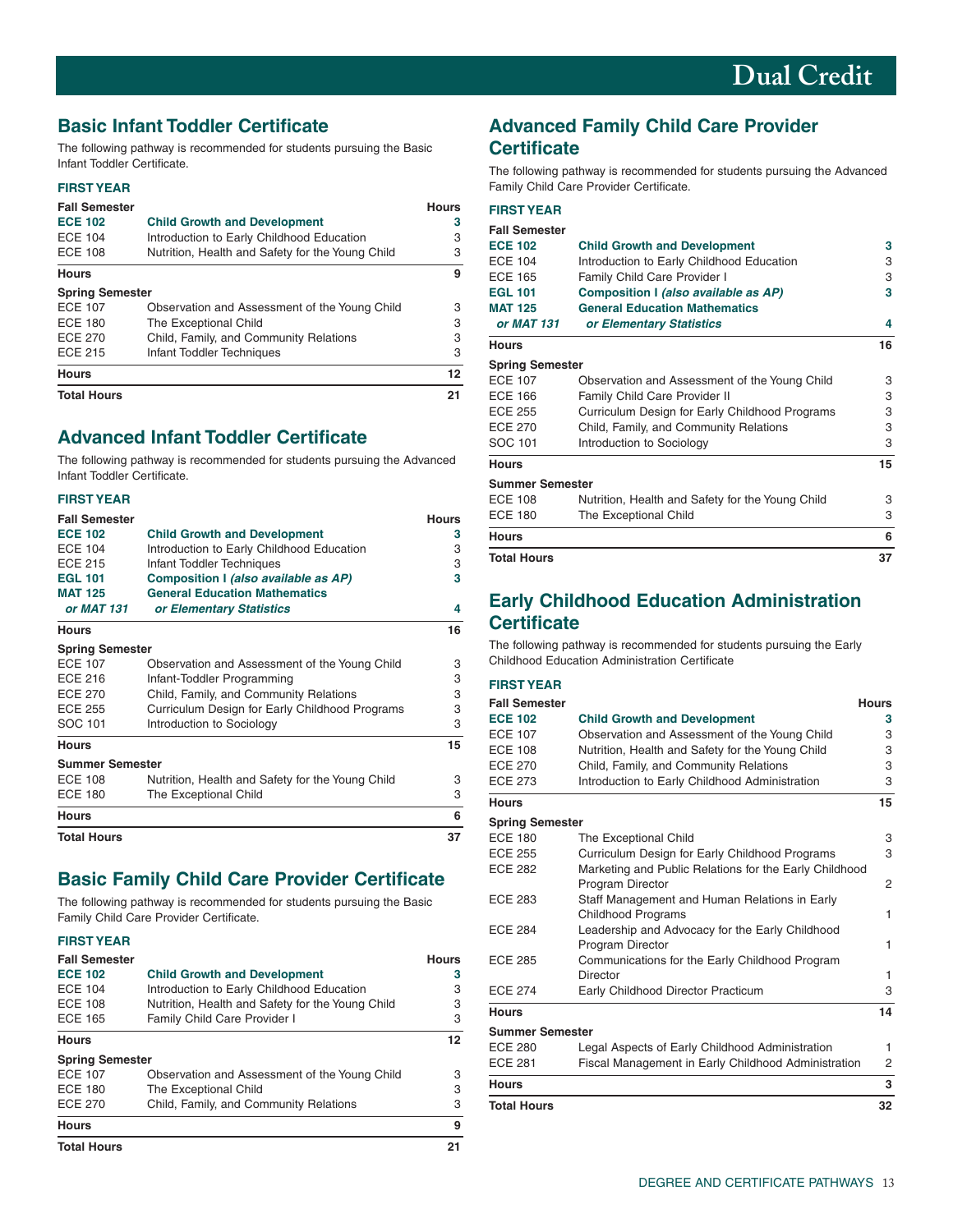# Dual Credit

## Basic Infant Toddler Certificate

The following pathway is recommended for students pursuing the Basic Infant Toddler Certificate.

### FIRST YEAR

| Fall Semester | | Hours |
|---|---|---|
| **ECE 102** | **Child Growth and Development** | **3** |
| ECE 104 | Introduction to Early Childhood Education | 3 |
| ECE 108 | Nutrition, Health and Safety for the Young Child | 3 |
| **Hours** | | **9** |
| **Spring Semester** | | |
| ECE 107 | Observation and Assessment of the Young Child | 3 |
| ECE 180 | The Exceptional Child | 3 |
| ECE 270 | Child, Family, and Community Relations | 3 |
| ECE 215 | Infant Toddler Techniques | 3 |
| **Hours** | | **12** |
| **Total Hours** | | **21** |

## Advanced Infant Toddler Certificate

The following pathway is recommended for students pursuing the Advanced Infant Toddler Certificate.

### FIRST YEAR

| Fall Semester | | Hours |
|---|---|---|
| **ECE 102** | **Child Growth and Development** | **3** |
| ECE 104 | Introduction to Early Childhood Education | 3 |
| ECE 215 | Infant Toddler Techniques | 3 |
| **EGL 101** | **Composition I *(also available as AP)*** | **3** |
| **MAT 125** *or MAT 131* | **General Education Mathematics** *or Elementary Statistics* | **4** |
| **Hours** | | **16** |
| **Spring Semester** | | |
| ECE 107 | Observation and Assessment of the Young Child | 3 |
| ECE 216 | Infant-Toddler Programming | 3 |
| ECE 270 | Child, Family, and Community Relations | 3 |
| ECE 255 | Curriculum Design for Early Childhood Programs | 3 |
| SOC 101 | Introduction to Sociology | 3 |
| **Hours** | | **15** |
| **Summer Semester** | | |
| ECE 108 | Nutrition, Health and Safety for the Young Child | 3 |
| ECE 180 | The Exceptional Child | 3 |
| **Hours** | | **6** |
| **Total Hours** | | **37** |

## Basic Family Child Care Provider Certificate

The following pathway is recommended for students pursuing the Basic Family Child Care Provider Certificate.

### FIRST YEAR

| Fall Semester | | Hours |
|---|---|---|
| **ECE 102** | **Child Growth and Development** | **3** |
| ECE 104 | Introduction to Early Childhood Education | 3 |
| ECE 108 | Nutrition, Health and Safety for the Young Child | 3 |
| ECE 165 | Family Child Care Provider I | 3 |
| **Hours** | | **12** |
| **Spring Semester** | | |
| ECE 107 | Observation and Assessment of the Young Child | 3 |
| ECE 180 | The Exceptional Child | 3 |
| ECE 270 | Child, Family, and Community Relations | 3 |
| **Hours** | | **9** |
| **Total Hours** | | **21** |

## Advanced Family Child Care Provider Certificate

The following pathway is recommended for students pursuing the Advanced Family Child Care Provider Certificate.

### FIRST YEAR

| Fall Semester | | |
|---|---|---|
| **ECE 102** | **Child Growth and Development** | **3** |
| ECE 104 | Introduction to Early Childhood Education | 3 |
| ECE 165 | Family Child Care Provider I | 3 |
| **EGL 101** | **Composition I *(also available as AP)*** | **3** |
| **MAT 125** *or MAT 131* | **General Education Mathematics** *or Elementary Statistics* | **4** |
| **Hours** | | **16** |
| **Spring Semester** | | |
| ECE 107 | Observation and Assessment of the Young Child | 3 |
| ECE 166 | Family Child Care Provider II | 3 |
| ECE 255 | Curriculum Design for Early Childhood Programs | 3 |
| ECE 270 | Child, Family, and Community Relations | 3 |
| SOC 101 | Introduction to Sociology | 3 |
| **Hours** | | **15** |
| **Summer Semester** | | |
| ECE 108 | Nutrition, Health and Safety for the Young Child | 3 |
| ECE 180 | The Exceptional Child | 3 |
| **Hours** | | **6** |
| **Total Hours** | | **37** |

## Early Childhood Education Administration Certificate

The following pathway is recommended for students pursuing the Early Childhood Education Administration Certificate

### FIRST YEAR

| Fall Semester | | Hours |
|---|---|---|
| **ECE 102** | **Child Growth and Development** | **3** |
| ECE 107 | Observation and Assessment of the Young Child | 3 |
| ECE 108 | Nutrition, Health and Safety for the Young Child | 3 |
| ECE 270 | Child, Family, and Community Relations | 3 |
| ECE 273 | Introduction to Early Childhood Administration | 3 |
| **Hours** | | **15** |
| **Spring Semester** | | |
| ECE 180 | The Exceptional Child | 3 |
| ECE 255 | Curriculum Design for Early Childhood Programs | 3 |
| ECE 282 | Marketing and Public Relations for the Early Childhood Program Director | 2 |
| ECE 283 | Staff Management and Human Relations in Early Childhood Programs | 1 |
| ECE 284 | Leadership and Advocacy for the Early Childhood Program Director | 1 |
| ECE 285 | Communications for the Early Childhood Program Director | 1 |
| ECE 274 | Early Childhood Director Practicum | 3 |
| **Hours** | | **14** |
| **Summer Semester** | | |
| ECE 280 | Legal Aspects of Early Childhood Administration | 1 |
| ECE 281 | Fiscal Management in Early Childhood Administration | 2 |
| **Hours** | | **3** |
| **Total Hours** | | **32** |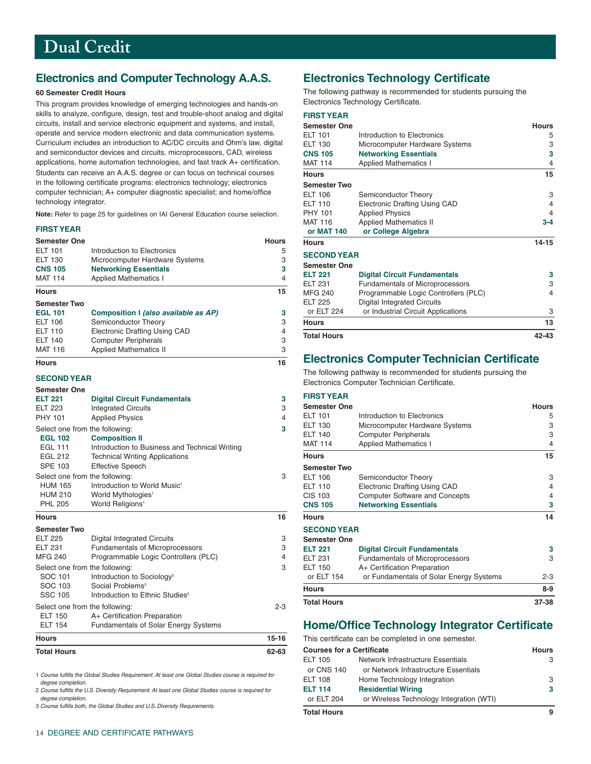# Dual Credit

## Electronics and Computer Technology A.A.S.

**60 Semester Credit Hours**

This program provides knowledge of emerging technologies and hands-on skills to analyze, configure, design, test and trouble-shoot analog and digital circuits, install and service electronic equipment and systems, and install, operate and service modern electronic and data communication systems. Curriculum includes an introduction to AC/DC circuits and Ohm's law, digital and semiconductor devices and circuits, microprocessors, CAD, wireless applications, home automation technologies, and fast track A+ certification. Students can receive an A.A.S. degree or can focus on technical courses in the following certificate programs: electronics technology; electronics computer technician; A+ computer diagnostic specialist; and home/office technology integrator.

**Note:** Refer to page 25 for guidelines on IAI General Education course selection.

### FIRST YEAR

| Semester One | | Hours |
|---|---|---|
| ELT 101 | Introduction to Electronics | 5 |
| ELT 130 | Microcomputer Hardware Systems | 3 |
| **CNS 105** | **Networking Essentials** | **3** |
| MAT 114 | Applied Mathematics I | 4 |
| **Hours** | | **15** |

| Semester Two | | |
|---|---|---|
| **EGL 101** | **Composition I *(also available as AP)*** | **3** |
| ELT 106 | Semiconductor Theory | 3 |
| ELT 110 | Electronic Drafting Using CAD | 4 |
| ELT 140 | Computer Peripherals | 3 |
| MAT 116 | Applied Mathematics II | 3 |
| **Hours** | | **16** |

### SECOND YEAR

| Semester One | | |
|---|---|---|
| **ELT 221** | **Digital Circuit Fundamentals** | **3** |
| ELT 223 | Integrated Circuits | 3 |
| PHY 101 | Applied Physics | 4 |
| Select one from the following: | | **3** |
| **EGL 102** | **Composition II** | |
| EGL 111 | Introduction to Business and Technical Writing | |
| EGL 212 | Technical Writing Applications | |
| SPE 103 | Effective Speech | |
| Select one from the following: | | 3 |
| HUM 165 | Introduction to World Music[1] | |
| HUM 210 | World Mythologies[1] | |
| PHL 205 | World Religions[1] | |
| **Hours** | | **16** |

| Semester Two | | |
|---|---|---|
| ELT 225 | Digital Integrated Circuits | 3 |
| ELT 231 | Fundamentals of Microprocessors | 3 |
| MFG 240 | Programmable Logic Controllers (PLC) | 4 |
| Select one from the following: | | 3 |
| SOC 101 | Introduction to Sociology[2] | |
| SOC 103 | Social Problems[3] | |
| SSC 105 | Introduction to Ethnic Studies[2] | |
| Select one from the following: | | 2-3 |
| ELT 150 | A+ Certification Preparation | |
| ELT 154 | Fundamentals of Solar Energy Systems | |
| **Hours** | | **15-16** |
| **Total Hours** | | **62-63** |

1 *Course fulfills the Global Studies Requirement. At least one Global Studies course is required for degree completion.*

2 *Course fulfills the U.S. Diversity Requirement. At least one Global Studies course is required for degree completion.*

3 *Course fulfills both, the Global Studies and U.S. Diversity Requirements.*

## Electronics Technology Certificate

The following pathway is recommended for students pursuing the Electronics Technology Certificate.

### FIRST YEAR

| Semester One | | Hours |
|---|---|---|
| ELT 101 | Introduction to Electronics | 5 |
| ELT 130 | Microcomputer Hardware Systems | 3 |
| **CNS 105** | **Networking Essentials** | **3** |
| MAT 114 | Applied Mathematics I | 4 |
| **Hours** | | **15** |

| Semester Two | | |
|---|---|---|
| ELT 106 | Semiconductor Theory | 3 |
| ELT 110 | Electronic Drafting Using CAD | 4 |
| PHY 101 | Applied Physics | 4 |
| MAT 116 | Applied Mathematics II | **3-4** |
| **or MAT 140** | **or College Algebra** | |
| **Hours** | | **14-15** |

### SECOND YEAR

| Semester One | | |
|---|---|---|
| **ELT 221** | **Digital Circuit Fundamentals** | **3** |
| ELT 231 | Fundamentals of Microprocessors | 3 |
| MFG 240 | Programmable Logic Controllers (PLC) | 4 |
| ELT 225 | Digital Integrated Circuits | |
| or ELT 224 | or Industrial Circuit Applications | 3 |
| **Hours** | | **13** |
| **Total Hours** | | **42-43** |

## Electronics Computer Technician Certificate

The following pathway is recommended for students pursuing the Electronics Computer Technician Certificate.

### FIRST YEAR

| Semester One | | Hours |
|---|---|---|
| ELT 101 | Introduction to Electronics | 5 |
| ELT 130 | Microcomputer Hardware Systems | 3 |
| ELT 140 | Computer Peripherals | 3 |
| MAT 114 | Applied Mathematics I | 4 |
| **Hours** | | **15** |

| Semester Two | | |
|---|---|---|
| ELT 106 | Semiconductor Theory | 3 |
| ELT 110 | Electronic Drafting Using CAD | 4 |
| CIS 103 | Computer Software and Concepts | 4 |
| **CNS 105** | **Networking Essentials** | **3** |
| **Hours** | | **14** |

### SECOND YEAR

| Semester One | | |
|---|---|---|
| **ELT 221** | **Digital Circuit Fundamentals** | **3** |
| ELT 231 | Fundamentals of Microprocessors | 3 |
| ELT 150 | A+ Certification Preparation | |
| or ELT 154 | or Fundamentals of Solar Energy Systems | 2-3 |
| **Hours** | | **8-9** |
| **Total Hours** | | **37-38** |

## Home/Office Technology Integrator Certificate

This certificate can be completed in one semester.

| Courses for a Certificate | | Hours |
|---|---|---|
| ELT 105 | Network Infrastructure Essentials | 3 |
| or CNS 140 | or Network Infrastructure Essentials | |
| ELT 108 | Home Technology Integration | 3 |
| **ELT 114** | **Residential Wiring** | **3** |
| or ELT 204 | or Wireless Technology Integration (WTI) | |
| **Total Hours** | | **9** |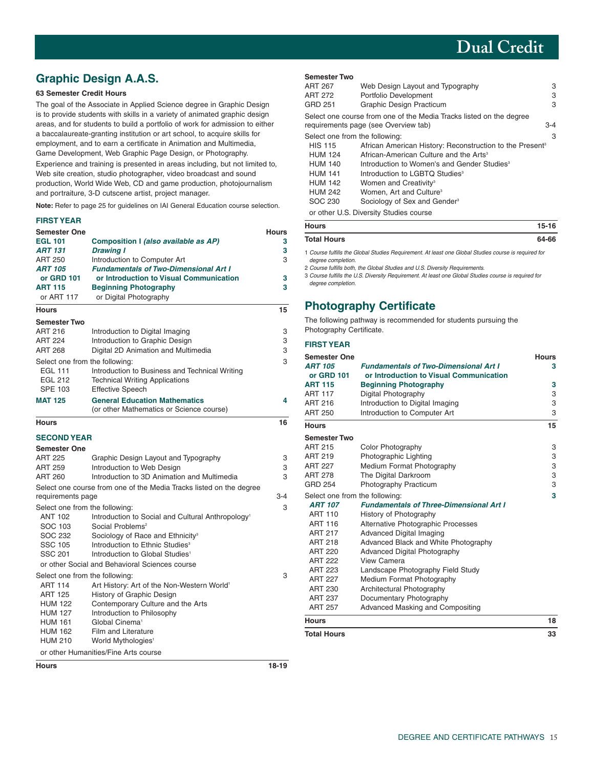## Graphic Design A.A.S.

**63 Semester Credit Hours**

The goal of the Associate in Applied Science degree in Graphic Design is to provide students with skills in a variety of animated graphic design areas, and for students to build a portfolio of work for admission to either a baccalaureate-granting institution or art school, to acquire skills for employment, and to earn a certificate in Animation and Multimedia, Game Development, Web Graphic Page Design, or Photography. Experience and training is presented in areas including, but not limited to, Web site creation, studio photographer, video broadcast and sound production, World Wide Web, CD and game production, photojournalism and portraiture, 3-D cutscene artist, project manager.

**Note:** Refer to page 25 for guidelines on IAI General Education course selection.

### FIRST YEAR

| Semester One | | Hours |
|---|---|---|
| **EGL 101** | **Composition I** ***(also available as AP)*** | **3** |
| ***ART 131*** | ***Drawing I*** | **3** |
| ART 250 | Introduction to Computer Art | 3 |
| ***ART 105*** | ***Fundamentals of Two-Dimensional Art I*** | |
| **or GRD 101** | **or Introduction to Visual Communication** | **3** |
| **ART 115** | **Beginning Photography** | **3** |
| or ART 117 | or Digital Photography | |
| **Hours** | | **15** |

| Semester Two | | |
|---|---|---|
| ART 216 | Introduction to Digital Imaging | 3 |
| ART 224 | Introduction to Graphic Design | 3 |
| ART 268 | Digital 2D Animation and Multimedia | 3 |
| Select one from the following: | | 3 |
| EGL 111 | Introduction to Business and Technical Writing | |
| EGL 212 | Technical Writing Applications | |
| SPE 103 | Effective Speech | |
| **MAT 125** | **General Education Mathematics** (or other Mathematics or Science course) | **4** |
| **Hours** | | **16** |

### SECOND YEAR

| Semester One | | |
|---|---|---|
| ART 225 | Graphic Design Layout and Typography | 3 |
| ART 259 | Introduction to Web Design | 3 |
| ART 260 | Introduction to 3D Animation and Multimedia | 3 |
| Select one course from one of the Media Tracks listed on the degree requirements page | | 3-4 |
| Select one from the following: | | 3 |
| ANT 102 | Introduction to Social and Cultural Anthropology[1] | |
| SOC 103 | Social Problems[2] | |
| SOC 232 | Sociology of Race and Ethnicity[3] | |
| SSC 105 | Introduction to Ethnic Studies[3] | |
| SSC 201 | Introduction to Global Studies[1] | |
| or other Social and Behavioral Sciences course | | |
| Select one from the following: | | 3 |
| ART 114 | Art History: Art of the Non-Western World[1] | |
| ART 125 | History of Graphic Design | |
| HUM 122 | Contemporary Culture and the Arts | |
| HUM 127 | Introduction to Philosophy | |
| HUM 161 | Global Cinema[1] | |
| HUM 162 | Film and Literature | |
| HUM 210 | World Mythologies[1] | |
| or other Humanities/Fine Arts course | | |
| **Hours** | | **18-19** |

| Semester Two | | |
|---|---|---|
| ART 267 | Web Design Layout and Typography | 3 |
| ART 272 | Portfolio Development | 3 |
| GRD 251 | Graphic Design Practicum | 3 |
| Select one course from one of the Media Tracks listed on the degree requirements page (see Overview tab) | | 3-4 |
| Select one from the following: | | 3 |
| HIS 115 | African American History: Reconstruction to the Present[3] | |
| HUM 124 | African-American Culture and the Arts[3] | |
| HUM 140 | Introduction to Women's and Gender Studies[3] | |
| HUM 141 | Introduction to LGBTQ Studies[3] | |
| HUM 142 | Women and Creativity[3] | |
| HUM 242 | Women, Art and Culture[3] | |
| SOC 230 | Sociology of Sex and Gender[3] | |
| or other U.S. Diversity Studies course | | |
| **Hours** | | **15-16** |
| **Total Hours** | | **64-66** |

1 *Course fulfills the Global Studies Requirement. At least one Global Studies course is required for degree completion.*
2 *Course fulfills both, the Global Studies and U.S. Diversity Requirements.*
3 *Course fulfills the U.S. Diversity Requirement. At least one Global Studies course is required for degree completion.*

## Photography Certificate

The following pathway is recommended for students pursuing the Photography Certificate.

### FIRST YEAR

| Semester One | | Hours |
|---|---|---|
| ***ART 105*** | ***Fundamentals of Two-Dimensional Art I*** | **3** |
| **or GRD 101** | **or Introduction to Visual Communication** | |
| **ART 115** | **Beginning Photography** | **3** |
| ART 117 | Digital Photography | 3 |
| ART 216 | Introduction to Digital Imaging | 3 |
| ART 250 | Introduction to Computer Art | 3 |
| **Hours** | | **15** |

| Semester Two | | |
|---|---|---|
| ART 215 | Color Photography | 3 |
| ART 219 | Photographic Lighting | 3 |
| ART 227 | Medium Format Photography | 3 |
| ART 278 | The Digital Darkroom | 3 |
| GRD 254 | Photography Practicum | 3 |
| Select one from the following: | | **3** |
| ***ART 107*** | ***Fundamentals of Three-Dimensional Art I*** | |
| ART 110 | History of Photography | |
| ART 116 | Alternative Photographic Processes | |
| ART 217 | Advanced Digital Imaging | |
| ART 218 | Advanced Black and White Photography | |
| ART 220 | Advanced Digital Photography | |
| ART 222 | View Camera | |
| ART 223 | Landscape Photography Field Study | |
| ART 227 | Medium Format Photography | |
| ART 230 | Architectural Photography | |
| ART 237 | Documentary Photography | |
| ART 257 | Advanced Masking and Compositing | |
| **Hours** | | **18** |
| **Total Hours** | | **33** |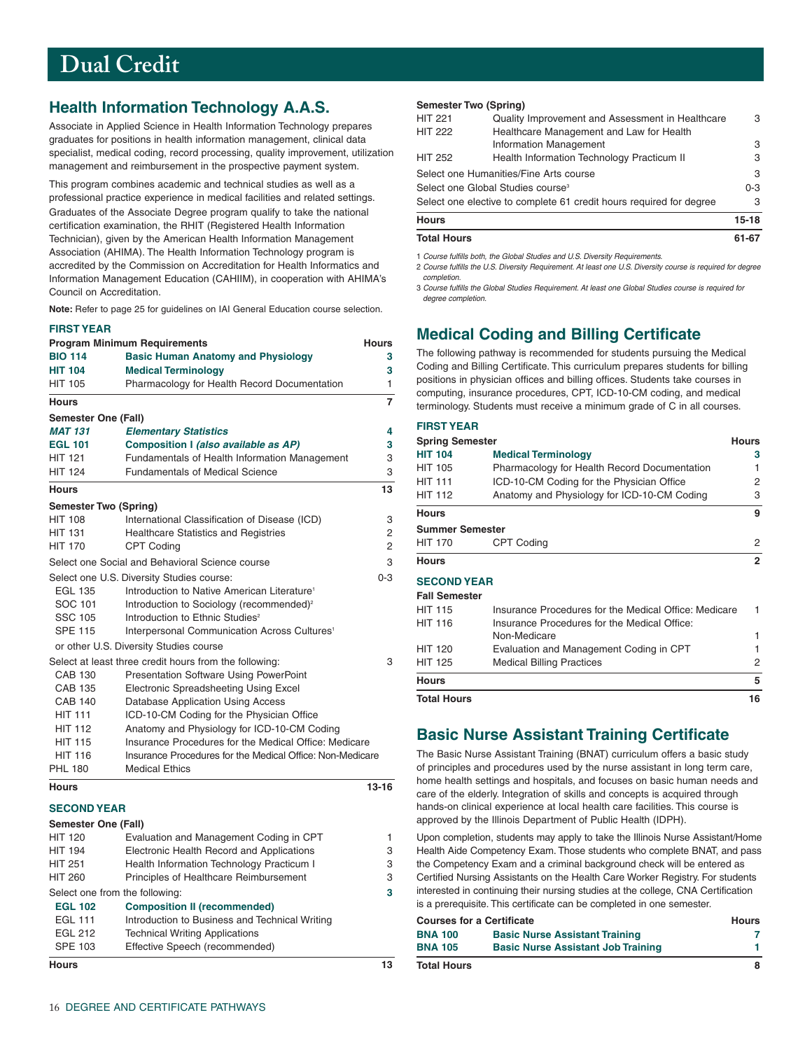# Dual Credit

## Health Information Technology A.A.S.

Associate in Applied Science in Health Information Technology prepares graduates for positions in health information management, clinical data specialist, medical coding, record processing, quality improvement, utilization management and reimbursement in the prospective payment system.

This program combines academic and technical studies as well as a professional practice experience in medical facilities and related settings. Graduates of the Associate Degree program qualify to take the national certification examination, the RHIT (Registered Health Information Technician), given by the American Health Information Management Association (AHIMA). The Health Information Technology program is accredited by the Commission on Accreditation for Health Informatics and Information Management Education (CAHIIM), in cooperation with AHIMA's Council on Accreditation.

**Note:** Refer to page 25 for guidelines on IAI General Education course selection.

**FIRST YEAR**

| Program Minimum Requirements | | Hours |
|---|---|---|
| **BIO 114** | **Basic Human Anatomy and Physiology** | **3** |
| **HIT 104** | **Medical Terminology** | **3** |
| HIT 105 | Pharmacology for Health Record Documentation | 1 |
| **Hours** | | **7** |
| **Semester One (Fall)** | | |
| ***MAT 131*** | ***Elementary Statistics*** | **4** |
| **EGL 101** | **Composition I *(also available as AP)*** | **3** |
| HIT 121 | Fundamentals of Health Information Management | 3 |
| HIT 124 | Fundamentals of Medical Science | 3 |
| **Hours** | | **13** |
| **Semester Two (Spring)** | | |
| HIT 108 | International Classification of Disease (ICD) | 3 |
| HIT 131 | Healthcare Statistics and Registries | 2 |
| HIT 170 | CPT Coding | 2 |
| Select one Social and Behavioral Science course | | 3 |
| Select one U.S. Diversity Studies course: | | 0-3 |
| EGL 135 | Introduction to Native American Literature[1] | |
| SOC 101 | Introduction to Sociology (recommended)[2] | |
| SSC 105 | Introduction to Ethnic Studies[2] | |
| SPE 115 | Interpersonal Communication Across Cultures[1] | |
| or other U.S. Diversity Studies course | | |
| Select at least three credit hours from the following: | | 3 |
| CAB 130 | Presentation Software Using PowerPoint | |
| CAB 135 | Electronic Spreadsheeting Using Excel | |
| CAB 140 | Database Application Using Access | |
| HIT 111 | ICD-10-CM Coding for the Physician Office | |
| HIT 112 | Anatomy and Physiology for ICD-10-CM Coding | |
| HIT 115 | Insurance Procedures for the Medical Office: Medicare | |
| HIT 116 | Insurance Procedures for the Medical Office: Non-Medicare | |
| PHL 180 | Medical Ethics | |
| **Hours** | | **13-16** |

**SECOND YEAR**

| Semester One (Fall) | | |
|---|---|---|
| HIT 120 | Evaluation and Management Coding in CPT | 1 |
| HIT 194 | Electronic Health Record and Applications | 3 |
| HIT 251 | Health Information Technology Practicum I | 3 |
| HIT 260 | Principles of Healthcare Reimbursement | 3 |
| Select one from the following: | | **3** |
| **EGL 102** | **Composition II (recommended)** | |
| EGL 111 | Introduction to Business and Technical Writing | |
| EGL 212 | Technical Writing Applications | |
| SPE 103 | Effective Speech (recommended) | |
| **Hours** | | **13** |
| **Semester Two (Spring)** | | |
| HIT 221 | Quality Improvement and Assessment in Healthcare | 3 |
| HIT 222 | Healthcare Management and Law for Health Information Management | 3 |
| HIT 252 | Health Information Technology Practicum II | 3 |
| Select one Humanities/Fine Arts course | | 3 |
| Select one Global Studies course[3] | | 0-3 |
| Select one elective to complete 61 credit hours required for degree | | 3 |
| **Hours** | | **15-18** |
| **Total Hours** | | **61-67** |

*1 Course fulfills both, the Global Studies and U.S. Diversity Requirements.*

*2 Course fulfills the U.S. Diversity Requirement. At least one U.S. Diversity course is required for degree completion.*

*3 Course fulfills the Global Studies Requirement. At least one Global Studies course is required for degree completion.*

## Medical Coding and Billing Certificate

The following pathway is recommended for students pursuing the Medical Coding and Billing Certificate. This curriculum prepares students for billing positions in physician offices and billing offices. Students take courses in computing, insurance procedures, CPT, ICD-10-CM coding, and medical terminology. Students must receive a minimum grade of C in all courses.

**FIRST YEAR**

| Spring Semester | | Hours |
|---|---|---|
| **HIT 104** | **Medical Terminology** | **3** |
| HIT 105 | Pharmacology for Health Record Documentation | 1 |
| HIT 111 | ICD-10-CM Coding for the Physician Office | 2 |
| HIT 112 | Anatomy and Physiology for ICD-10-CM Coding | 3 |
| **Hours** | | **9** |
| **Summer Semester** | | |
| HIT 170 | CPT Coding | 2 |
| **Hours** | | **2** |

**SECOND YEAR**

| Fall Semester | | |
|---|---|---|
| HIT 115 | Insurance Procedures for the Medical Office: Medicare | 1 |
| HIT 116 | Insurance Procedures for the Medical Office: Non-Medicare | 1 |
| HIT 120 | Evaluation and Management Coding in CPT | 1 |
| HIT 125 | Medical Billing Practices | 2 |
| **Hours** | | **5** |
| **Total Hours** | | **16** |

## Basic Nurse Assistant Training Certificate

The Basic Nurse Assistant Training (BNAT) curriculum offers a basic study of principles and procedures used by the nurse assistant in long term care, home health settings and hospitals, and focuses on basic human needs and care of the elderly. Integration of skills and concepts is acquired through hands-on clinical experience at local health care facilities. This course is approved by the Illinois Department of Public Health (IDPH).

Upon completion, students may apply to take the Illinois Nurse Assistant/Home Health Aide Competency Exam. Those students who complete BNAT, and pass the Competency Exam and a criminal background check will be entered as Certified Nursing Assistants on the Health Care Worker Registry. For students interested in continuing their nursing studies at the college, CNA Certification is a prerequisite. This certificate can be completed in one semester.

| Courses for a Certificate | | Hours |
|---|---|---|
| **BNA 100** | **Basic Nurse Assistant Training** | **7** |
| **BNA 105** | **Basic Nurse Assistant Job Training** | **1** |
| **Total Hours** | | **8** |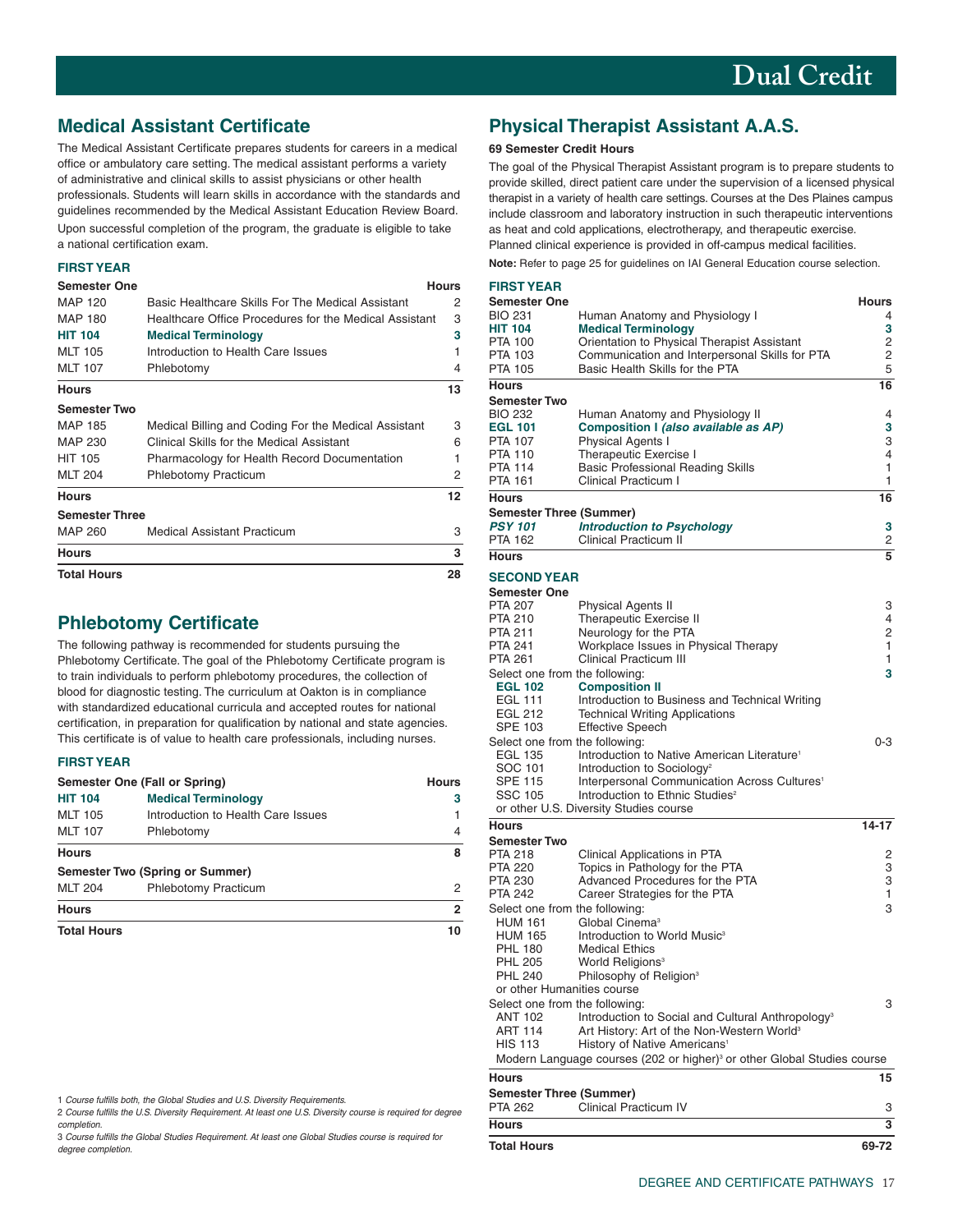# Dual Credit

## Medical Assistant Certificate

The Medical Assistant Certificate prepares students for careers in a medical office or ambulatory care setting. The medical assistant performs a variety of administrative and clinical skills to assist physicians or other health professionals. Students will learn skills in accordance with the standards and guidelines recommended by the Medical Assistant Education Review Board. Upon successful completion of the program, the graduate is eligible to take a national certification exam.

**FIRST YEAR**

| Semester One | | Hours |
|---|---|---|
| MAP 120 | Basic Healthcare Skills For The Medical Assistant | 2 |
| MAP 180 | Healthcare Office Procedures for the Medical Assistant | 3 |
| **HIT 104** | **Medical Terminology** | **3** |
| MLT 105 | Introduction to Health Care Issues | 1 |
| MLT 107 | Phlebotomy | 4 |
| **Hours** | | **13** |
| **Semester Two** | | |
| MAP 185 | Medical Billing and Coding For the Medical Assistant | 3 |
| MAP 230 | Clinical Skills for the Medical Assistant | 6 |
| HIT 105 | Pharmacology for Health Record Documentation | 1 |
| MLT 204 | Phlebotomy Practicum | 2 |
| **Hours** | | **12** |
| **Semester Three** | | |
| MAP 260 | Medical Assistant Practicum | 3 |
| **Hours** | | **3** |
| **Total Hours** | | **28** |

## Phlebotomy Certificate

The following pathway is recommended for students pursuing the Phlebotomy Certificate. The goal of the Phlebotomy Certificate program is to train individuals to perform phlebotomy procedures, the collection of blood for diagnostic testing. The curriculum at Oakton is in compliance with standardized educational curricula and accepted routes for national certification, in preparation for qualification by national and state agencies. This certificate is of value to health care professionals, including nurses.

**FIRST YEAR**

| Semester One (Fall or Spring) | | Hours |
|---|---|---|
| **HIT 104** | **Medical Terminology** | **3** |
| MLT 105 | Introduction to Health Care Issues | 1 |
| MLT 107 | Phlebotomy | 4 |
| **Hours** | | **8** |
| **Semester Two (Spring or Summer)** | | |
| MLT 204 | Phlebotomy Practicum | 2 |
| **Hours** | | **2** |
| **Total Hours** | | **10** |

## Physical Therapist Assistant A.A.S.

**69 Semester Credit Hours**

The goal of the Physical Therapist Assistant program is to prepare students to provide skilled, direct patient care under the supervision of a licensed physical therapist in a variety of health care settings. Courses at the Des Plaines campus include classroom and laboratory instruction in such therapeutic interventions as heat and cold applications, electrotherapy, and therapeutic exercise. Planned clinical experience is provided in off-campus medical facilities.

**Note:** Refer to page 25 for guidelines on IAI General Education course selection.

**FIRST YEAR**

| Semester One | | Hours |
|---|---|---|
| BIO 231 | Human Anatomy and Physiology I | 4 |
| **HIT 104** | **Medical Terminology** | **3** |
| PTA 100 | Orientation to Physical Therapist Assistant | 2 |
| PTA 103 | Communication and Interpersonal Skills for PTA | 2 |
| PTA 105 | Basic Health Skills for the PTA | 5 |
| **Hours** | | **16** |
| **Semester Two** | | |
| BIO 232 | Human Anatomy and Physiology II | 4 |
| **EGL 101** | **Composition I *(also available as AP)*** | **3** |
| PTA 107 | Physical Agents I | 3 |
| PTA 110 | Therapeutic Exercise I | 4 |
| PTA 114 | Basic Professional Reading Skills | 1 |
| PTA 161 | Clinical Practicum I | 1 |
| **Hours** | | **16** |
| **Semester Three (Summer)** | | |
| ***PSY 101*** | ***Introduction to Psychology*** | **3** |
| PTA 162 | Clinical Practicum II | 2 |
| **Hours** | | **5** |

**SECOND YEAR**

| Semester One | | |
|---|---|---|
| PTA 207 | Physical Agents II | 3 |
| PTA 210 | Therapeutic Exercise II | 4 |
| PTA 211 | Neurology for the PTA | 2 |
| PTA 241 | Workplace Issues in Physical Therapy | 1 |
| PTA 261 | Clinical Practicum III | 1 |
| Select one from the following: | | **3** |
| **EGL 102** | **Composition II** | |
| EGL 111 | Introduction to Business and Technical Writing | |
| EGL 212 | Technical Writing Applications | |
| SPE 103 | Effective Speech | |
| Select one from the following: | | 0-3 |
| EGL 135 | Introduction to Native American Literature[1] | |
| SOC 101 | Introduction to Sociology[2] | |
| SPE 115 | Interpersonal Communication Across Cultures[1] | |
| SSC 105 | Introduction to Ethnic Studies[2] | |
| or other U.S. Diversity Studies course | | |
| **Hours** | | **14-17** |
| **Semester Two** | | |
| PTA 218 | Clinical Applications in PTA | 2 |
| PTA 220 | Topics in Pathology for the PTA | 3 |
| PTA 230 | Advanced Procedures for the PTA | 3 |
| PTA 242 | Career Strategies for the PTA | 1 |
| Select one from the following: | | 3 |
| HUM 161 | Global Cinema[3] | |
| HUM 165 | Introduction to World Music[3] | |
| PHL 180 | Medical Ethics | |
| PHL 205 | World Religions[3] | |
| PHL 240 | Philosophy of Religion[3] | |
| or other Humanities course | | |
| Select one from the following: | | 3 |
| ANT 102 | Introduction to Social and Cultural Anthropology[3] | |
| ART 114 | Art History: Art of the Non-Western World[3] | |
| HIS 113 | History of Native Americans[1] | |
| Modern Language courses (202 or higher)[3] or other Global Studies course | | |
| **Hours** | | **15** |
| **Semester Three (Summer)** | | |
| PTA 262 | Clinical Practicum IV | 3 |
| **Hours** | | **3** |
| **Total Hours** | | **69-72** |

1 *Course fulfills both, the Global Studies and U.S. Diversity Requirements.*

2 *Course fulfills the U.S. Diversity Requirement. At least one U.S. Diversity course is required for degree completion.*

3 *Course fulfills the Global Studies Requirement. At least one Global Studies course is required for degree completion.*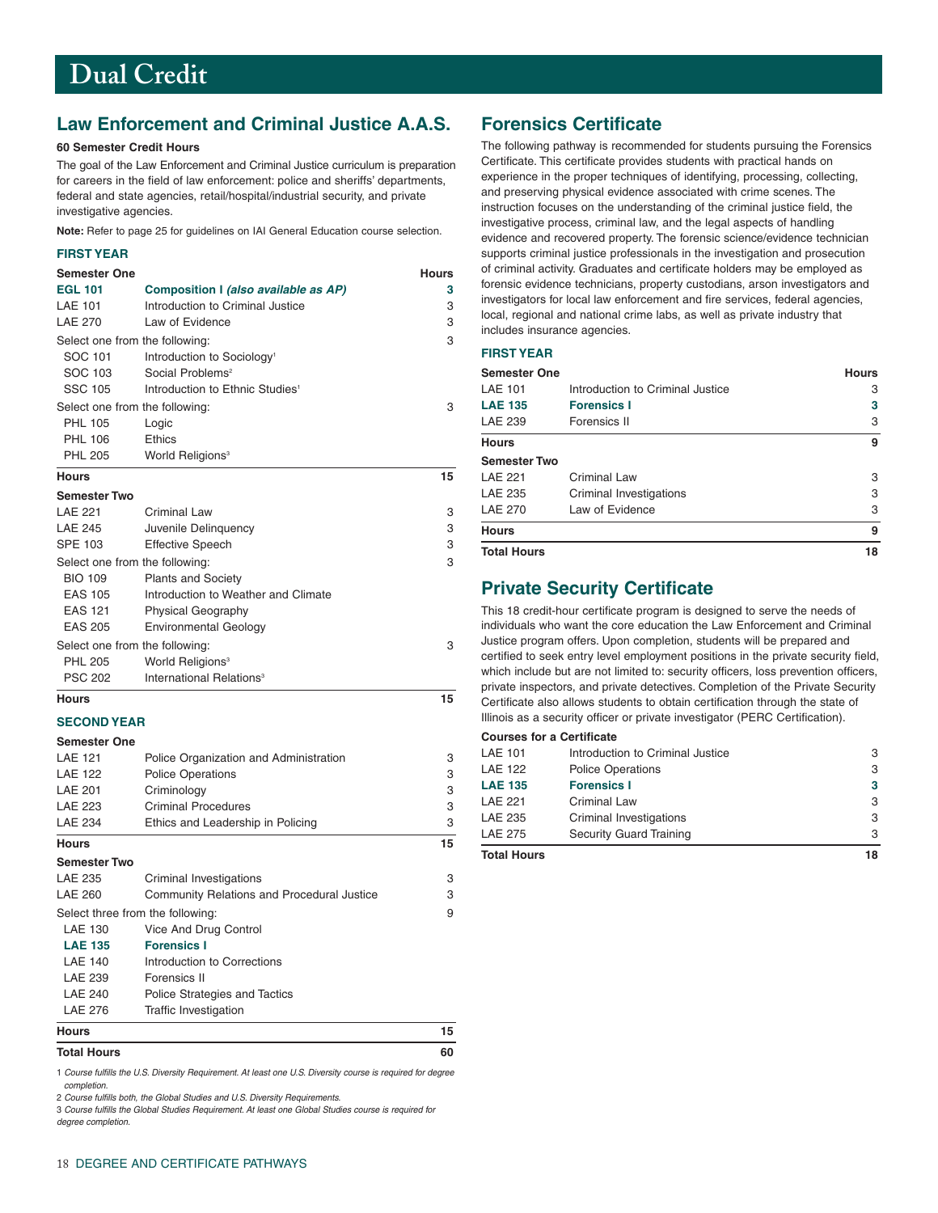# Dual Credit

## Law Enforcement and Criminal Justice A.A.S.

**60 Semester Credit Hours**

The goal of the Law Enforcement and Criminal Justice curriculum is preparation for careers in the field of law enforcement: police and sheriffs' departments, federal and state agencies, retail/hospital/industrial security, and private investigative agencies.

**Note:** Refer to page 25 for guidelines on IAI General Education course selection.

### FIRST YEAR

| Semester One | | Hours |
|---|---|---|
| **EGL 101** | **Composition I *(also available as AP)*** | **3** |
| LAE 101 | Introduction to Criminal Justice | 3 |
| LAE 270 | Law of Evidence | 3 |
| Select one from the following: | | 3 |
| SOC 101 | Introduction to Sociology[1] | |
| SOC 103 | Social Problems[2] | |
| SSC 105 | Introduction to Ethnic Studies[1] | |
| Select one from the following: | | 3 |
| PHL 105 | Logic | |
| PHL 106 | Ethics | |
| PHL 205 | World Religions[3] | |
| **Hours** | | **15** |

| Semester Two | | |
|---|---|---|
| LAE 221 | Criminal Law | 3 |
| LAE 245 | Juvenile Delinquency | 3 |
| SPE 103 | Effective Speech | 3 |
| Select one from the following: | | 3 |
| BIO 109 | Plants and Society | |
| EAS 105 | Introduction to Weather and Climate | |
| EAS 121 | Physical Geography | |
| EAS 205 | Environmental Geology | |
| Select one from the following: | | 3 |
| PHL 205 | World Religions[3] | |
| PSC 202 | International Relations[3] | |
| **Hours** | | **15** |

### SECOND YEAR

| Semester One | | |
|---|---|---|
| LAE 121 | Police Organization and Administration | 3 |
| LAE 122 | Police Operations | 3 |
| LAE 201 | Criminology | 3 |
| LAE 223 | Criminal Procedures | 3 |
| LAE 234 | Ethics and Leadership in Policing | 3 |
| **Hours** | | **15** |

| Semester Two | | |
|---|---|---|
| LAE 235 | Criminal Investigations | 3 |
| LAE 260 | Community Relations and Procedural Justice | 3 |
| Select three from the following: | | 9 |
| LAE 130 | Vice And Drug Control | |
| **LAE 135** | **Forensics I** | |
| LAE 140 | Introduction to Corrections | |
| LAE 239 | Forensics II | |
| LAE 240 | Police Strategies and Tactics | |
| LAE 276 | Traffic Investigation | |
| **Hours** | | **15** |
| **Total Hours** | | **60** |

*1 Course fulfills the U.S. Diversity Requirement. At least one U.S. Diversity course is required for degree completion.*

*2 Course fulfills both, the Global Studies and U.S. Diversity Requirements.*

*3 Course fulfills the Global Studies Requirement. At least one Global Studies course is required for degree completion.*

## Forensics Certificate

The following pathway is recommended for students pursuing the Forensics Certificate. This certificate provides students with practical hands on experience in the proper techniques of identifying, processing, collecting, and preserving physical evidence associated with crime scenes. The instruction focuses on the understanding of the criminal justice field, the investigative process, criminal law, and the legal aspects of handling evidence and recovered property. The forensic science/evidence technician supports criminal justice professionals in the investigation and prosecution of criminal activity. Graduates and certificate holders may be employed as forensic evidence technicians, property custodians, arson investigators and investigators for local law enforcement and fire services, federal agencies, local, regional and national crime labs, as well as private industry that includes insurance agencies.

### FIRST YEAR

| Semester One | | Hours |
|---|---|---|
| LAE 101 | Introduction to Criminal Justice | 3 |
| **LAE 135** | **Forensics I** | **3** |
| LAE 239 | Forensics II | 3 |
| **Hours** | | **9** |
| **Semester Two** | | |
| LAE 221 | Criminal Law | 3 |
| LAE 235 | Criminal Investigations | 3 |
| LAE 270 | Law of Evidence | 3 |
| **Hours** | | **9** |
| **Total Hours** | | **18** |

## Private Security Certificate

This 18 credit-hour certificate program is designed to serve the needs of individuals who want the core education the Law Enforcement and Criminal Justice program offers. Upon completion, students will be prepared and certified to seek entry level employment positions in the private security field, which include but are not limited to: security officers, loss prevention officers, private inspectors, and private detectives. Completion of the Private Security Certificate also allows students to obtain certification through the state of Illinois as a security officer or private investigator (PERC Certification).

| Courses for a Certificate | | |
|---|---|---|
| LAE 101 | Introduction to Criminal Justice | 3 |
| LAE 122 | Police Operations | 3 |
| **LAE 135** | **Forensics I** | **3** |
| LAE 221 | Criminal Law | 3 |
| LAE 235 | Criminal Investigations | 3 |
| LAE 275 | Security Guard Training | 3 |
| **Total Hours** | | **18** |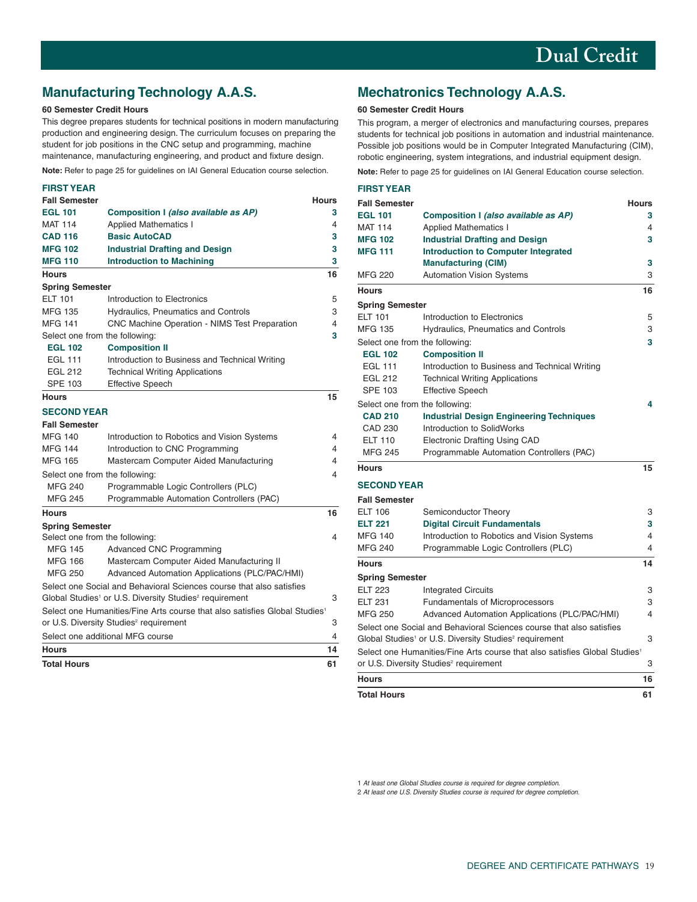# Dual Credit

## Manufacturing Technology A.A.S.

**60 Semester Credit Hours**

This degree prepares students for technical positions in modern manufacturing production and engineering design. The curriculum focuses on preparing the student for job positions in the CNC setup and programming, machine maintenance, manufacturing engineering, and product and fixture design.

**Note:** Refer to page 25 for guidelines on IAI General Education course selection.

### FIRST YEAR

| Fall Semester | | Hours |
|---|---|---|
| **EGL 101** | **Composition I *(also available as AP)*** | **3** |
| MAT 114 | Applied Mathematics I | 4 |
| **CAD 116** | **Basic AutoCAD** | **3** |
| **MFG 102** | **Industrial Drafting and Design** | **3** |
| **MFG 110** | **Introduction to Machining** | **3** |
| **Hours** | | **16** |
| **Spring Semester** | | |
| ELT 101 | Introduction to Electronics | 5 |
| MFG 135 | Hydraulics, Pneumatics and Controls | 3 |
| MFG 141 | CNC Machine Operation - NIMS Test Preparation | 4 |
| Select one from the following: | | **3** |
| **EGL 102** | **Composition II** | |
| EGL 111 | Introduction to Business and Technical Writing | |
| EGL 212 | Technical Writing Applications | |
| SPE 103 | Effective Speech | |
| **Hours** | | **15** |

### SECOND YEAR

| Fall Semester | | |
|---|---|---|
| MFG 140 | Introduction to Robotics and Vision Systems | 4 |
| MFG 144 | Introduction to CNC Programming | 4 |
| MFG 165 | Mastercam Computer Aided Manufacturing | 4 |
| Select one from the following: | | 4 |
| MFG 240 | Programmable Logic Controllers (PLC) | |
| MFG 245 | Programmable Automation Controllers (PAC) | |
| **Hours** | | **16** |
| **Spring Semester** | | |
| Select one from the following: | | 4 |
| MFG 145 | Advanced CNC Programming | |
| MFG 166 | Mastercam Computer Aided Manufacturing II | |
| MFG 250 | Advanced Automation Applications (PLC/PAC/HMI) | |
| Select one Social and Behavioral Sciences course that also satisfies Global Studies[1] or U.S. Diversity Studies[2] requirement | | 3 |
| Select one Humanities/Fine Arts course that also satisfies Global Studies[1] or U.S. Diversity Studies[2] requirement | | 3 |
| Select one additional MFG course | | 4 |
| **Hours** | | **14** |
| **Total Hours** | | **61** |

## Mechatronics Technology A.A.S.

**60 Semester Credit Hours**

This program, a merger of electronics and manufacturing courses, prepares students for technical job positions in automation and industrial maintenance. Possible job positions would be in Computer Integrated Manufacturing (CIM), robotic engineering, system integrations, and industrial equipment design.

**Note:** Refer to page 25 for guidelines on IAI General Education course selection.

### FIRST YEAR

| Fall Semester | | Hours |
|---|---|---|
| **EGL 101** | **Composition I *(also available as AP)*** | **3** |
| MAT 114 | Applied Mathematics I | 4 |
| **MFG 102** | **Industrial Drafting and Design** | **3** |
| **MFG 111** | **Introduction to Computer Integrated Manufacturing (CIM)** | **3** |
| MFG 220 | Automation Vision Systems | 3 |
| **Hours** | | **16** |
| **Spring Semester** | | |
| ELT 101 | Introduction to Electronics | 5 |
| MFG 135 | Hydraulics, Pneumatics and Controls | 3 |
| Select one from the following: | | **3** |
| **EGL 102** | **Composition II** | |
| EGL 111 | Introduction to Business and Technical Writing | |
| EGL 212 | Technical Writing Applications | |
| SPE 103 | Effective Speech | |
| Select one from the following: | | **4** |
| **CAD 210** | **Industrial Design Engineering Techniques** | |
| CAD 230 | Introduction to SolidWorks | |
| ELT 110 | Electronic Drafting Using CAD | |
| MFG 245 | Programmable Automation Controllers (PAC) | |
| **Hours** | | **15** |

### SECOND YEAR

| Fall Semester | | |
|---|---|---|
| ELT 106 | Semiconductor Theory | 3 |
| **ELT 221** | **Digital Circuit Fundamentals** | **3** |
| MFG 140 | Introduction to Robotics and Vision Systems | 4 |
| MFG 240 | Programmable Logic Controllers (PLC) | 4 |
| **Hours** | | **14** |
| **Spring Semester** | | |
| ELT 223 | Integrated Circuits | 3 |
| ELT 231 | Fundamentals of Microprocessors | 3 |
| MFG 250 | Advanced Automation Applications (PLC/PAC/HMI) | 4 |
| Select one Social and Behavioral Sciences course that also satisfies Global Studies[1] or U.S. Diversity Studies[2] requirement | | 3 |
| Select one Humanities/Fine Arts course that also satisfies Global Studies[1] or U.S. Diversity Studies[2] requirement | | 3 |
| **Hours** | | **16** |
| **Total Hours** | | **61** |

1 *At least one Global Studies course is required for degree completion.*
2 *At least one U.S. Diversity Studies course is required for degree completion.*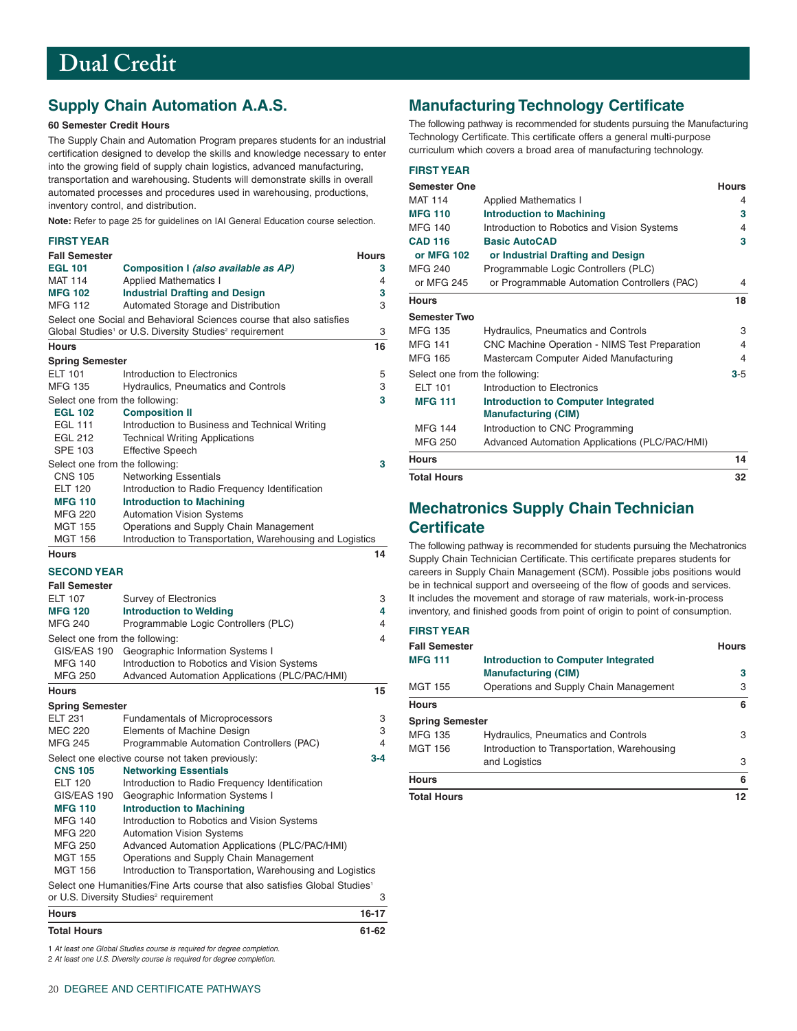# Dual Credit

## Supply Chain Automation A.A.S.

**60 Semester Credit Hours**

The Supply Chain and Automation Program prepares students for an industrial certification designed to develop the skills and knowledge necessary to enter into the growing field of supply chain logistics, advanced manufacturing, transportation and warehousing. Students will demonstrate skills in overall automated processes and procedures used in warehousing, productions, inventory control, and distribution.

**Note:** Refer to page 25 for guidelines on IAI General Education course selection.

### FIRST YEAR

| Fall Semester | | Hours |
|---|---|---|
| **EGL 101** | **Composition I *(also available as AP)*** | **3** |
| MAT 114 | Applied Mathematics I | 4 |
| **MFG 102** | **Industrial Drafting and Design** | **3** |
| MFG 112 | Automated Storage and Distribution | 3 |
| Select one Social and Behavioral Sciences course that also satisfies Global Studies[1] or U.S. Diversity Studies[2] requirement | | 3 |
| **Hours** | | **16** |

| Spring Semester | | |
|---|---|---|
| ELT 101 | Introduction to Electronics | 5 |
| MFG 135 | Hydraulics, Pneumatics and Controls | 3 |
| Select one from the following: | | **3** |
| **EGL 102** | **Composition II** | |
| EGL 111 | Introduction to Business and Technical Writing | |
| EGL 212 | Technical Writing Applications | |
| SPE 103 | Effective Speech | |
| Select one from the following: | | **3** |
| CNS 105 | Networking Essentials | |
| ELT 120 | Introduction to Radio Frequency Identification | |
| **MFG 110** | **Introduction to Machining** | |
| MFG 220 | Automation Vision Systems | |
| MGT 155 | Operations and Supply Chain Management | |
| MGT 156 | Introduction to Transportation, Warehousing and Logistics | |
| **Hours** | | **14** |

### SECOND YEAR

| Fall Semester | | |
|---|---|---|
| ELT 107 | Survey of Electronics | 3 |
| **MFG 120** | **Introduction to Welding** | **4** |
| MFG 240 | Programmable Logic Controllers (PLC) | 4 |
| Select one from the following: | | 4 |
| GIS/EAS 190 | Geographic Information Systems I | |
| MFG 140 | Introduction to Robotics and Vision Systems | |
| MFG 250 | Advanced Automation Applications (PLC/PAC/HMI) | |
| **Hours** | | **15** |

| Spring Semester | | |
|---|---|---|
| ELT 231 | Fundamentals of Microprocessors | 3 |
| MEC 220 | Elements of Machine Design | 3 |
| MFG 245 | Programmable Automation Controllers (PAC) | 4 |
| Select one elective course not taken previously: | | **3-4** |
| **CNS 105** | **Networking Essentials** | |
| ELT 120 | Introduction to Radio Frequency Identification | |
| GIS/EAS 190 | Geographic Information Systems I | |
| **MFG 110** | **Introduction to Machining** | |
| MFG 140 | Introduction to Robotics and Vision Systems | |
| MFG 220 | Automation Vision Systems | |
| MFG 250 | Advanced Automation Applications (PLC/PAC/HMI) | |
| MGT 155 | Operations and Supply Chain Management | |
| MGT 156 | Introduction to Transportation, Warehousing and Logistics | |
| Select one Humanities/Fine Arts course that also satisfies Global Studies[1] or U.S. Diversity Studies[2] requirement | | 3 |
| **Hours** | | **16-17** |
| **Total Hours** | | **61-62** |

1 *At least one Global Studies course is required for degree completion.*
2 *At least one U.S. Diversity course is required for degree completion.*

## Manufacturing Technology Certificate

The following pathway is recommended for students pursuing the Manufacturing Technology Certificate. This certificate offers a general multi-purpose curriculum which covers a broad area of manufacturing technology.

### FIRST YEAR

| Semester One | | Hours |
|---|---|---|
| MAT 114 | Applied Mathematics I | 4 |
| **MFG 110** | **Introduction to Machining** | **3** |
| MFG 140 | Introduction to Robotics and Vision Systems | 4 |
| **CAD 116** or **MFG 102** | **Basic AutoCAD** or **Industrial Drafting and Design** | **3** |
| MFG 240 or MFG 245 | Programmable Logic Controllers (PLC) or Programmable Automation Controllers (PAC) | 4 |
| **Hours** | | **18** |

| Semester Two | | |
|---|---|---|
| MFG 135 | Hydraulics, Pneumatics and Controls | 3 |
| MFG 141 | CNC Machine Operation - NIMS Test Preparation | 4 |
| MFG 165 | Mastercam Computer Aided Manufacturing | 4 |
| Select one from the following: | | **3**-5 |
| ELT 101 | Introduction to Electronics | |
| **MFG 111** | **Introduction to Computer Integrated Manufacturing (CIM)** | |
| MFG 144 | Introduction to CNC Programming | |
| MFG 250 | Advanced Automation Applications (PLC/PAC/HMI) | |
| **Hours** | | **14** |
| **Total Hours** | | **32** |

## Mechatronics Supply Chain Technician Certificate

The following pathway is recommended for students pursuing the Mechatronics Supply Chain Technician Certificate. This certificate prepares students for careers in Supply Chain Management (SCM). Possible jobs positions would be in technical support and overseeing of the flow of goods and services. It includes the movement and storage of raw materials, work-in-process inventory, and finished goods from point of origin to point of consumption.

### FIRST YEAR

| Fall Semester | | Hours |
|---|---|---|
| **MFG 111** | **Introduction to Computer Integrated Manufacturing (CIM)** | **3** |
| MGT 155 | Operations and Supply Chain Management | 3 |
| **Hours** | | **6** |

| Spring Semester | | |
|---|---|---|
| MFG 135 | Hydraulics, Pneumatics and Controls | 3 |
| MGT 156 | Introduction to Transportation, Warehousing and Logistics | 3 |
| **Hours** | | **6** |
| **Total Hours** | | **12** |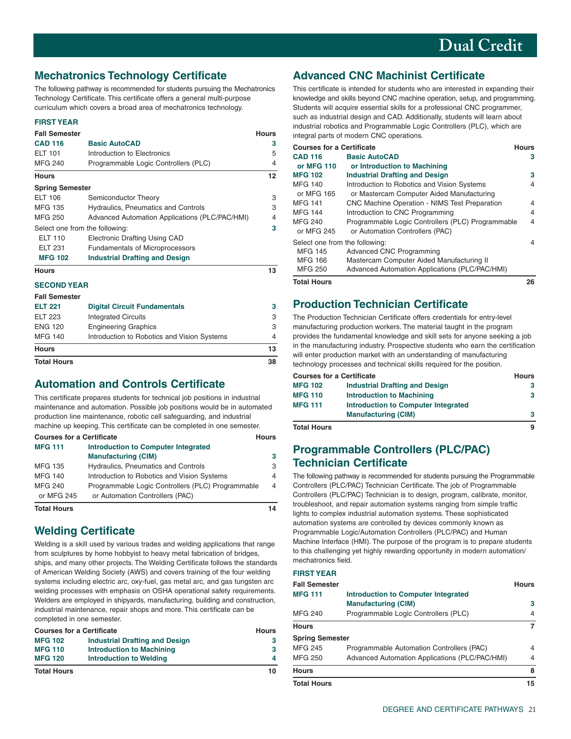## Mechatronics Technology Certificate

The following pathway is recommended for students pursuing the Mechatronics Technology Certificate. This certificate offers a general multi-purpose curriculum which covers a broad area of mechatronics technology.

### FIRST YEAR

| Fall Semester | | Hours |
|---|---|---|
| **CAD 116** | **Basic AutoCAD** | **3** |
| ELT 101 | Introduction to Electronics | 5 |
| MFG 240 | Programmable Logic Controllers (PLC) | 4 |
| **Hours** | | **12** |
| **Spring Semester** | | |
| ELT 106 | Semiconductor Theory | 3 |
| MFG 135 | Hydraulics, Pneumatics and Controls | 3 |
| MFG 250 | Advanced Automation Applications (PLC/PAC/HMI) | 4 |
| Select one from the following: | | **3** |
| ELT 110 | Electronic Drafting Using CAD | |
| ELT 231 | Fundamentals of Microprocessors | |
| **MFG 102** | **Industrial Drafting and Design** | |
| **Hours** | | **13** |

### SECOND YEAR

| Fall Semester | | Hours |
|---|---|---|
| **ELT 221** | **Digital Circuit Fundamentals** | **3** |
| ELT 223 | Integrated Circuits | 3 |
| ENG 120 | Engineering Graphics | 3 |
| MFG 140 | Introduction to Robotics and Vision Systems | 4 |
| **Hours** | | **13** |
| **Total Hours** | | **38** |

## Automation and Controls Certificate

This certificate prepares students for technical job positions in industrial maintenance and automation. Possible job positions would be in automated production line maintenance, robotic cell safeguarding, and industrial machine up keeping. This certificate can be completed in one semester.

| Courses for a Certificate | | Hours |
|---|---|---|
| **MFG 111** | **Introduction to Computer Integrated Manufacturing (CIM)** | **3** |
| MFG 135 | Hydraulics, Pneumatics and Controls | 3 |
| MFG 140 | Introduction to Robotics and Vision Systems | 4 |
| MFG 240 or MFG 245 | Programmable Logic Controllers (PLC) Programmable or Automation Controllers (PAC) | 4 |
| **Total Hours** | | **14** |

## Welding Certificate

Welding is a skill used by various trades and welding applications that range from sculptures by home hobbyist to heavy metal fabrication of bridges, ships, and many other projects. The Welding Certificate follows the standards of American Welding Society (AWS) and covers training of the four welding systems including electric arc, oxy-fuel, gas metal arc, and gas tungsten arc welding processes with emphasis on OSHA operational safety requirements. Welders are employed in shipyards, manufacturing, building and construction, industrial maintenance, repair shops and more. This certificate can be completed in one semester.

| Courses for a Certificate | | Hours |
|---|---|---|
| **MFG 102** | **Industrial Drafting and Design** | **3** |
| **MFG 110** | **Introduction to Machining** | **3** |
| **MFG 120** | **Introduction to Welding** | **4** |
| **Total Hours** | | **10** |

## Advanced CNC Machinist Certificate

This certificate is intended for students who are interested in expanding their knowledge and skills beyond CNC machine operation, setup, and programming. Students will acquire essential skills for a professional CNC programmer, such as industrial design and CAD. Additionally, students will learn about industrial robotics and Programmable Logic Controllers (PLC), which are integral parts of modern CNC operations.

| Courses for a Certificate | | Hours |
|---|---|---|
| **CAD 116 or MFG 110** | **Basic AutoCAD or Introduction to Machining** | **3** |
| **MFG 102** | **Industrial Drafting and Design** | **3** |
| MFG 140 or MFG 165 | Introduction to Robotics and Vision Systems or Mastercam Computer Aided Manufacturing | 4 |
| MFG 141 | CNC Machine Operation - NIMS Test Preparation | 4 |
| MFG 144 | Introduction to CNC Programming | 4 |
| MFG 240 or MFG 245 | Programmable Logic Controllers (PLC) Programmable or Automation Controllers (PAC) | 4 |
| Select one from the following: | | 4 |
| MFG 145 | Advanced CNC Programming | |
| MFG 166 | Mastercam Computer Aided Manufacturing II | |
| MFG 250 | Advanced Automation Applications (PLC/PAC/HMI) | |
| **Total Hours** | | **26** |

## Production Technician Certificate

The Production Technician Certificate offers credentials for entry-level manufacturing production workers. The material taught in the program provides the fundamental knowledge and skill sets for anyone seeking a job in the manufacturing industry. Prospective students who earn the certification will enter production market with an understanding of manufacturing technology processes and technical skills required for the position.

| Courses for a Certificate | | Hours |
|---|---|---|
| **MFG 102** | **Industrial Drafting and Design** | **3** |
| **MFG 110** | **Introduction to Machining** | **3** |
| **MFG 111** | **Introduction to Computer Integrated Manufacturing (CIM)** | **3** |
| **Total Hours** | | **9** |

## Programmable Controllers (PLC/PAC) Technician Certificate

The following pathway is recommended for students pursuing the Programmable Controllers (PLC/PAC) Technician Certificate. The job of Programmable Controllers (PLC/PAC) Technician is to design, program, calibrate, monitor, troubleshoot, and repair automation systems ranging from simple traffic lights to complex industrial automation systems. These sophisticated automation systems are controlled by devices commonly known as Programmable Logic/Automation Controllers (PLC/PAC) and Human Machine Interface (HMI). The purpose of the program is to prepare students to this challenging yet highly rewarding opportunity in modern automation/mechatronics field.

### FIRST YEAR

| Fall Semester | | Hours |
|---|---|---|
| **MFG 111** | **Introduction to Computer Integrated Manufacturing (CIM)** | **3** |
| MFG 240 | Programmable Logic Controllers (PLC) | 4 |
| **Hours** | | **7** |
| **Spring Semester** | | |
| MFG 245 | Programmable Automation Controllers (PAC) | 4 |
| MFG 250 | Advanced Automation Applications (PLC/PAC/HMI) | 4 |
| **Hours** | | **8** |
| **Total Hours** | | **15** |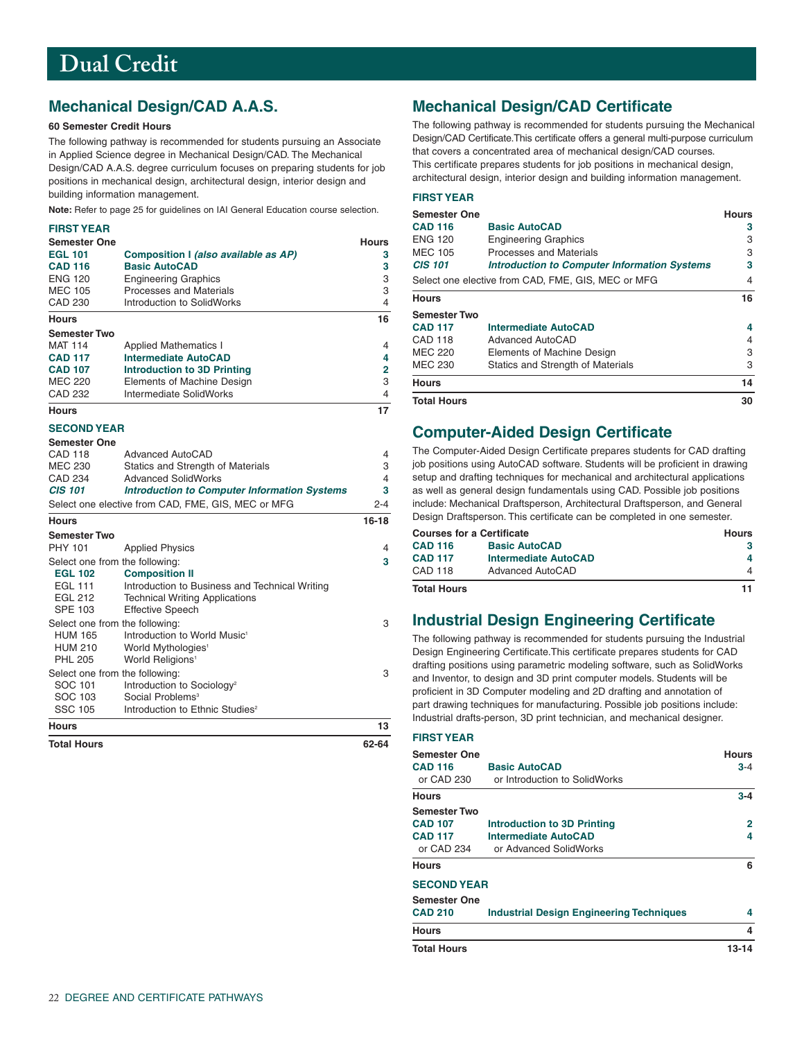# Dual Credit

## Mechanical Design/CAD A.A.S.

**60 Semester Credit Hours**

The following pathway is recommended for students pursuing an Associate in Applied Science degree in Mechanical Design/CAD. The Mechanical Design/CAD A.A.S. degree curriculum focuses on preparing students for job positions in mechanical design, architectural design, interior design and building information management.

**Note:** Refer to page 25 for guidelines on IAI General Education course selection.

### FIRST YEAR

| Semester One | | Hours |
|---|---|---|
| **EGL 101** | **Composition I *(also available as AP)*** | **3** |
| **CAD 116** | **Basic AutoCAD** | **3** |
| ENG 120 | Engineering Graphics | 3 |
| MEC 105 | Processes and Materials | 3 |
| CAD 230 | Introduction to SolidWorks | 4 |
| **Hours** | | **16** |

| Semester Two | | |
|---|---|---|
| MAT 114 | Applied Mathematics I | 4 |
| **CAD 117** | **Intermediate AutoCAD** | **4** |
| **CAD 107** | **Introduction to 3D Printing** | **2** |
| MEC 220 | Elements of Machine Design | 3 |
| CAD 232 | Intermediate SolidWorks | 4 |
| **Hours** | | **17** |

### SECOND YEAR

| Semester One | | |
|---|---|---|
| CAD 118 | Advanced AutoCAD | 4 |
| MEC 230 | Statics and Strength of Materials | 3 |
| CAD 234 | Advanced SolidWorks | 4 |
| ***CIS 101*** | ***Introduction to Computer Information Systems*** | **3** |
| Select one elective from CAD, FME, GIS, MEC or MFG | | 2-4 |
| **Hours** | | **16-18** |

| Semester Two | | |
|---|---|---|
| PHY 101 | Applied Physics | 4 |
| Select one from the following: | | **3** |
| **EGL 102** | **Composition II** | |
| EGL 111 | Introduction to Business and Technical Writing | |
| EGL 212 | Technical Writing Applications | |
| SPE 103 | Effective Speech | |
| Select one from the following: | | 3 |
| HUM 165 | Introduction to World Music[1] | |
| HUM 210 | World Mythologies[1] | |
| PHL 205 | World Religions[1] | |
| Select one from the following: | | 3 |
| SOC 101 | Introduction to Sociology[2] | |
| SOC 103 | Social Problems[3] | |
| SSC 105 | Introduction to Ethnic Studies[2] | |
| **Hours** | | **13** |
| **Total Hours** | | **62-64** |

## Mechanical Design/CAD Certificate

The following pathway is recommended for students pursuing the Mechanical Design/CAD Certificate.This certificate offers a general multi-purpose curriculum that covers a concentrated area of mechanical design/CAD courses. This certificate prepares students for job positions in mechanical design, architectural design, interior design and building information management.

### FIRST YEAR

| Semester One | | Hours |
|---|---|---|
| **CAD 116** | **Basic AutoCAD** | **3** |
| ENG 120 | Engineering Graphics | 3 |
| MEC 105 | Processes and Materials | 3 |
| ***CIS 101*** | ***Introduction to Computer Information Systems*** | **3** |
| Select one elective from CAD, FME, GIS, MEC or MFG | | 4 |
| **Hours** | | **16** |

| Semester Two | | |
|---|---|---|
| **CAD 117** | **Intermediate AutoCAD** | **4** |
| CAD 118 | Advanced AutoCAD | 4 |
| MEC 220 | Elements of Machine Design | 3 |
| MEC 230 | Statics and Strength of Materials | 3 |
| **Hours** | | **14** |
| **Total Hours** | | **30** |

## Computer-Aided Design Certificate

The Computer-Aided Design Certificate prepares students for CAD drafting job positions using AutoCAD software. Students will be proficient in drawing setup and drafting techniques for mechanical and architectural applications as well as general design fundamentals using CAD. Possible job positions include: Mechanical Draftsperson, Architectural Draftsperson, and General Design Draftsperson. This certificate can be completed in one semester.

| Courses for a Certificate | | Hours |
|---|---|---|
| **CAD 116** | **Basic AutoCAD** | **3** |
| **CAD 117** | **Intermediate AutoCAD** | **4** |
| CAD 118 | Advanced AutoCAD | 4 |
| **Total Hours** | | **11** |

## Industrial Design Engineering Certificate

The following pathway is recommended for students pursuing the Industrial Design Engineering Certificate.This certificate prepares students for CAD drafting positions using parametric modeling software, such as SolidWorks and Inventor, to design and 3D print computer models. Students will be proficient in 3D Computer modeling and 2D drafting and annotation of part drawing techniques for manufacturing. Possible job positions include: Industrial drafts-person, 3D print technician, and mechanical designer.

### FIRST YEAR

| Semester One | | Hours |
|---|---|---|
| **CAD 116** | **Basic AutoCAD** | **3**-4 |
| or CAD 230 | or Introduction to SolidWorks | |
| **Hours** | | **3-4** |

| Semester Two | | |
|---|---|---|
| **CAD 107** | **Introduction to 3D Printing** | **2** |
| **CAD 117** | **Intermediate AutoCAD** | **4** |
| or CAD 234 | or Advanced SolidWorks | |
| **Hours** | | **6** |

### SECOND YEAR

| Semester One | | |
|---|---|---|
| **CAD 210** | **Industrial Design Engineering Techniques** | **4** |
| **Hours** | | **4** |
| **Total Hours** | | **13-14** |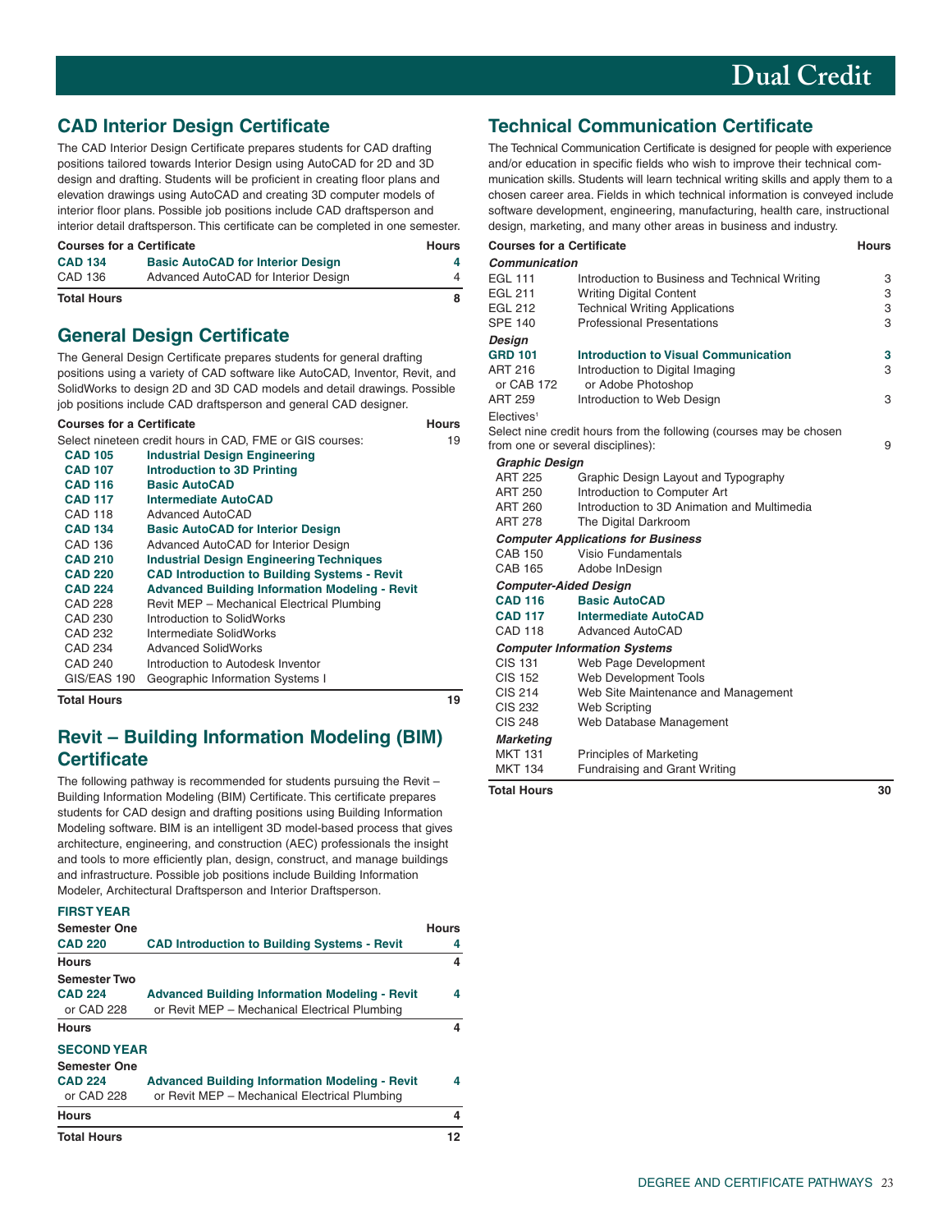## CAD Interior Design Certificate

The CAD Interior Design Certificate prepares students for CAD drafting positions tailored towards Interior Design using AutoCAD for 2D and 3D design and drafting. Students will be proficient in creating floor plans and elevation drawings using AutoCAD and creating 3D computer models of interior floor plans. Possible job positions include CAD draftsperson and interior detail draftsperson. This certificate can be completed in one semester.

| Courses for a Certificate | | Hours |
|---|---|---|
| **CAD 134** | **Basic AutoCAD for Interior Design** | **4** |
| CAD 136 | Advanced AutoCAD for Interior Design | 4 |
| **Total Hours** | | **8** |

## General Design Certificate

The General Design Certificate prepares students for general drafting positions using a variety of CAD software like AutoCAD, Inventor, Revit, and SolidWorks to design 2D and 3D CAD models and detail drawings. Possible job positions include CAD draftsperson and general CAD designer.

| Courses for a Certificate | | Hours |
|---|---|---|
| Select nineteen credit hours in CAD, FME or GIS courses: | | 19 |
| **CAD 105** | **Industrial Design Engineering** | |
| **CAD 107** | **Introduction to 3D Printing** | |
| **CAD 116** | **Basic AutoCAD** | |
| **CAD 117** | **Intermediate AutoCAD** | |
| CAD 118 | Advanced AutoCAD | |
| **CAD 134** | **Basic AutoCAD for Interior Design** | |
| CAD 136 | Advanced AutoCAD for Interior Design | |
| **CAD 210** | **Industrial Design Engineering Techniques** | |
| **CAD 220** | **CAD Introduction to Building Systems - Revit** | |
| **CAD 224** | **Advanced Building Information Modeling - Revit** | |
| CAD 228 | Revit MEP – Mechanical Electrical Plumbing | |
| CAD 230 | Introduction to SolidWorks | |
| CAD 232 | Intermediate SolidWorks | |
| CAD 234 | Advanced SolidWorks | |
| CAD 240 | Introduction to Autodesk Inventor | |
| GIS/EAS 190 | Geographic Information Systems I | |
| **Total Hours** | | **19** |

## Revit – Building Information Modeling (BIM) Certificate

The following pathway is recommended for students pursuing the Revit – Building Information Modeling (BIM) Certificate. This certificate prepares students for CAD design and drafting positions using Building Information Modeling software. BIM is an intelligent 3D model-based process that gives architecture, engineering, and construction (AEC) professionals the insight and tools to more efficiently plan, design, construct, and manage buildings and infrastructure. Possible job positions include Building Information Modeler, Architectural Draftsperson and Interior Draftsperson.

**FIRST YEAR**

| Semester One | | Hours |
|---|---|---|
| **CAD 220** | **CAD Introduction to Building Systems - Revit** | **4** |
| **Hours** | | **4** |
| **Semester Two** | | |
| **CAD 224** or CAD 228 | **Advanced Building Information Modeling - Revit** or Revit MEP – Mechanical Electrical Plumbing | **4** |
| **Hours** | | **4** |

**SECOND YEAR**

| Semester One | | Hours |
|---|---|---|
| **CAD 224** or CAD 228 | **Advanced Building Information Modeling - Revit** or Revit MEP – Mechanical Electrical Plumbing | **4** |
| **Hours** | | **4** |
| **Total Hours** | | **12** |

## Technical Communication Certificate

The Technical Communication Certificate is designed for people with experience and/or education in specific fields who wish to improve their technical communication skills. Students will learn technical writing skills and apply them to a chosen career area. Fields in which technical information is conveyed include software development, engineering, manufacturing, health care, instructional design, marketing, and many other areas in business and industry.

| Courses for a Certificate | | Hours |
|---|---|---|
| ***Communication*** | | |
| EGL 111 | Introduction to Business and Technical Writing | 3 |
| EGL 211 | Writing Digital Content | 3 |
| EGL 212 | Technical Writing Applications | 3 |
| SPE 140 | Professional Presentations | 3 |
| ***Design*** | | |
| **GRD 101** | **Introduction to Visual Communication** | **3** |
| ART 216 or CAB 172 | Introduction to Digital Imaging or Adobe Photoshop | 3 |
| ART 259 | Introduction to Web Design | 3 |
| Electives[1] | | |
| Select nine credit hours from the following (courses may be chosen from one or several disciplines): | | 9 |
| ***Graphic Design*** | | |
| ART 225 | Graphic Design Layout and Typography | |
| ART 250 | Introduction to Computer Art | |
| ART 260 | Introduction to 3D Animation and Multimedia | |
| ART 278 | The Digital Darkroom | |
| ***Computer Applications for Business*** | | |
| CAB 150 | Visio Fundamentals | |
| CAB 165 | Adobe InDesign | |
| ***Computer-Aided Design*** | | |
| **CAD 116** | **Basic AutoCAD** | |
| **CAD 117** | **Intermediate AutoCAD** | |
| CAD 118 | Advanced AutoCAD | |
| ***Computer Information Systems*** | | |
| CIS 131 | Web Page Development | |
| CIS 152 | Web Development Tools | |
| CIS 214 | Web Site Maintenance and Management | |
| CIS 232 | Web Scripting | |
| CIS 248 | Web Database Management | |
| ***Marketing*** | | |
| MKT 131 | Principles of Marketing | |
| MKT 134 | Fundraising and Grant Writing | |
| **Total Hours** | | **30** |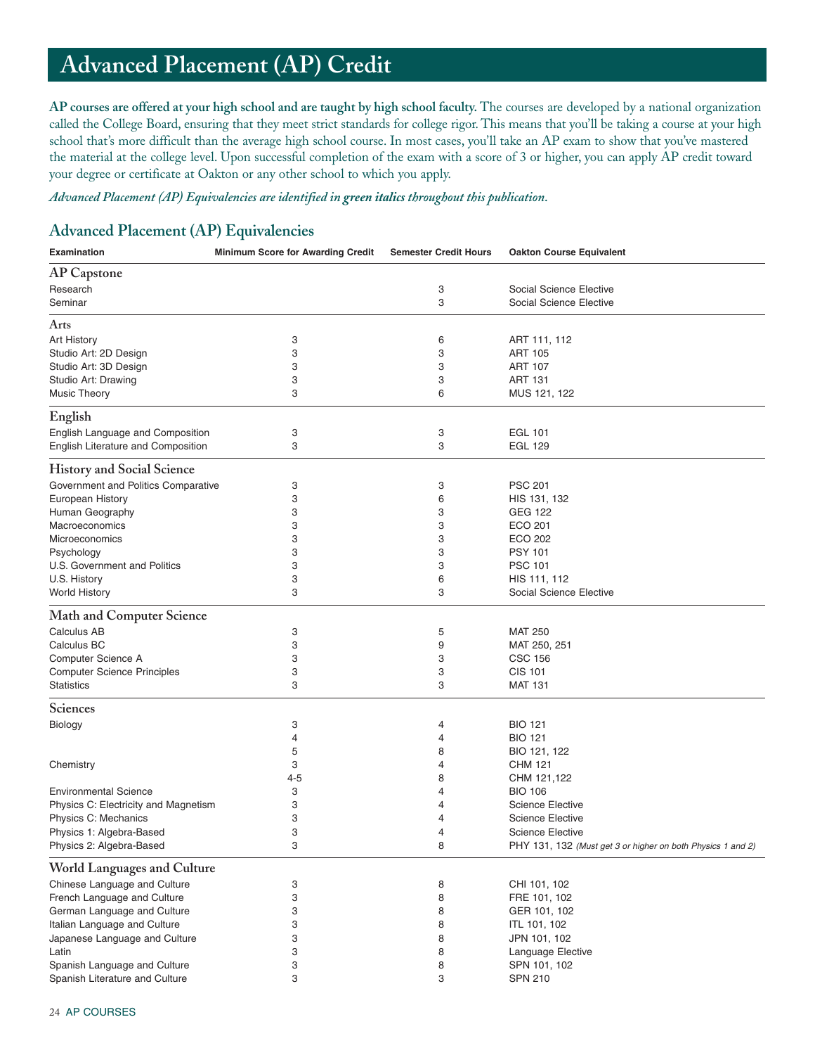# Advanced Placement (AP) Credit

**AP courses are offered at your high school and are taught by high school faculty.** The courses are developed by a national organization called the College Board, ensuring that they meet strict standards for college rigor. This means that you'll be taking a course at your high school that's more difficult than the average high school course. In most cases, you'll take an AP exam to show that you've mastered the material at the college level. Upon successful completion of the exam with a score of 3 or higher, you can apply AP credit toward your degree or certificate at Oakton or any other school to which you apply.

*Advanced Placement (AP) Equivalencies are identified in **green italics** throughout this publication.*

## Advanced Placement (AP) Equivalencies

| Examination | Minimum Score for Awarding Credit | Semester Credit Hours | Oakton Course Equivalent |
|---|---|---|---|
| **AP Capstone** | | | |
| Research | | 3 | Social Science Elective |
| Seminar | | 3 | Social Science Elective |
| **Arts** | | | |
| Art History | 3 | 6 | ART 111, 112 |
| Studio Art: 2D Design | 3 | 3 | ART 105 |
| Studio Art: 3D Design | 3 | 3 | ART 107 |
| Studio Art: Drawing | 3 | 3 | ART 131 |
| Music Theory | 3 | 6 | MUS 121, 122 |
| **English** | | | |
| English Language and Composition | 3 | 3 | EGL 101 |
| English Literature and Composition | 3 | 3 | EGL 129 |
| **History and Social Science** | | | |
| Government and Politics Comparative | 3 | 3 | PSC 201 |
| European History | 3 | 6 | HIS 131, 132 |
| Human Geography | 3 | 3 | GEG 122 |
| Macroeconomics | 3 | 3 | ECO 201 |
| Microeconomics | 3 | 3 | ECO 202 |
| Psychology | 3 | 3 | PSY 101 |
| U.S. Government and Politics | 3 | 3 | PSC 101 |
| U.S. History | 3 | 6 | HIS 111, 112 |
| World History | 3 | 3 | Social Science Elective |
| **Math and Computer Science** | | | |
| Calculus AB | 3 | 5 | MAT 250 |
| Calculus BC | 3 | 9 | MAT 250, 251 |
| Computer Science A | 3 | 3 | CSC 156 |
| Computer Science Principles | 3 | 3 | CIS 101 |
| Statistics | 3 | 3 | MAT 131 |
| **Sciences** | | | |
| Biology | 3 | 4 | BIO 121 |
| | 4 | 4 | BIO 121 |
| | 5 | 8 | BIO 121, 122 |
| Chemistry | 3 | 4 | CHM 121 |
| | 4-5 | 8 | CHM 121,122 |
| Environmental Science | 3 | 4 | BIO 106 |
| Physics C: Electricity and Magnetism | 3 | 4 | Science Elective |
| Physics C: Mechanics | 3 | 4 | Science Elective |
| Physics 1: Algebra-Based | 3 | 4 | Science Elective |
| Physics 2: Algebra-Based | 3 | 8 | PHY 131, 132 *(Must get 3 or higher on both Physics 1 and 2)* |
| **World Languages and Culture** | | | |
| Chinese Language and Culture | 3 | 8 | CHI 101, 102 |
| French Language and Culture | 3 | 8 | FRE 101, 102 |
| German Language and Culture | 3 | 8 | GER 101, 102 |
| Italian Language and Culture | 3 | 8 | ITL 101, 102 |
| Japanese Language and Culture | 3 | 8 | JPN 101, 102 |
| Latin | 3 | 8 | Language Elective |
| Spanish Language and Culture | 3 | 8 | SPN 101, 102 |
| Spanish Literature and Culture | 3 | 3 | SPN 210 |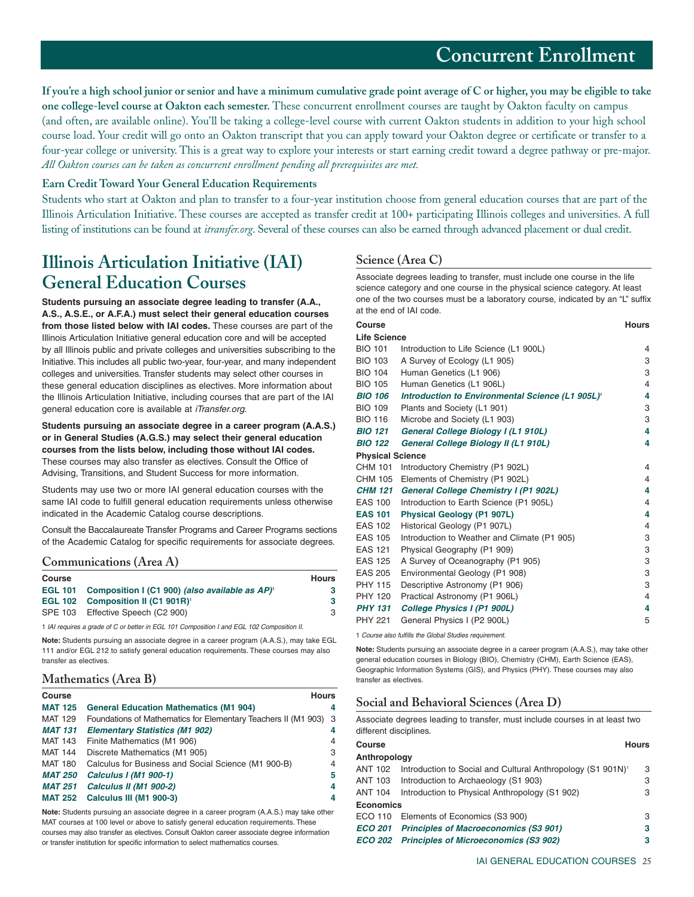# Concurrent Enrollment

**If you're a high school junior or senior and have a minimum cumulative grade point average of C or higher, you may be eligible to take one college-level course at Oakton each semester.** These concurrent enrollment courses are taught by Oakton faculty on campus (and often, are available online). You'll be taking a college-level course with current Oakton students in addition to your high school course load. Your credit will go onto an Oakton transcript that you can apply toward your Oakton degree or certificate or transfer to a four-year college or university. This is a great way to explore your interests or start earning credit toward a degree pathway or pre-major. *All Oakton courses can be taken as concurrent enrollment pending all prerequisites are met.*

### Earn Credit Toward Your General Education Requirements

Students who start at Oakton and plan to transfer to a four-year institution choose from general education courses that are part of the Illinois Articulation Initiative. These courses are accepted as transfer credit at 100+ participating Illinois colleges and universities. A full listing of institutions can be found at *itransfer.org*. Several of these courses can also be earned through advanced placement or dual credit.

# Illinois Articulation Initiative (IAI) General Education Courses

**Students pursuing an associate degree leading to transfer (A.A., A.S., A.S.E., or A.F.A.) must select their general education courses from those listed below with IAI codes.** These courses are part of the Illinois Articulation Initiative general education core and will be accepted by all Illinois public and private colleges and universities subscribing to the Initiative. This includes all public two-year, four-year, and many independent colleges and universities. Transfer students may select other courses in these general education disciplines as electives. More information about the Illinois Articulation Initiative, including courses that are part of the IAI general education core is available at *iTransfer.org*.

**Students pursuing an associate degree in a career program (A.A.S.) or in General Studies (A.G.S.) may select their general education courses from the lists below, including those without IAI codes.** These courses may also transfer as electives. Consult the Office of Advising, Transitions, and Student Success for more information.

Students may use two or more IAI general education courses with the same IAI code to fulfill general education requirements unless otherwise indicated in the Academic Catalog course descriptions.

Consult the Baccalaureate Transfer Programs and Career Programs sections of the Academic Catalog for specific requirements for associate degrees.

## Communications (Area A)

| Course | | Hours |
|---|---|---|
| **EGL 101** | **Composition I (C1 900)** ***(also available as AP)***[1] | **3** |
| **EGL 102** | **Composition II (C1 901R)**[1] | **3** |
| SPE 103 | Effective Speech (C2 900) | 3 |

1 *IAI requires a grade of C or better in EGL 101 Composition I and EGL 102 Composition II.*

**Note:** Students pursuing an associate degree in a career program (A.A.S.), may take EGL 111 and/or EGL 212 to satisfy general education requirements. These courses may also transfer as electives.

## Mathematics (Area B)

| Course | | Hours |
|---|---|---|
| **MAT 125** | **General Education Mathematics (M1 904)** | **4** |
| MAT 129 | Foundations of Mathematics for Elementary Teachers II (M1 903) | 3 |
| ***MAT 131*** | ***Elementary Statistics (M1 902)*** | **4** |
| MAT 143 | Finite Mathematics (M1 906) | 4 |
| MAT 144 | Discrete Mathematics (M1 905) | 3 |
| MAT 180 | Calculus for Business and Social Science (M1 900-B) | 4 |
| ***MAT 250*** | ***Calculus I (M1 900-1)*** | **5** |
| ***MAT 251*** | ***Calculus II (M1 900-2)*** | **4** |
| **MAT 252** | **Calculus III (M1 900-3)** | **4** |

**Note:** Students pursuing an associate degree in a career program (A.A.S.) may take other MAT courses at 100 level or above to satisfy general education requirements. These courses may also transfer as electives. Consult Oakton career associate degree information or transfer institution for specific information to select mathematics courses.

## Science (Area C)

Associate degrees leading to transfer, must include one course in the life science category and one course in the physical science category. At least one of the two courses must be a laboratory course, indicated by an "L" suffix at the end of IAI code.

| Course | | Hours |
|---|---|---|
| **Life Science** | | |
| BIO 101 | Introduction to Life Science (L1 900L) | 4 |
| BIO 103 | A Survey of Ecology (L1 905) | 3 |
| BIO 104 | Human Genetics (L1 906) | 3 |
| BIO 105 | Human Genetics (L1 906L) | 4 |
| ***BIO 106*** | ***Introduction to Environmental Science (L1 905L)***[1] | **4** |
| BIO 109 | Plants and Society (L1 901) | 3 |
| BIO 116 | Microbe and Society (L1 903) | 3 |
| ***BIO 121*** | ***General College Biology I (L1 910L)*** | **4** |
| ***BIO 122*** | ***General College Biology II (L1 910L)*** | **4** |
| **Physical Science** | | |
| CHM 101 | Introductory Chemistry (P1 902L) | 4 |
| CHM 105 | Elements of Chemistry (P1 902L) | 4 |
| ***CHM 121*** | ***General College Chemistry I (P1 902L)*** | **4** |
| EAS 100 | Introduction to Earth Science (P1 905L) | 4 |
| **EAS 101** | **Physical Geology (P1 907L)** | **4** |
| EAS 102 | Historical Geology (P1 907L) | 4 |
| EAS 105 | Introduction to Weather and Climate (P1 905) | 3 |
| EAS 121 | Physical Geography (P1 909) | 3 |
| EAS 125 | A Survey of Oceanography (P1 905) | 3 |
| EAS 205 | Environmental Geology (P1 908) | 3 |
| PHY 115 | Descriptive Astronomy (P1 906) | 3 |
| PHY 120 | Practical Astronomy (P1 906L) | 4 |
| ***PHY 131*** | ***College Physics I (P1 900L)*** | **4** |
| PHY 221 | General Physics I (P2 900L) | 5 |

1 *Course also fulfills the Global Studies requirement.*

**Note:** Students pursuing an associate degree in a career program (A.A.S.), may take other general education courses in Biology (BIO), Chemistry (CHM), Earth Science (EAS), Geographic Information Systems (GIS), and Physics (PHY). These courses may also transfer as electives.

## Social and Behavioral Sciences (Area D)

Associate degrees leading to transfer, must include courses in at least two different disciplines.

| Course | | Hours |
|---|---|---|
| **Anthropology** | | |
| ANT 102 | Introduction to Social and Cultural Anthropology (S1 901N)[1] | 3 |
| ANT 103 | Introduction to Archaeology (S1 903) | 3 |
| ANT 104 | Introduction to Physical Anthropology (S1 902) | 3 |
| **Economics** | | |
| ECO 110 | Elements of Economics (S3 900) | 3 |
| ***ECO 201*** | ***Principles of Macroeconomics (S3 901)*** | **3** |
| ***ECO 202*** | ***Principles of Microeconomics (S3 902)*** | **3** |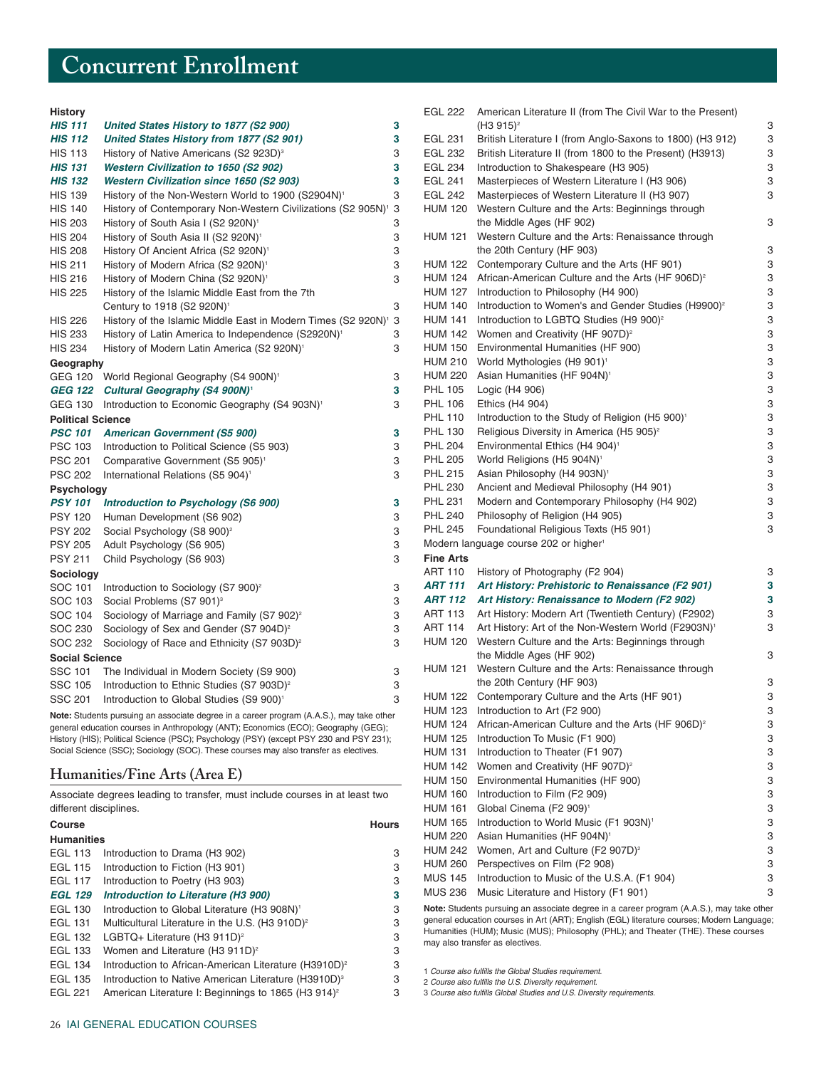# Concurrent Enrollment

**History**

| | | |
|---|---|---|
| ***HIS 111*** | ***United States History to 1877 (S2 900)*** | **3** |
| ***HIS 112*** | ***United States History from 1877 (S2 901)*** | **3** |
| HIS 113 | History of Native Americans (S2 923D)[3] | 3 |
| ***HIS 131*** | ***Western Civilization to 1650 (S2 902)*** | **3** |
| ***HIS 132*** | ***Western Civilization since 1650 (S2 903)*** | **3** |
| HIS 139 | History of the Non-Western World to 1900 (S2904N)[1] | 3 |
| HIS 140 | History of Contemporary Non-Western Civilizations (S2 905N)[1] | 3 |
| HIS 203 | History of South Asia I (S2 920N)[1] | 3 |
| HIS 204 | History of South Asia II (S2 920N)[1] | 3 |
| HIS 208 | History Of Ancient Africa (S2 920N)[1] | 3 |
| HIS 211 | History of Modern Africa (S2 920N)[1] | 3 |
| HIS 216 | History of Modern China (S2 920N)[1] | 3 |
| HIS 225 | History of the Islamic Middle East from the 7th Century to 1918 (S2 920N)[1] | 3 |
| HIS 226 | History of the Islamic Middle East in Modern Times (S2 920N)[1] | 3 |
| HIS 233 | History of Latin America to Independence (S2920N)[1] | 3 |
| HIS 234 | History of Modern Latin America (S2 920N)[1] | 3 |

**Geography**

| | | |
|---|---|---|
| GEG 120 | World Regional Geography (S4 900N)[1] | 3 |
| ***GEG 122*** | ***Cultural Geography (S4 900N)[1]*** | **3** |
| GEG 130 | Introduction to Economic Geography (S4 903N)[1] | 3 |

**Political Science**

| | | |
|---|---|---|
| ***PSC 101*** | ***American Government (S5 900)*** | **3** |
| PSC 103 | Introduction to Political Science (S5 903) | 3 |
| PSC 201 | Comparative Government (S5 905)[1] | 3 |
| PSC 202 | International Relations (S5 904)[1] | 3 |

**Psychology**

| | | |
|---|---|---|
| ***PSY 101*** | ***Introduction to Psychology (S6 900)*** | **3** |
| PSY 120 | Human Development (S6 902) | 3 |
| PSY 202 | Social Psychology (S8 900)[2] | 3 |
| PSY 205 | Adult Psychology (S6 905) | 3 |
| PSY 211 | Child Psychology (S6 903) | 3 |

**Sociology**

| | | |
|---|---|---|
| SOC 101 | Introduction to Sociology (S7 900)[2] | 3 |
| SOC 103 | Social Problems (S7 901)[3] | 3 |
| SOC 104 | Sociology of Marriage and Family (S7 902)[2] | 3 |
| SOC 230 | Sociology of Sex and Gender (S7 904D)[2] | 3 |
| SOC 232 | Sociology of Race and Ethnicity (S7 903D)[2] | 3 |

**Social Science**

| | | |
|---|---|---|
| SSC 101 | The Individual in Modern Society (S9 900) | 3 |
| SSC 105 | Introduction to Ethnic Studies (S7 903D)[2] | 3 |
| SSC 201 | Introduction to Global Studies (S9 900)[1] | 3 |

**Note:** Students pursuing an associate degree in a career program (A.A.S.), may take other general education courses in Anthropology (ANT); Economics (ECO); Geography (GEG); History (HIS); Political Science (PSC); Psychology (PSY) (except PSY 230 and PSY 231); Social Science (SSC); Sociology (SOC). These courses may also transfer as electives.

## Humanities/Fine Arts (Area E)

Associate degrees leading to transfer, must include courses in at least two different disciplines.

| Course | | Hours |
|---|---|---|
| **Humanities** | | |
| EGL 113 | Introduction to Drama (H3 902) | 3 |
| EGL 115 | Introduction to Fiction (H3 901) | 3 |
| EGL 117 | Introduction to Poetry (H3 903) | 3 |
| ***EGL 129*** | ***Introduction to Literature (H3 900)*** | **3** |
| EGL 130 | Introduction to Global Literature (H3 908N)[1] | 3 |
| EGL 131 | Multicultural Literature in the U.S. (H3 910D)[2] | 3 |
| EGL 132 | LGBTQ+ Literature (H3 911D)[2] | 3 |
| EGL 133 | Women and Literature (H3 911D)[2] | 3 |
| EGL 134 | Introduction to African-American Literature (H3910D)[2] | 3 |
| EGL 135 | Introduction to Native American Literature (H3910D)[3] | 3 |
| EGL 221 | American Literature I: Beginnings to 1865 (H3 914)[2] | 3 |
| EGL 222 | American Literature II (from The Civil War to the Present) (H3 915)[2] | 3 |
| EGL 231 | British Literature I (from Anglo-Saxons to 1800) (H3 912) | 3 |
| EGL 232 | British Literature II (from 1800 to the Present) (H3913) | 3 |
| EGL 234 | Introduction to Shakespeare (H3 905) | 3 |
| EGL 241 | Masterpieces of Western Literature I (H3 906) | 3 |
| EGL 242 | Masterpieces of Western Literature II (H3 907) | 3 |
| HUM 120 | Western Culture and the Arts: Beginnings through the Middle Ages (HF 902) | 3 |
| HUM 121 | Western Culture and the Arts: Renaissance through the 20th Century (HF 903) | 3 |
| HUM 122 | Contemporary Culture and the Arts (HF 901) | 3 |
| HUM 124 | African-American Culture and the Arts (HF 906D)[2] | 3 |
| HUM 127 | Introduction to Philosophy (H4 900) | 3 |
| HUM 140 | Introduction to Women's and Gender Studies (H9900)[2] | 3 |
| HUM 141 | Introduction to LGBTQ Studies (H9 900)[2] | 3 |
| HUM 142 | Women and Creativity (HF 907D)[2] | 3 |
| HUM 150 | Environmental Humanities (HF 900) | 3 |
| HUM 210 | World Mythologies (H9 901)[1] | 3 |
| HUM 220 | Asian Humanities (HF 904N)[1] | 3 |
| PHL 105 | Logic (H4 906) | 3 |
| PHL 106 | Ethics (H4 904) | 3 |
| PHL 110 | Introduction to the Study of Religion (H5 900)[1] | 3 |
| PHL 130 | Religious Diversity in America (H5 905)[2] | 3 |
| PHL 204 | Environmental Ethics (H4 904)[1] | 3 |
| PHL 205 | World Religions (H5 904N)[1] | 3 |
| PHL 215 | Asian Philosophy (H4 903N)[1] | 3 |
| PHL 230 | Ancient and Medieval Philosophy (H4 901) | 3 |
| PHL 231 | Modern and Contemporary Philosophy (H4 902) | 3 |
| PHL 240 | Philosophy of Religion (H4 905) | 3 |
| PHL 245 | Foundational Religious Texts (H5 901) | 3 |
| Modern language course 202 or higher[1] | | |
| **Fine Arts** | | |
| ART 110 | History of Photography (F2 904) | 3 |
| ***ART 111*** | ***Art History: Prehistoric to Renaissance (F2 901)*** | **3** |
| ***ART 112*** | ***Art History: Renaissance to Modern (F2 902)*** | **3** |
| ART 113 | Art History: Modern Art (Twentieth Century) (F2902) | 3 |
| ART 114 | Art History: Art of the Non-Western World (F2903N)[1] | 3 |
| HUM 120 | Western Culture and the Arts: Beginnings through the Middle Ages (HF 902) | 3 |
| HUM 121 | Western Culture and the Arts: Renaissance through the 20th Century (HF 903) | 3 |
| HUM 122 | Contemporary Culture and the Arts (HF 901) | 3 |
| HUM 123 | Introduction to Art (F2 900) | 3 |
| HUM 124 | African-American Culture and the Arts (HF 906D)[2] | 3 |
| HUM 125 | Introduction To Music (F1 900) | 3 |
| HUM 131 | Introduction to Theater (F1 907) | 3 |
| HUM 142 | Women and Creativity (HF 907D)[2] | 3 |
| HUM 150 | Environmental Humanities (HF 900) | 3 |
| HUM 160 | Introduction to Film (F2 909) | 3 |
| HUM 161 | Global Cinema (F2 909)[1] | 3 |
| HUM 165 | Introduction to World Music (F1 903N)[1] | 3 |
| HUM 220 | Asian Humanities (HF 904N)[1] | 3 |
| HUM 242 | Women, Art and Culture (F2 907D)[2] | 3 |
| HUM 260 | Perspectives on Film (F2 908) | 3 |
| MUS 145 | Introduction to Music of the U.S.A. (F1 904) | 3 |
| MUS 236 | Music Literature and History (F1 901) | 3 |

**Note:** Students pursuing an associate degree in a career program (A.A.S.), may take other general education courses in Art (ART); English (EGL) literature courses; Modern Language; Humanities (HUM); Music (MUS); Philosophy (PHL); and Theater (THE). These courses may also transfer as electives.

1 *Course also fulfills the Global Studies requirement.*
2 *Course also fulfills the U.S. Diversity requirement.*
3 *Course also fulfills Global Studies and U.S. Diversity requirements.*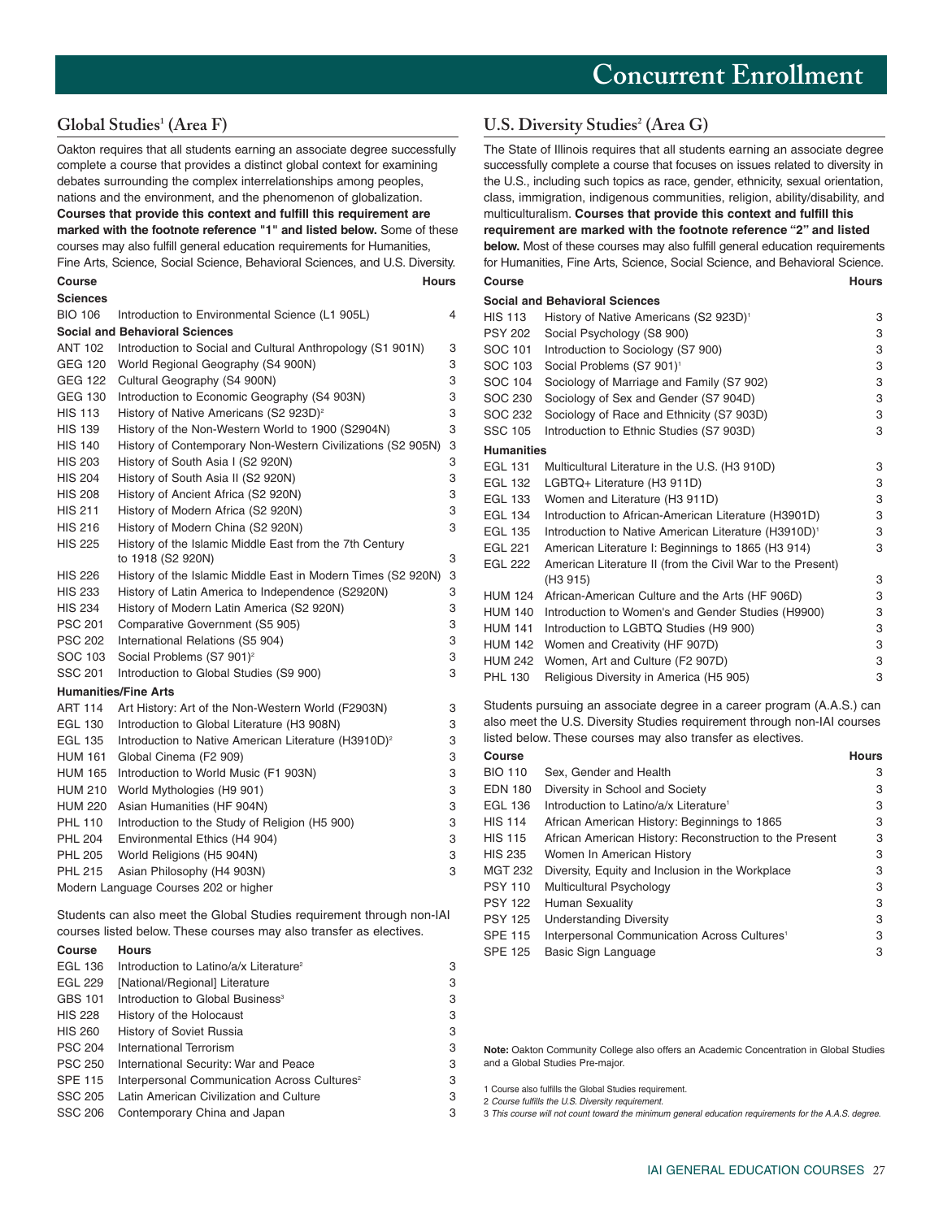# Concurrent Enrollment

## Global Studies[1] (Area F)

Oakton requires that all students earning an associate degree successfully complete a course that provides a distinct global context for examining debates surrounding the complex interrelationships among peoples, nations and the environment, and the phenomenon of globalization. **Courses that provide this context and fulfill this requirement are marked with the footnote reference "1" and listed below.** Some of these courses may also fulfill general education requirements for Humanities, Fine Arts, Science, Social Science, Behavioral Sciences, and U.S. Diversity.

| Course | | Hours |
|---|---|---|
| **Sciences** | | |
| BIO 106 | Introduction to Environmental Science (L1 905L) | 4 |
| **Social and Behavioral Sciences** | | |
| ANT 102 | Introduction to Social and Cultural Anthropology (S1 901N) | 3 |
| GEG 120 | World Regional Geography (S4 900N) | 3 |
| GEG 122 | Cultural Geography (S4 900N) | 3 |
| GEG 130 | Introduction to Economic Geography (S4 903N) | 3 |
| HIS 113 | History of Native Americans (S2 923D)[2] | 3 |
| HIS 139 | History of the Non-Western World to 1900 (S2904N) | 3 |
| HIS 140 | History of Contemporary Non-Western Civilizations (S2 905N) | 3 |
| HIS 203 | History of South Asia I (S2 920N) | 3 |
| HIS 204 | History of South Asia II (S2 920N) | 3 |
| HIS 208 | History of Ancient Africa (S2 920N) | 3 |
| HIS 211 | History of Modern Africa (S2 920N) | 3 |
| HIS 216 | History of Modern China (S2 920N) | 3 |
| HIS 225 | History of the Islamic Middle East from the 7th Century to 1918 (S2 920N) | 3 |
| HIS 226 | History of the Islamic Middle East in Modern Times (S2 920N) | 3 |
| HIS 233 | History of Latin America to Independence (S2920N) | 3 |
| HIS 234 | History of Modern Latin America (S2 920N) | 3 |
| PSC 201 | Comparative Government (S5 905) | 3 |
| PSC 202 | International Relations (S5 904) | 3 |
| SOC 103 | Social Problems (S7 901)[2] | 3 |
| SSC 201 | Introduction to Global Studies (S9 900) | 3 |
| **Humanities/Fine Arts** | | |
| ART 114 | Art History: Art of the Non-Western World (F2903N) | 3 |
| EGL 130 | Introduction to Global Literature (H3 908N) | 3 |
| EGL 135 | Introduction to Native American Literature (H3910D)[2] | 3 |
| HUM 161 | Global Cinema (F2 909) | 3 |
| HUM 165 | Introduction to World Music (F1 903N) | 3 |
| HUM 210 | World Mythologies (H9 901) | 3 |
| HUM 220 | Asian Humanities (HF 904N) | 3 |
| PHL 110 | Introduction to the Study of Religion (H5 900) | 3 |
| PHL 204 | Environmental Ethics (H4 904) | 3 |
| PHL 205 | World Religions (H5 904N) | 3 |
| PHL 215 | Asian Philosophy (H4 903N) | 3 |
| Modern Language Courses 202 or higher | | |

Students can also meet the Global Studies requirement through non-IAI courses listed below. These courses may also transfer as electives.

| Course | Hours | |
|---|---|---|
| EGL 136 | Introduction to Latino/a/x Literature[2] | 3 |
| EGL 229 | [National/Regional] Literature | 3 |
| GBS 101 | Introduction to Global Business[3] | 3 |
| HIS 228 | History of the Holocaust | 3 |
| HIS 260 | History of Soviet Russia | 3 |
| PSC 204 | International Terrorism | 3 |
| PSC 250 | International Security: War and Peace | 3 |
| SPE 115 | Interpersonal Communication Across Cultures[2] | 3 |
| SSC 205 | Latin American Civilization and Culture | 3 |
| SSC 206 | Contemporary China and Japan | 3 |

## U.S. Diversity Studies[2] (Area G)

The State of Illinois requires that all students earning an associate degree successfully complete a course that focuses on issues related to diversity in the U.S., including such topics as race, gender, ethnicity, sexual orientation, class, immigration, indigenous communities, religion, ability/disability, and multiculturalism. **Courses that provide this context and fulfill this requirement are marked with the footnote reference "2" and listed below.** Most of these courses may also fulfill general education requirements for Humanities, Fine Arts, Science, Social Science, and Behavioral Science.

| Course | | Hours |
|---|---|---|
| **Social and Behavioral Sciences** | | |
| HIS 113 | History of Native Americans (S2 923D)[1] | 3 |
| PSY 202 | Social Psychology (S8 900) | 3 |
| SOC 101 | Introduction to Sociology (S7 900) | 3 |
| SOC 103 | Social Problems (S7 901)[1] | 3 |
| SOC 104 | Sociology of Marriage and Family (S7 902) | 3 |
| SOC 230 | Sociology of Sex and Gender (S7 904D) | 3 |
| SOC 232 | Sociology of Race and Ethnicity (S7 903D) | 3 |
| SSC 105 | Introduction to Ethnic Studies (S7 903D) | 3 |
| **Humanities** | | |
| EGL 131 | Multicultural Literature in the U.S. (H3 910D) | 3 |
| EGL 132 | LGBTQ+ Literature (H3 911D) | 3 |
| EGL 133 | Women and Literature (H3 911D) | 3 |
| EGL 134 | Introduction to African-American Literature (H3901D) | 3 |
| EGL 135 | Introduction to Native American Literature (H3910D)[1] | 3 |
| EGL 221 | American Literature I: Beginnings to 1865 (H3 914) | 3 |
| EGL 222 | American Literature II (from the Civil War to the Present) (H3 915) | 3 |
| HUM 124 | African-American Culture and the Arts (HF 906D) | 3 |
| HUM 140 | Introduction to Women's and Gender Studies (H9900) | 3 |
| HUM 141 | Introduction to LGBTQ Studies (H9 900) | 3 |
| HUM 142 | Women and Creativity (HF 907D) | 3 |
| HUM 242 | Women, Art and Culture (F2 907D) | 3 |
| PHL 130 | Religious Diversity in America (H5 905) | 3 |

Students pursuing an associate degree in a career program (A.A.S.) can also meet the U.S. Diversity Studies requirement through non-IAI courses listed below. These courses may also transfer as electives.

| Course | | Hours |
|---|---|---|
| BIO 110 | Sex, Gender and Health | 3 |
| EDN 180 | Diversity in School and Society | 3 |
| EGL 136 | Introduction to Latino/a/x Literature[1] | 3 |
| HIS 114 | African American History: Beginnings to 1865 | 3 |
| HIS 115 | African American History: Reconstruction to the Present | 3 |
| HIS 235 | Women In American History | 3 |
| MGT 232 | Diversity, Equity and Inclusion in the Workplace | 3 |
| PSY 110 | Multicultural Psychology | 3 |
| PSY 122 | Human Sexuality | 3 |
| PSY 125 | Understanding Diversity | 3 |
| SPE 115 | Interpersonal Communication Across Cultures[1] | 3 |
| SPE 125 | Basic Sign Language | 3 |

**Note:** Oakton Community College also offers an Academic Concentration in Global Studies and a Global Studies Pre-major.

1 Course also fulfills the Global Studies requirement.
2 *Course fulfills the U.S. Diversity requirement.*
3 *This course will not count toward the minimum general education requirements for the A.A.S. degree.*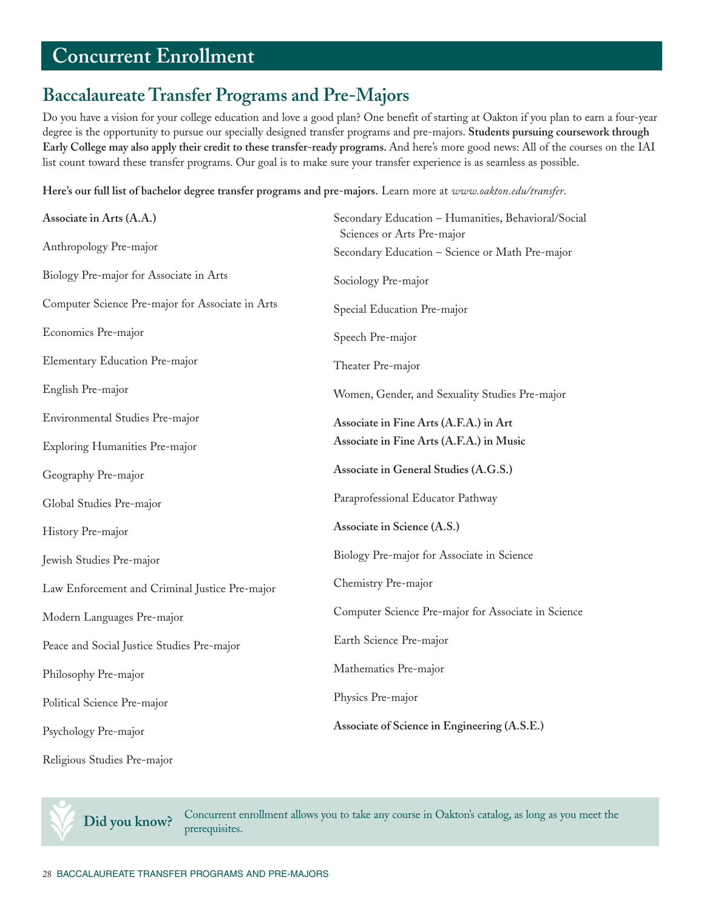# Concurrent Enrollment

## Baccalaureate Transfer Programs and Pre-Majors

Do you have a vision for your college education and love a good plan? One benefit of starting at Oakton if you plan to earn a four-year degree is the opportunity to pursue our specially designed transfer programs and pre-majors. **Students pursuing coursework through Early College may also apply their credit to these transfer-ready programs.** And here's more good news: All of the courses on the IAI list count toward these transfer programs. Our goal is to make sure your transfer experience is as seamless as possible.

**Here's our full list of bachelor degree transfer programs and pre-majors.** Learn more at *www.oakton.edu/transfer*.

**Associate in Arts (A.A.)**

Anthropology Pre-major

Biology Pre-major for Associate in Arts

Computer Science Pre-major for Associate in Arts

Economics Pre-major

Elementary Education Pre-major

English Pre-major

Environmental Studies Pre-major

Exploring Humanities Pre-major

Geography Pre-major

Global Studies Pre-major

History Pre-major

Jewish Studies Pre-major

Law Enforcement and Criminal Justice Pre-major

Modern Languages Pre-major

Peace and Social Justice Studies Pre-major

Philosophy Pre-major

Political Science Pre-major

Psychology Pre-major

Religious Studies Pre-major

Secondary Education – Humanities, Behavioral/Social Sciences or Arts Pre-major

Secondary Education – Science or Math Pre-major

Sociology Pre-major

Special Education Pre-major

Speech Pre-major

Theater Pre-major

Women, Gender, and Sexuality Studies Pre-major

**Associate in Fine Arts (A.F.A.) in Art**

**Associate in Fine Arts (A.F.A.) in Music**

**Associate in General Studies (A.G.S.)**

Paraprofessional Educator Pathway

**Associate in Science (A.S.)**

Biology Pre-major for Associate in Science

Chemistry Pre-major

Computer Science Pre-major for Associate in Science

Earth Science Pre-major

Mathematics Pre-major

Physics Pre-major

**Associate of Science in Engineering (A.S.E.)**

**Did you know?** Concurrent enrollment allows you to take any course in Oakton's catalog, as long as you meet the prerequisites.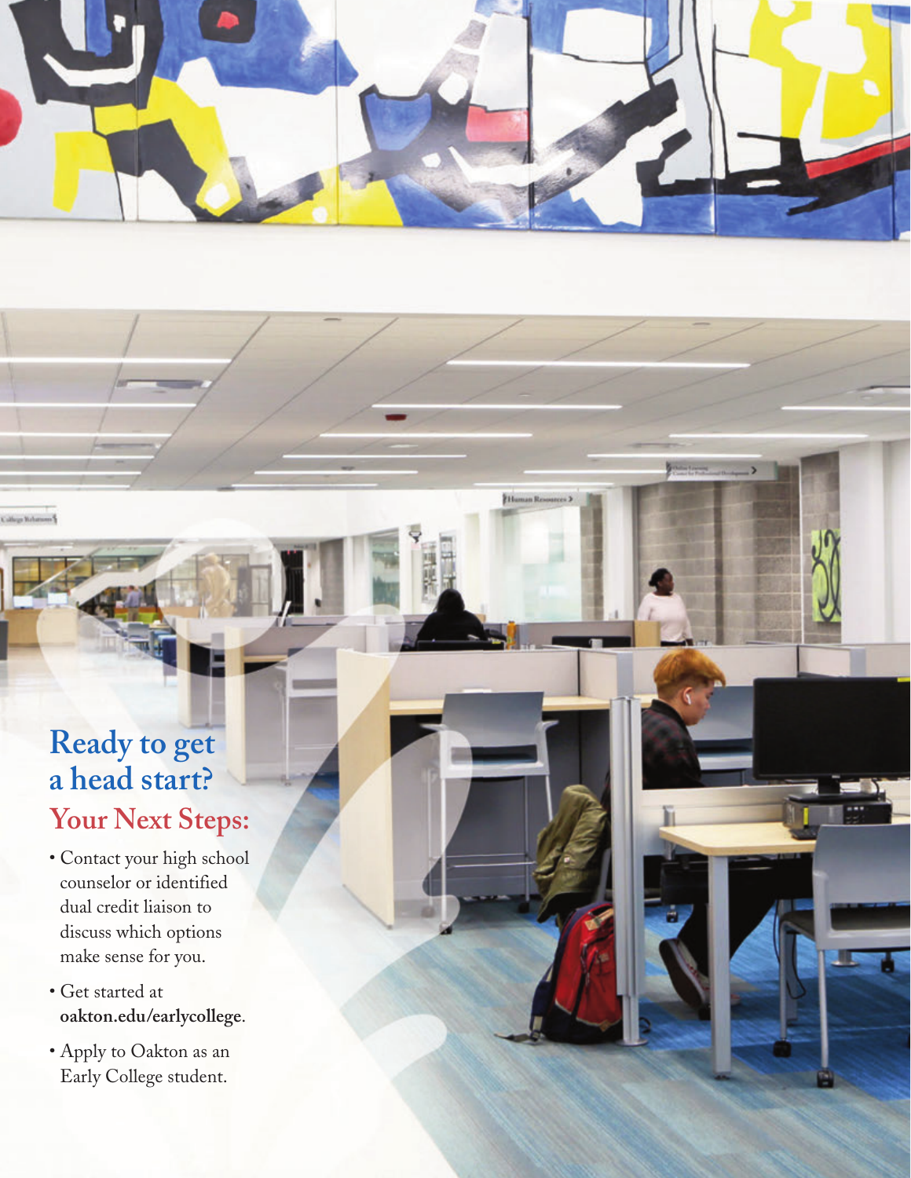## Ready to get a head start?

### Your Next Steps:

- Contact your high school counselor or identified dual credit liaison to discuss which options make sense for you.
- Get started at **oakton.edu/earlycollege**.
- Apply to Oakton as an Early College student.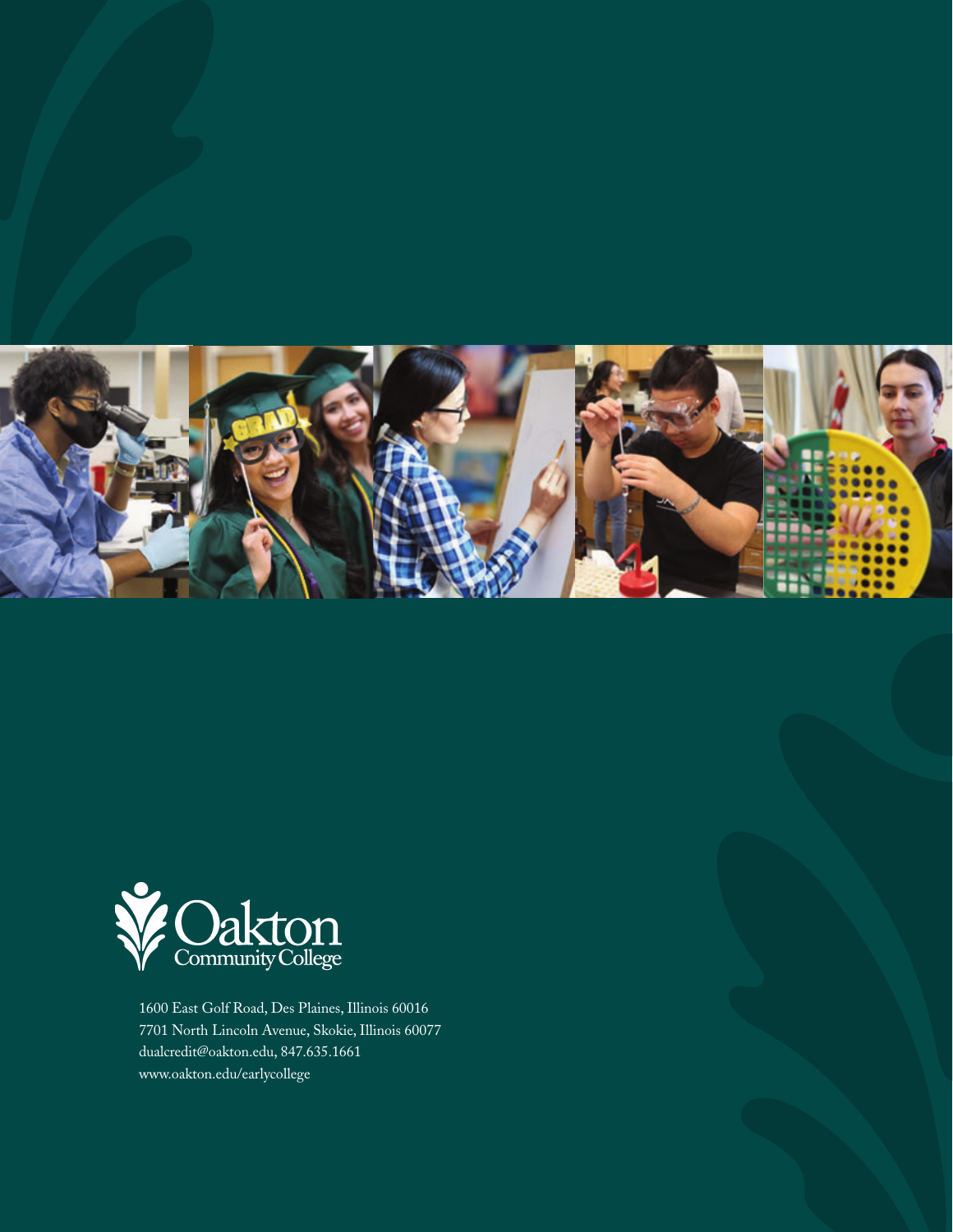Oakton Community College

1600 East Golf Road, Des Plaines, Illinois 60016
7701 North Lincoln Avenue, Skokie, Illinois 60077
dualcredit@oakton.edu, 847.635.1661
www.oakton.edu/earlycollege